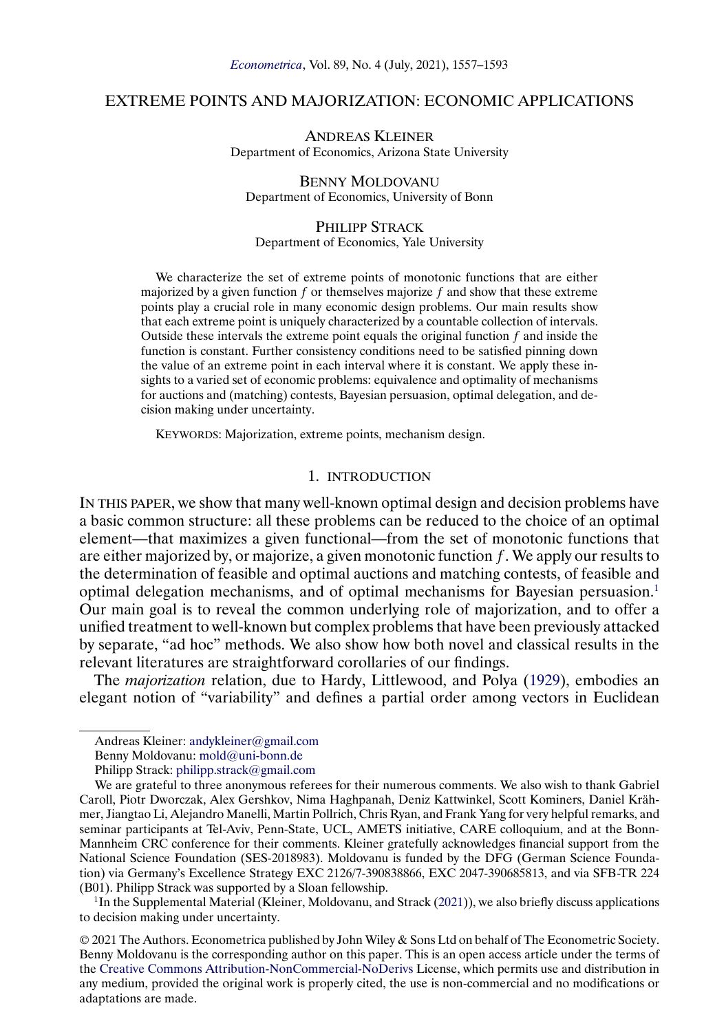# EXTREME POINTS AND MAJORIZATION: ECONOMIC APPLICATIONS

ANDREAS KLEINER
Department of Economics, Arizona State University

BENNY MOLDOVANU
Department of Economics, University of Bonn

PHILIPP STRACK
Department of Economics, Yale University

We characterize the set of extreme points of monotonic functions that are either majorized by a given function $f$ or themselves majorize $f$ and show that these extreme points play a crucial role in many economic design problems. Our main results show that each extreme point is uniquely characterized by a countable collection of intervals. Outside these intervals the extreme point equals the original function $f$ and inside the function is constant. Further consistency conditions need to be satisfied pinning down the value of an extreme point in each interval where it is constant. We apply these insights to a varied set of economic problems: equivalence and optimality of mechanisms for auctions and (matching) contests, Bayesian persuasion, optimal delegation, and decision making under uncertainty.

KEYWORDS: Majorization, extreme points, mechanism design.

## 1. INTRODUCTION

IN THIS PAPER, we show that many well-known optimal design and decision problems have a basic common structure: all these problems can be reduced to the choice of an optimal element—that maximizes a given functional—from the set of monotonic functions that are either majorized by, or majorize, a given monotonic function $f$. We apply our results to the determination of feasible and optimal auctions and matching contests, of feasible and optimal delegation mechanisms, and of optimal mechanisms for Bayesian persuasion.[1] Our main goal is to reveal the common underlying role of majorization, and to offer a unified treatment to well-known but complex problems that have been previously attacked by separate, "ad hoc" methods. We also show how both novel and classical results in the relevant literatures are straightforward corollaries of our findings.

The *majorization* relation, due to Hardy, Littlewood, and Polya (1929), embodies an elegant notion of "variability" and defines a partial order among vectors in Euclidean

Andreas Kleiner: andykleiner@gmail.com
Benny Moldovanu: mold@uni-bonn.de
Philipp Strack: philipp.strack@gmail.com

We are grateful to three anonymous referees for their numerous comments. We also wish to thank Gabriel Caroll, Piotr Dworczak, Alex Gershkov, Nima Haghpanah, Deniz Kattwinkel, Scott Kominers, Daniel Krähmer, Jiangtao Li, Alejandro Manelli, Martin Pollrich, Chris Ryan, and Frank Yang for very helpful remarks, and seminar participants at Tel-Aviv, Penn-State, UCL, AMETS initiative, CARE colloquium, and at the Bonn-Mannheim CRC conference for their comments. Kleiner gratefully acknowledges financial support from the National Science Foundation (SES-2018983). Moldovanu is funded by the DFG (German Science Foundation) via Germany's Excellence Strategy EXC 2126/7-390838866, EXC 2047-390685813, and via SFB-TR 224 (B01). Philipp Strack was supported by a Sloan fellowship.

[1] In the Supplemental Material (Kleiner, Moldovanu, and Strack (2021)), we also briefly discuss applications to decision making under uncertainty.

© 2021 The Authors. Econometrica published by John Wiley & Sons Ltd on behalf of The Econometric Society. Benny Moldovanu is the corresponding author on this paper. This is an open access article under the terms of the Creative Commons Attribution-NonCommercial-NoDerivs License, which permits use and distribution in any medium, provided the original work is properly cited, the use is non-commercial and no modifications or adaptations are made.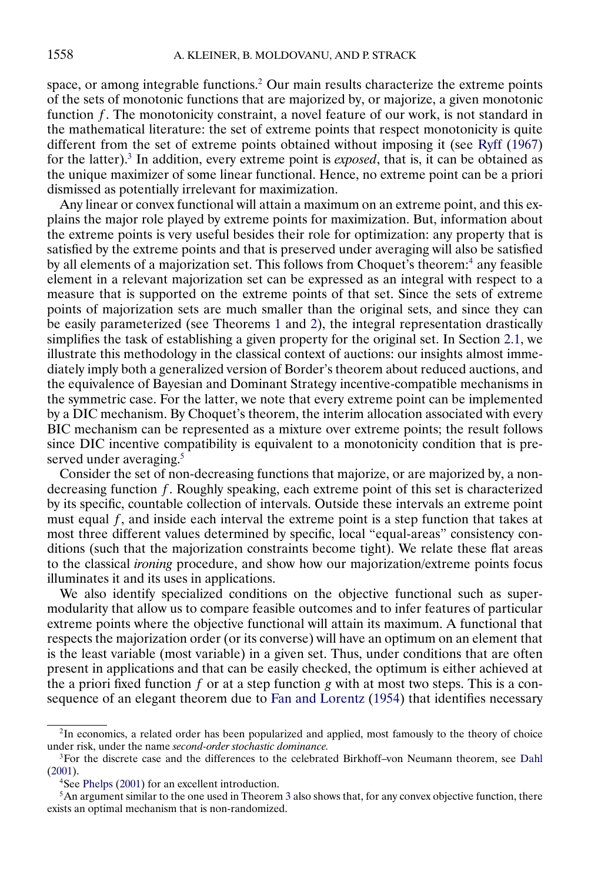space, or among integrable functions.[2] Our main results characterize the extreme points of the sets of monotonic functions that are majorized by, or majorize, a given monotonic function $f$. The monotonicity constraint, a novel feature of our work, is not standard in the mathematical literature: the set of extreme points that respect monotonicity is quite different from the set of extreme points obtained without imposing it (see Ryff (1967) for the latter).[3] In addition, every extreme point is *exposed*, that is, it can be obtained as the unique maximizer of some linear functional. Hence, no extreme point can be a priori dismissed as potentially irrelevant for maximization.

Any linear or convex functional will attain a maximum on an extreme point, and this explains the major role played by extreme points for maximization. But, information about the extreme points is very useful besides their role for optimization: any property that is satisfied by the extreme points and that is preserved under averaging will also be satisfied by all elements of a majorization set. This follows from Choquet's theorem:[4] any feasible element in a relevant majorization set can be expressed as an integral with respect to a measure that is supported on the extreme points of that set. Since the sets of extreme points of majorization sets are much smaller than the original sets, and since they can be easily parameterized (see Theorems 1 and 2), the integral representation drastically simplifies the task of establishing a given property for the original set. In Section 2.1, we illustrate this methodology in the classical context of auctions: our insights almost immediately imply both a generalized version of Border's theorem about reduced auctions, and the equivalence of Bayesian and Dominant Strategy incentive-compatible mechanisms in the symmetric case. For the latter, we note that every extreme point can be implemented by a DIC mechanism. By Choquet's theorem, the interim allocation associated with every BIC mechanism can be represented as a mixture over extreme points; the result follows since DIC incentive compatibility is equivalent to a monotonicity condition that is preserved under averaging.[5]

Consider the set of non-decreasing functions that majorize, or are majorized by, a non-decreasing function $f$. Roughly speaking, each extreme point of this set is characterized by its specific, countable collection of intervals. Outside these intervals an extreme point must equal $f$, and inside each interval the extreme point is a step function that takes at most three different values determined by specific, local "equal-areas" consistency conditions (such that the majorization constraints become tight). We relate these flat areas to the classical *ironing* procedure, and show how our majorization/extreme points focus illuminates it and its uses in applications.

We also identify specialized conditions on the objective functional such as supermodularity that allow us to compare feasible outcomes and to infer features of particular extreme points where the objective functional will attain its maximum. A functional that respects the majorization order (or its converse) will have an optimum on an element that is the least variable (most variable) in a given set. Thus, under conditions that are often present in applications and that can be easily checked, the optimum is either achieved at the a priori fixed function $f$ or at a step function $g$ with at most two steps. This is a consequence of an elegant theorem due to Fan and Lorentz (1954) that identifies necessary

[2] In economics, a related order has been popularized and applied, most famously to the theory of choice under risk, under the name *second-order stochastic dominance*.

[3] For the discrete case and the differences to the celebrated Birkhoff–von Neumann theorem, see Dahl (2001).

[4] See Phelps (2001) for an excellent introduction.

[5] An argument similar to the one used in Theorem 3 also shows that, for any convex objective function, there exists an optimal mechanism that is non-randomized.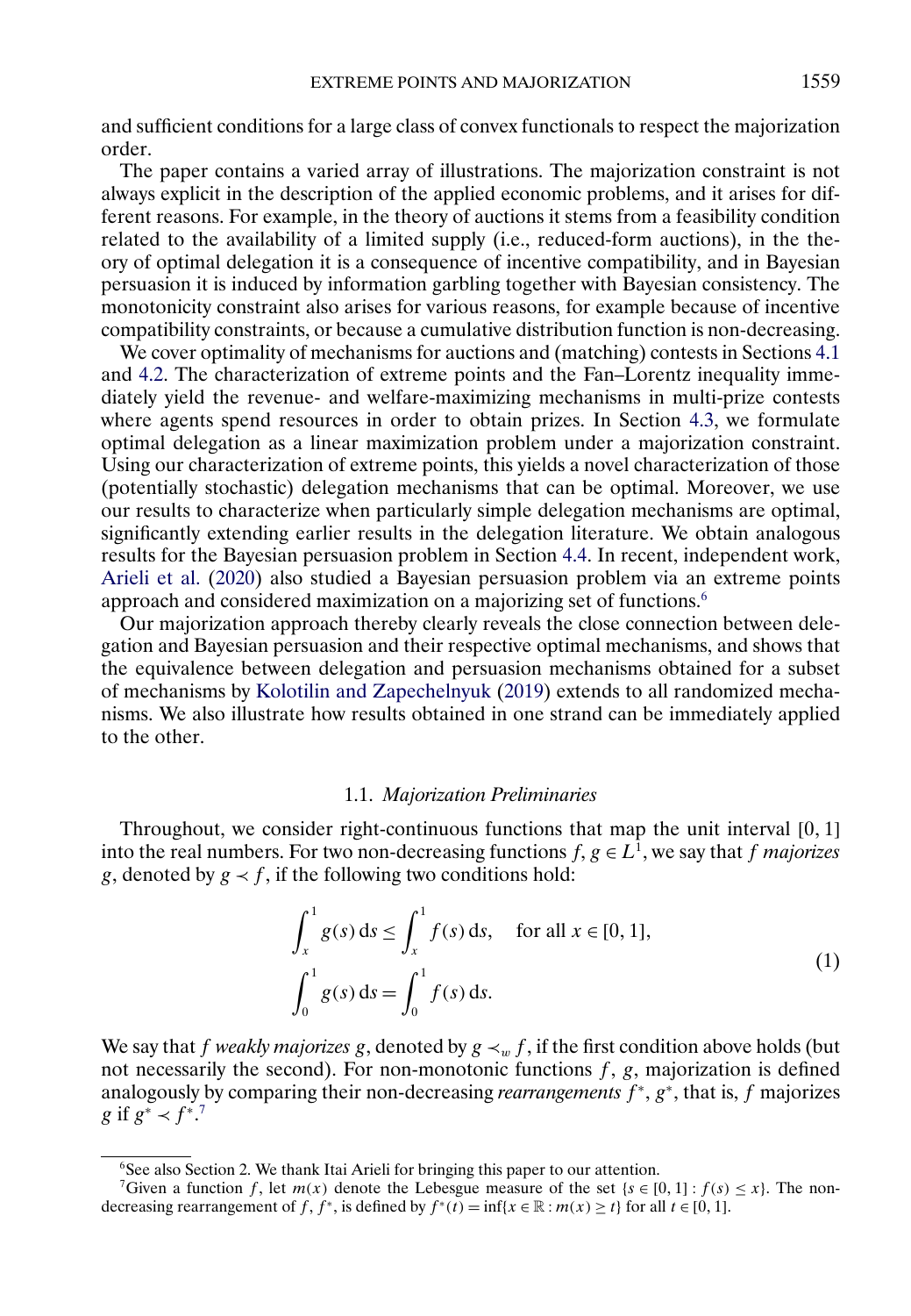and sufficient conditions for a large class of convex functionals to respect the majorization order.

The paper contains a varied array of illustrations. The majorization constraint is not always explicit in the description of the applied economic problems, and it arises for different reasons. For example, in the theory of auctions it stems from a feasibility condition related to the availability of a limited supply (i.e., reduced-form auctions), in the theory of optimal delegation it is a consequence of incentive compatibility, and in Bayesian persuasion it is induced by information garbling together with Bayesian consistency. The monotonicity constraint also arises for various reasons, for example because of incentive compatibility constraints, or because a cumulative distribution function is non-decreasing.

We cover optimality of mechanisms for auctions and (matching) contests in Sections 4.1 and 4.2. The characterization of extreme points and the Fan–Lorentz inequality immediately yield the revenue- and welfare-maximizing mechanisms in multi-prize contests where agents spend resources in order to obtain prizes. In Section 4.3, we formulate optimal delegation as a linear maximization problem under a majorization constraint. Using our characterization of extreme points, this yields a novel characterization of those (potentially stochastic) delegation mechanisms that can be optimal. Moreover, we use our results to characterize when particularly simple delegation mechanisms are optimal, significantly extending earlier results in the delegation literature. We obtain analogous results for the Bayesian persuasion problem in Section 4.4. In recent, independent work, Arieli et al. (2020) also studied a Bayesian persuasion problem via an extreme points approach and considered maximization on a majorizing set of functions.[6]

Our majorization approach thereby clearly reveals the close connection between delegation and Bayesian persuasion and their respective optimal mechanisms, and shows that the equivalence between delegation and persuasion mechanisms obtained for a subset of mechanisms by Kolotilin and Zapechelnyuk (2019) extends to all randomized mechanisms. We also illustrate how results obtained in one strand can be immediately applied to the other.

### 1.1. *Majorization Preliminaries*

Throughout, we consider right-continuous functions that map the unit interval $[0, 1]$ into the real numbers. For two non-decreasing functions $f, g \in L^1$, we say that $f$ *majorizes* $g$, denoted by $g \prec f$, if the following two conditions hold:

$$
\begin{aligned}
&\int_x^1 g(s)\,\mathrm{d}s \le \int_x^1 f(s)\,\mathrm{d}s, \quad \text{for all } x \in [0,1], \\
&\int_0^1 g(s)\,\mathrm{d}s = \int_0^1 f(s)\,\mathrm{d}s.
\end{aligned}
\tag{1}
$$

We say that $f$ *weakly majorizes* $g$, denoted by $g \prec_w f$, if the first condition above holds (but not necessarily the second). For non-monotonic functions $f$, $g$, majorization is defined analogously by comparing their non-decreasing *rearrangements* $f^*$, $g^*$, that is, $f$ majorizes $g$ if $g^* \prec f^*$.[7]

[6] See also Section 2. We thank Itai Arieli for bringing this paper to our attention.

[7] Given a function $f$, let $m(x)$ denote the Lebesgue measure of the set $\{s \in [0, 1] : f(s) \le x\}$. The non-decreasing rearrangement of $f$, $f^*$, is defined by $f^*(t) = \inf\{x \in \mathbb{R} : m(x) \ge t\}$ for all $t \in [0, 1]$.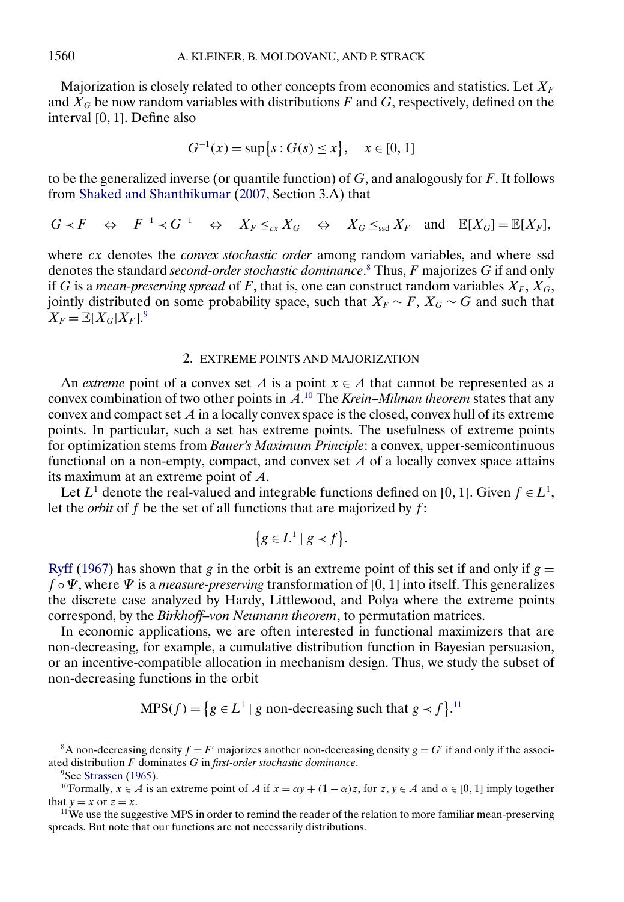Majorization is closely related to other concepts from economics and statistics. Let $X_F$ and $X_G$ be now random variables with distributions $F$ and $G$, respectively, defined on the interval [0, 1]. Define also

$$G^{-1}(x) = \sup\{s : G(s) \leq x\}, \quad x \in [0, 1]$$

to be the generalized inverse (or quantile function) of $G$, and analogously for $F$. It follows from Shaked and Shanthikumar (2007, Section 3.A) that

$$G \prec F \quad \Leftrightarrow \quad F^{-1} \prec G^{-1} \quad \Leftrightarrow \quad X_F \leq_{cx} X_G \quad \Leftrightarrow \quad X_G \leq_{\text{ssd}} X_F \quad \text{and} \quad \mathbb{E}[X_G] = \mathbb{E}[X_F],$$

where $cx$ denotes the *convex stochastic order* among random variables, and where ssd denotes the standard *second-order stochastic dominance*.[8] Thus, $F$ majorizes $G$ if and only if $G$ is a *mean-preserving spread* of $F$, that is, one can construct random variables $X_F$, $X_G$, jointly distributed on some probability space, such that $X_F \sim F$, $X_G \sim G$ and such that $X_F = \mathbb{E}[X_G | X_F]$.[9]

## 2. EXTREME POINTS AND MAJORIZATION

An *extreme* point of a convex set $A$ is a point $x \in A$ that cannot be represented as a convex combination of two other points in $A$.[10] The *Krein–Milman theorem* states that any convex and compact set $A$ in a locally convex space is the closed, convex hull of its extreme points. In particular, such a set has extreme points. The usefulness of extreme points for optimization stems from *Bauer's Maximum Principle*: a convex, upper-semicontinuous functional on a non-empty, compact, and convex set $A$ of a locally convex space attains its maximum at an extreme point of $A$.

Let $L^1$ denote the real-valued and integrable functions defined on [0, 1]. Given $f \in L^1$, let the *orbit* of $f$ be the set of all functions that are majorized by $f$:

$$\{g \in L^1 \mid g \prec f\}.$$

Ryff (1967) has shown that $g$ in the orbit is an extreme point of this set if and only if $g = f \circ \Psi$, where $\Psi$ is a *measure-preserving* transformation of [0, 1] into itself. This generalizes the discrete case analyzed by Hardy, Littlewood, and Polya where the extreme points correspond, by the *Birkhoff–von Neumann theorem*, to permutation matrices.

In economic applications, we are often interested in functional maximizers that are non-decreasing, for example, a cumulative distribution function in Bayesian persuasion, or an incentive-compatible allocation in mechanism design. Thus, we study the subset of non-decreasing functions in the orbit

$$\text{MPS}(f) = \{g \in L^1 \mid g \text{ non-decreasing such that } g \prec f\}.^{11}$$

---

[8] A non-decreasing density $f = F'$ majorizes another non-decreasing density $g = G'$ if and only if the associated distribution $F$ dominates $G$ in *first-order stochastic dominance*.

[9] See Strassen (1965).

[10] Formally, $x \in A$ is an extreme point of $A$ if $x = \alpha y + (1 - \alpha)z$, for $z, y \in A$ and $\alpha \in [0, 1]$ imply together that $y = x$ or $z = x$.

[11] We use the suggestive MPS in order to remind the reader of the relation to more familiar mean-preserving spreads. But note that our functions are not necessarily distributions.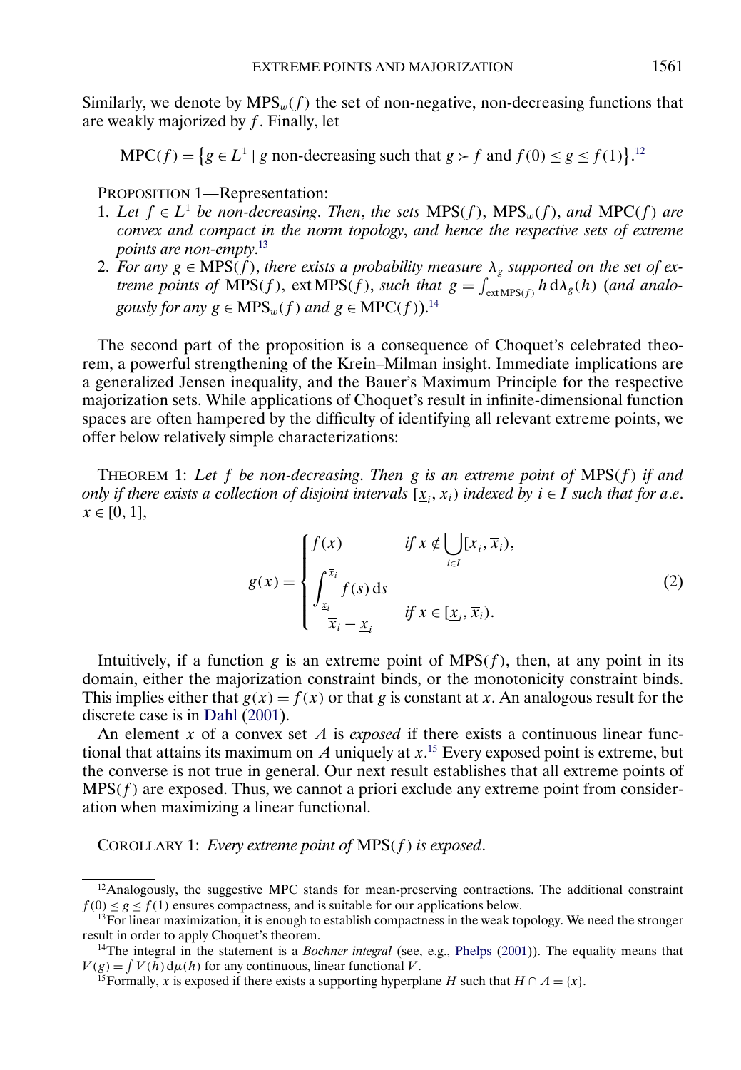Similarly, we denote by $\mathrm{MPS}_w(f)$ the set of non-negative, non-decreasing functions that are weakly majorized by $f$. Finally, let

$$\mathrm{MPC}(f) = \{g \in L^1 \mid g \text{ non-decreasing such that } g \succ f \text{ and } f(0) \le g \le f(1)\}.$$[12]

PROPOSITION 1—Representation:

1. *Let $f \in L^1$ be non-decreasing. Then, the sets $\mathrm{MPS}(f)$, $\mathrm{MPS}_w(f)$, and $\mathrm{MPC}(f)$ are convex and compact in the norm topology, and hence the respective sets of extreme points are non-empty.*[13]
2. *For any $g \in \mathrm{MPS}(f)$, there exists a probability measure $\lambda_g$ supported on the set of extreme points of $\mathrm{MPS}(f)$, $\mathrm{ext\,MPS}(f)$, such that $g = \int_{\mathrm{ext\,MPS}(f)} h \, \mathrm{d}\lambda_g(h)$ (and analogously for any $g \in \mathrm{MPS}_w(f)$ and $g \in \mathrm{MPC}(f)$).*[14]

The second part of the proposition is a consequence of Choquet's celebrated theorem, a powerful strengthening of the Krein–Milman insight. Immediate implications are a generalized Jensen inequality, and the Bauer's Maximum Principle for the respective majorization sets. While applications of Choquet's result in infinite-dimensional function spaces are often hampered by the difficulty of identifying all relevant extreme points, we offer below relatively simple characterizations:

THEOREM 1: *Let $f$ be non-decreasing. Then $g$ is an extreme point of $\mathrm{MPS}(f)$ if and only if there exists a collection of disjoint intervals $[\underline{x}_i, \overline{x}_i)$ indexed by $i \in I$ such that for a.e. $x \in [0, 1]$,*

$$g(x) = \begin{cases} f(x) & \text{if } x \notin \bigcup_{i \in I} [\underline{x}_i, \overline{x}_i), \\ \dfrac{\int_{\underline{x}_i}^{\overline{x}_i} f(s) \, \mathrm{d}s}{\overline{x}_i - \underline{x}_i} & \text{if } x \in [\underline{x}_i, \overline{x}_i). \end{cases} \tag{2}$$

Intuitively, if a function $g$ is an extreme point of $\mathrm{MPS}(f)$, then, at any point in its domain, either the majorization constraint binds, or the monotonicity constraint binds. This implies either that $g(x) = f(x)$ or that $g$ is constant at $x$. An analogous result for the discrete case is in Dahl (2001).

An element $x$ of a convex set $A$ is *exposed* if there exists a continuous linear functional that attains its maximum on $A$ uniquely at $x$.[15] Every exposed point is extreme, but the converse is not true in general. Our next result establishes that all extreme points of $\mathrm{MPS}(f)$ are exposed. Thus, we cannot a priori exclude any extreme point from consideration when maximizing a linear functional.

COROLLARY 1: *Every extreme point of $\mathrm{MPS}(f)$ is exposed.*

---

[12] Analogously, the suggestive MPC stands for mean-preserving contractions. The additional constraint $f(0) \le g \le f(1)$ ensures compactness, and is suitable for our applications below.

[13] For linear maximization, it is enough to establish compactness in the weak topology. We need the stronger result in order to apply Choquet's theorem.

[14] The integral in the statement is a *Bochner integral* (see, e.g., Phelps (2001)). The equality means that $V(g) = \int V(h) \, \mathrm{d}\mu(h)$ for any continuous, linear functional $V$.

[15] Formally, $x$ is exposed if there exists a supporting hyperplane $H$ such that $H \cap A = \{x\}$.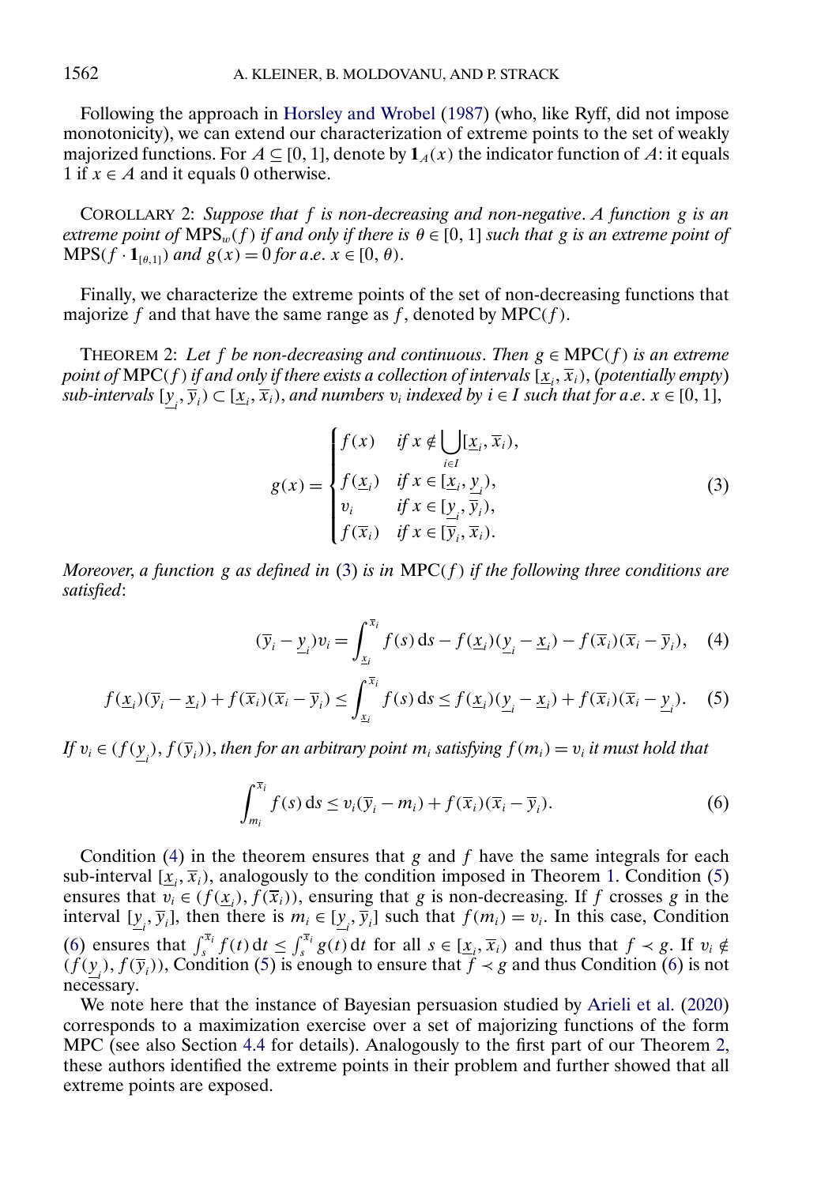Following the approach in Horsley and Wrobel (1987) (who, like Ryff, did not impose monotonicity), we can extend our characterization of extreme points to the set of weakly majorized functions. For $A \subseteq [0, 1]$, denote by $\mathbf{1}_A(x)$ the indicator function of $A$: it equals 1 if $x \in A$ and it equals 0 otherwise.

COROLLARY 2: *Suppose that $f$ is non-decreasing and non-negative. A function $g$ is an extreme point of* $\mathrm{MPS}_w(f)$ *if and only if there is $\theta \in [0, 1]$ such that $g$ is an extreme point of* $\mathrm{MPS}(f \cdot \mathbf{1}_{[\theta,1]})$ *and $g(x) = 0$ for a.e. $x \in [0, \theta)$.*

Finally, we characterize the extreme points of the set of non-decreasing functions that majorize $f$ and that have the same range as $f$, denoted by $\mathrm{MPC}(f)$.

THEOREM 2: *Let $f$ be non-decreasing and continuous. Then $g \in \mathrm{MPC}(f)$ is an extreme point of* $\mathrm{MPC}(f)$ *if and only if there exists a collection of intervals $[\underline{x}_i, \overline{x}_i)$, (potentially empty) sub-intervals $[\underline{y}_i, \overline{y}_i) \subset [\underline{x}_i, \overline{x}_i)$, and numbers $v_i$ indexed by $i \in I$ such that for a.e. $x \in [0, 1]$,*

$$
g(x) = \begin{cases} f(x) & \text{if } x \notin \bigcup_{i \in I} [\underline{x}_i, \overline{x}_i), \\ f(\underline{x}_i) & \text{if } x \in [\underline{x}_i, \underline{y}_i), \\ v_i & \text{if } x \in [\underline{y}_i, \overline{y}_i), \\ f(\overline{x}_i) & \text{if } x \in [\overline{y}_i, \overline{x}_i). \end{cases} \tag{3}
$$

*Moreover, a function $g$ as defined in (3) is in* $\mathrm{MPC}(f)$ *if the following three conditions are satisfied*:

$$
(\overline{y}_i - \underline{y}_i) v_i = \int_{\underline{x}_i}^{\overline{x}_i} f(s)\, \mathrm{d}s - f(\underline{x}_i)(\underline{y}_i - \underline{x}_i) - f(\overline{x}_i)(\overline{x}_i - \overline{y}_i), \tag{4}
$$

$$
f(\underline{x}_i)(\overline{y}_i - \underline{x}_i) + f(\overline{x}_i)(\overline{x}_i - \overline{y}_i) \le \int_{\underline{x}_i}^{\overline{x}_i} f(s)\, \mathrm{d}s \le f(\underline{x}_i)(\underline{y}_i - \underline{x}_i) + f(\overline{x}_i)(\overline{x}_i - \underline{y}_i). \tag{5}
$$

*If $v_i \in (f(\underline{y}_i), f(\overline{y}_i))$, then for an arbitrary point $m_i$ satisfying $f(m_i) = v_i$ it must hold that*

$$
\int_{m_i}^{\overline{x}_i} f(s)\, \mathrm{d}s \le v_i(\overline{y}_i - m_i) + f(\overline{x}_i)(\overline{x}_i - \overline{y}_i). \tag{6}
$$

Condition (4) in the theorem ensures that $g$ and $f$ have the same integrals for each sub-interval $[\underline{x}_i, \overline{x}_i)$, analogously to the condition imposed in Theorem 1. Condition (5) ensures that $v_i \in (f(\underline{x}_i), f(\overline{x}_i))$, ensuring that $g$ is non-decreasing. If $f$ crosses $g$ in the interval $[\underline{y}_i, \overline{y}_i]$, then there is $m_i \in [\underline{y}_i, \overline{y}_i]$ such that $f(m_i) = v_i$. In this case, Condition (6) ensures that $\int_s^{\overline{x}_i} f(t)\, \mathrm{d}t \le \int_s^{\overline{x}_i} g(t)\, \mathrm{d}t$ for all $s \in [\underline{x}_i, \overline{x}_i)$ and thus that $f \prec g$. If $v_i \notin (f(\underline{y}_i), f(\overline{y}_i))$, Condition (5) is enough to ensure that $f \prec g$ and thus Condition (6) is not necessary.

We note here that the instance of Bayesian persuasion studied by Arieli et al. (2020) corresponds to a maximization exercise over a set of majorizing functions of the form MPC (see also Section 4.4 for details). Analogously to the first part of our Theorem 2, these authors identified the extreme points in their problem and further showed that all extreme points are exposed.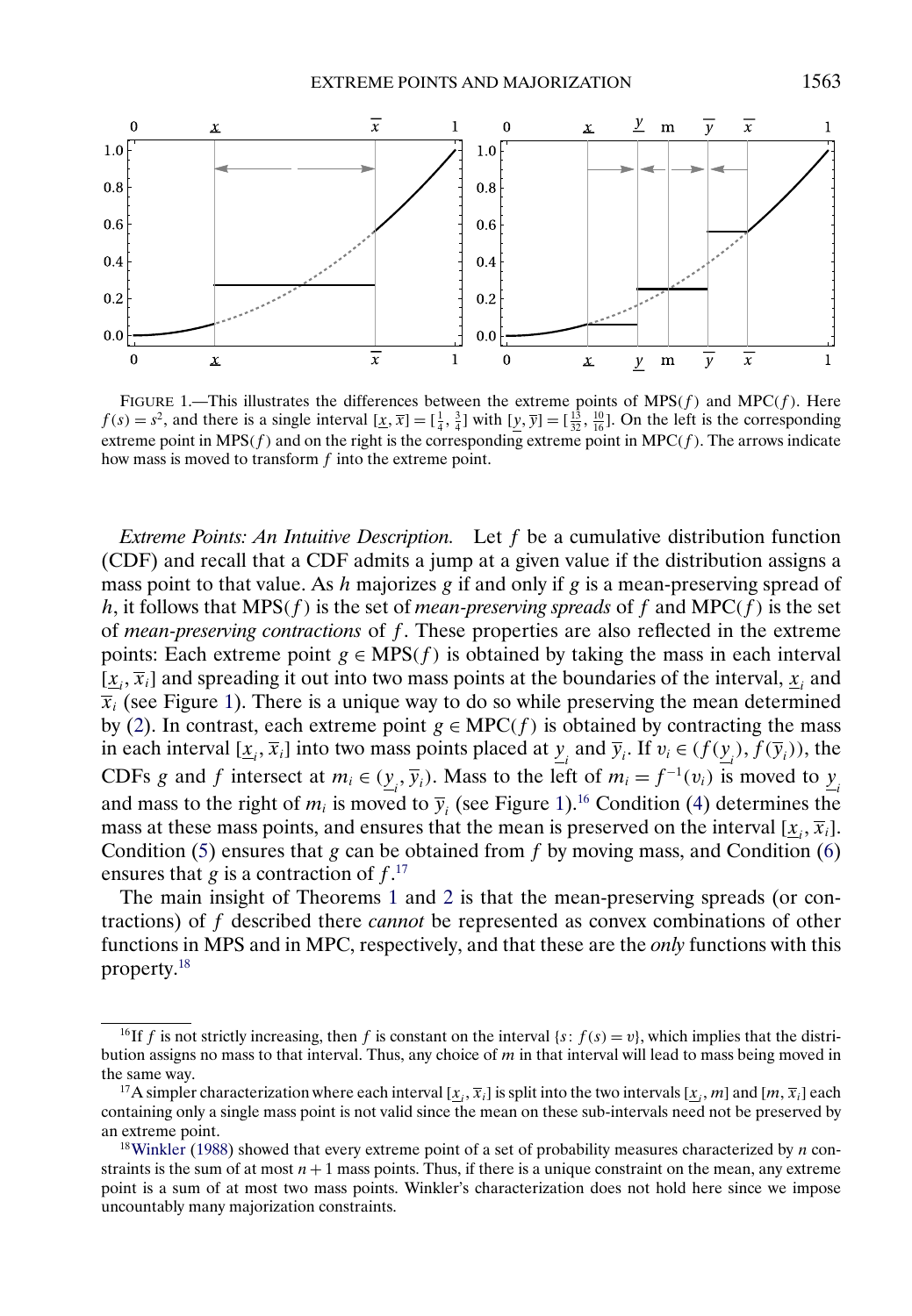FIGURE 1.—This illustrates the differences between the extreme points of $\text{MPS}(f)$ and $\text{MPC}(f)$. Here $f(s) = s^2$, and there is a single interval $[\underline{x}, \overline{x}] = [\frac{1}{4}, \frac{3}{4}]$ with $[\underline{y}, \overline{y}] = [\frac{13}{32}, \frac{10}{16}]$. On the left is the corresponding extreme point in $\text{MPS}(f)$ and on the right is the corresponding extreme point in $\text{MPC}(f)$. The arrows indicate how mass is moved to transform $f$ into the extreme point.

*Extreme Points: An Intuitive Description.* Let $f$ be a cumulative distribution function (CDF) and recall that a CDF admits a jump at a given value if the distribution assigns a mass point to that value. As $h$ majorizes $g$ if and only if $g$ is a mean-preserving spread of $h$, it follows that $\text{MPS}(f)$ is the set of *mean-preserving spreads* of $f$ and $\text{MPC}(f)$ is the set of *mean-preserving contractions* of $f$. These properties are also reflected in the extreme points: Each extreme point $g \in \text{MPS}(f)$ is obtained by taking the mass in each interval $[\underline{x}_i, \overline{x}_i]$ and spreading it out into two mass points at the boundaries of the interval, $\underline{x}_i$ and $\overline{x}_i$ (see Figure 1). There is a unique way to do so while preserving the mean determined by (2). In contrast, each extreme point $g \in \text{MPC}(f)$ is obtained by contracting the mass in each interval $[\underline{x}_i, \overline{x}_i]$ into two mass points placed at $\underline{y}_i$ and $\overline{y}_i$. If $v_i \in (f(\underline{y}_i), f(\overline{y}_i))$, the CDFs $g$ and $f$ intersect at $m_i \in (\underline{y}_i, \overline{y}_i)$. Mass to the left of $m_i = f^{-1}(v_i)$ is moved to $\underline{y}_i$ and mass to the right of $m_i$ is moved to $\overline{y}_i$ (see Figure 1).[16] Condition (4) determines the mass at these mass points, and ensures that the mean is preserved on the interval $[\underline{x}_i, \overline{x}_i]$. Condition (5) ensures that $g$ can be obtained from $f$ by moving mass, and Condition (6) ensures that $g$ is a contraction of $f$.[17]

The main insight of Theorems 1 and 2 is that the mean-preserving spreads (or contractions) of $f$ described there *cannot* be represented as convex combinations of other functions in MPS and in MPC, respectively, and that these are the *only* functions with this property.[18]

[16] If $f$ is not strictly increasing, then $f$ is constant on the interval $\{s : f(s) = v\}$, which implies that the distribution assigns no mass to that interval. Thus, any choice of $m$ in that interval will lead to mass being moved in the same way.

[17] A simpler characterization where each interval $[\underline{x}_i, \overline{x}_i]$ is split into the two intervals $[\underline{x}_i, m]$ and $[m, \overline{x}_i]$ each containing only a single mass point is not valid since the mean on these sub-intervals need not be preserved by an extreme point.

[18] Winkler (1988) showed that every extreme point of a set of probability measures characterized by $n$ constraints is the sum of at most $n + 1$ mass points. Thus, if there is a unique constraint on the mean, any extreme point is a sum of at most two mass points. Winkler's characterization does not hold here since we impose uncountably many majorization constraints.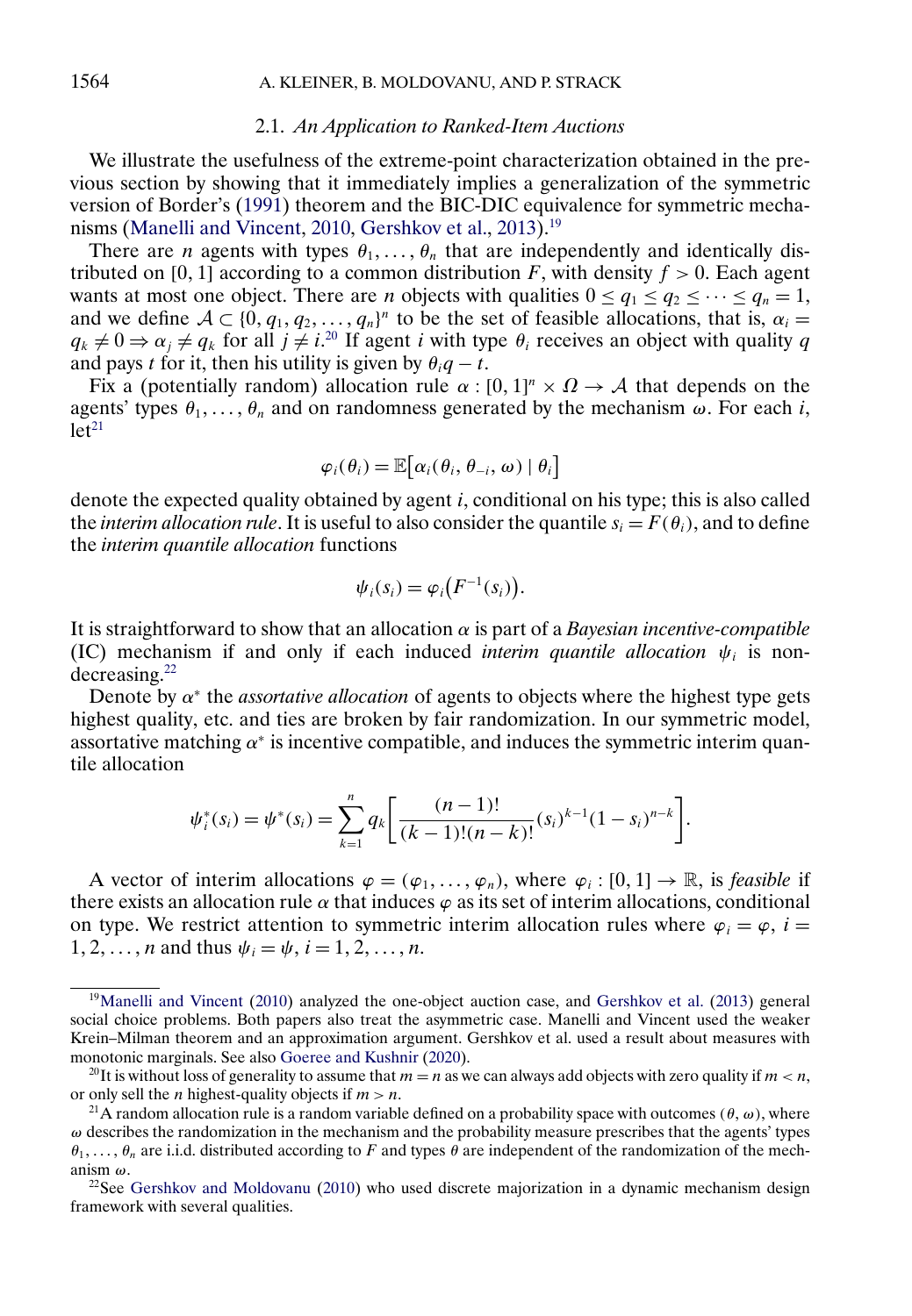### 2.1. *An Application to Ranked-Item Auctions*

We illustrate the usefulness of the extreme-point characterization obtained in the previous section by showing that it immediately implies a generalization of the symmetric version of Border's (1991) theorem and the BIC-DIC equivalence for symmetric mechanisms (Manelli and Vincent, 2010, Gershkov et al., 2013).[19]

There are $n$ agents with types $\theta_1, \dots, \theta_n$ that are independently and identically distributed on $[0, 1]$ according to a common distribution $F$, with density $f > 0$. Each agent wants at most one object. There are $n$ objects with qualities $0 \leq q_1 \leq q_2 \leq \cdots \leq q_n = 1$, and we define $\mathcal{A} \subset \{0, q_1, q_2, \dots, q_n\}^n$ to be the set of feasible allocations, that is, $\alpha_i = q_k \neq 0 \Rightarrow \alpha_j \neq q_k$ for all $j \neq i$.[20] If agent $i$ with type $\theta_i$ receives an object with quality $q$ and pays $t$ for it, then his utility is given by $\theta_i q - t$.

Fix a (potentially random) allocation rule $\alpha : [0, 1]^n \times \Omega \to \mathcal{A}$ that depends on the agents' types $\theta_1, \dots, \theta_n$ and on randomness generated by the mechanism $\omega$. For each $i$, let[21]

$$\varphi_i(\theta_i) = \mathbb{E}\big[\alpha_i(\theta_i, \theta_{-i}, \omega) \mid \theta_i\big]$$

denote the expected quality obtained by agent $i$, conditional on his type; this is also called the *interim allocation rule*. It is useful to also consider the quantile $s_i = F(\theta_i)$, and to define the *interim quantile allocation* functions

$$\psi_i(s_i) = \varphi_i\big(F^{-1}(s_i)\big).$$

It is straightforward to show that an allocation $\alpha$ is part of a *Bayesian incentive-compatible* (IC) mechanism if and only if each induced *interim quantile allocation* $\psi_i$ is nondecreasing.[22]

Denote by $\alpha^*$ the *assortative allocation* of agents to objects where the highest type gets highest quality, etc. and ties are broken by fair randomization. In our symmetric model, assortative matching $\alpha^*$ is incentive compatible, and induces the symmetric interim quantile allocation

$$\psi_i^*(s_i) = \psi^*(s_i) = \sum_{k=1}^{n} q_k \left[\frac{(n-1)!}{(k-1)!(n-k)!}(s_i)^{k-1}(1 - s_i)^{n-k}\right].$$

A vector of interim allocations $\varphi = (\varphi_1, \dots, \varphi_n)$, where $\varphi_i : [0, 1] \to \mathbb{R}$, is *feasible* if there exists an allocation rule $\alpha$ that induces $\varphi$ as its set of interim allocations, conditional on type. We restrict attention to symmetric interim allocation rules where $\varphi_i = \varphi$, $i = 1, 2, \dots, n$ and thus $\psi_i = \psi$, $i = 1, 2, \dots, n$.

---

[19] Manelli and Vincent (2010) analyzed the one-object auction case, and Gershkov et al. (2013) general social choice problems. Both papers also treat the asymmetric case. Manelli and Vincent used the weaker Krein–Milman theorem and an approximation argument. Gershkov et al. used a result about measures with monotonic marginals. See also Goeree and Kushnir (2020).

[20] It is without loss of generality to assume that $m = n$ as we can always add objects with zero quality if $m < n$, or only sell the $n$ highest-quality objects if $m > n$.

[21] A random allocation rule is a random variable defined on a probability space with outcomes $(\theta, \omega)$, where $\omega$ describes the randomization in the mechanism and the probability measure prescribes that the agents' types $\theta_1, \dots, \theta_n$ are i.i.d. distributed according to $F$ and types $\theta$ are independent of the randomization of the mechanism $\omega$.

[22] See Gershkov and Moldovanu (2010) who used discrete majorization in a dynamic mechanism design framework with several qualities.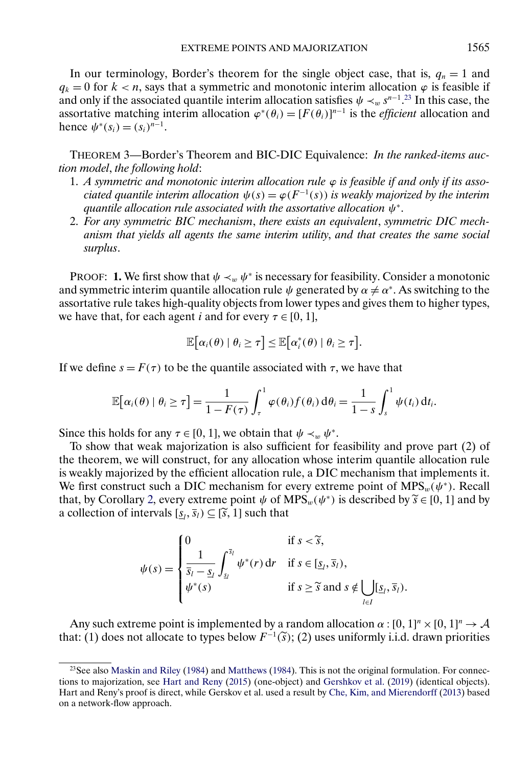In our terminology, Border's theorem for the single object case, that is, $q_n = 1$ and $q_k = 0$ for $k < n$, says that a symmetric and monotonic interim allocation $\varphi$ is feasible if and only if the associated quantile interim allocation satisfies $\psi \prec_w s^{n-1}$.[23] In this case, the assortative matching interim allocation $\varphi^*(\theta_i) = [F(\theta_i)]^{n-1}$ is the *efficient* allocation and hence $\psi^*(s_i) = (s_i)^{n-1}$.

THEOREM 3—Border's Theorem and BIC-DIC Equivalence: *In the ranked-items auction model, the following hold*:

1. *A symmetric and monotonic interim allocation rule $\varphi$ is feasible if and only if its associated quantile interim allocation $\psi(s) = \varphi(F^{-1}(s))$ is weakly majorized by the interim quantile allocation rule associated with the assortative allocation $\psi^*$.*
2. *For any symmetric BIC mechanism, there exists an equivalent, symmetric DIC mechanism that yields all agents the same interim utility, and that creates the same social surplus.*

PROOF: **1.** We first show that $\psi \prec_w \psi^*$ is necessary for feasibility. Consider a monotonic and symmetric interim quantile allocation rule $\psi$ generated by $\alpha \neq \alpha^*$. As switching to the assortative rule takes high-quality objects from lower types and gives them to higher types, we have that, for each agent $i$ and for every $\tau \in [0, 1]$,

$$\mathbb{E}\left[\alpha_i(\theta) \mid \theta_i \geq \tau\right] \leq \mathbb{E}\left[\alpha_i^*(\theta) \mid \theta_i \geq \tau\right].$$

If we define $s = F(\tau)$ to be the quantile associated with $\tau$, we have that

$$\mathbb{E}\left[\alpha_i(\theta) \mid \theta_i \geq \tau\right] = \frac{1}{1 - F(\tau)} \int_\tau^1 \varphi(\theta_i) f(\theta_i) \, \mathrm{d}\theta_i = \frac{1}{1 - s} \int_s^1 \psi(t_i) \, \mathrm{d}t_i.$$

Since this holds for any $\tau \in [0, 1]$, we obtain that $\psi \prec_w \psi^*$.

To show that weak majorization is also sufficient for feasibility and prove part (2) of the theorem, we will construct, for any allocation whose interim quantile allocation rule is weakly majorized by the efficient allocation rule, a DIC mechanism that implements it. We first construct such a DIC mechanism for every extreme point of $\mathrm{MPS}_w(\psi^*)$. Recall that, by Corollary 2, every extreme point $\psi$ of $\mathrm{MPS}_w(\psi^*)$ is described by $\widetilde{s} \in [0, 1]$ and by a collection of intervals $[\underline{s}_l, \overline{s}_l) \subseteq [\widetilde{s}, 1]$ such that

$$\psi(s) = \begin{cases} 0 & \text{if } s < \widetilde{s}, \\ \dfrac{1}{\overline{s}_l - \underline{s}_l} \displaystyle\int_{\underline{s}_l}^{\overline{s}_l} \psi^*(r) \, \mathrm{d}r & \text{if } s \in [\underline{s}_l, \overline{s}_l), \\ \psi^*(s) & \text{if } s \geq \widetilde{s} \text{ and } s \notin \displaystyle\bigcup_{l \in I} [\underline{s}_l, \overline{s}_l). \end{cases}$$

Any such extreme point is implemented by a random allocation $\alpha : [0, 1]^n \times [0, 1]^n \to \mathcal{A}$ that: (1) does not allocate to types below $F^{-1}(\widetilde{s})$; (2) uses uniformly i.i.d. drawn priorities

[23] See also Maskin and Riley (1984) and Matthews (1984). This is not the original formulation. For connections to majorization, see Hart and Reny (2015) (one-object) and Gershkov et al. (2019) (identical objects). Hart and Reny's proof is direct, while Gerskov et al. used a result by Che, Kim, and Mierendorff (2013) based on a network-flow approach.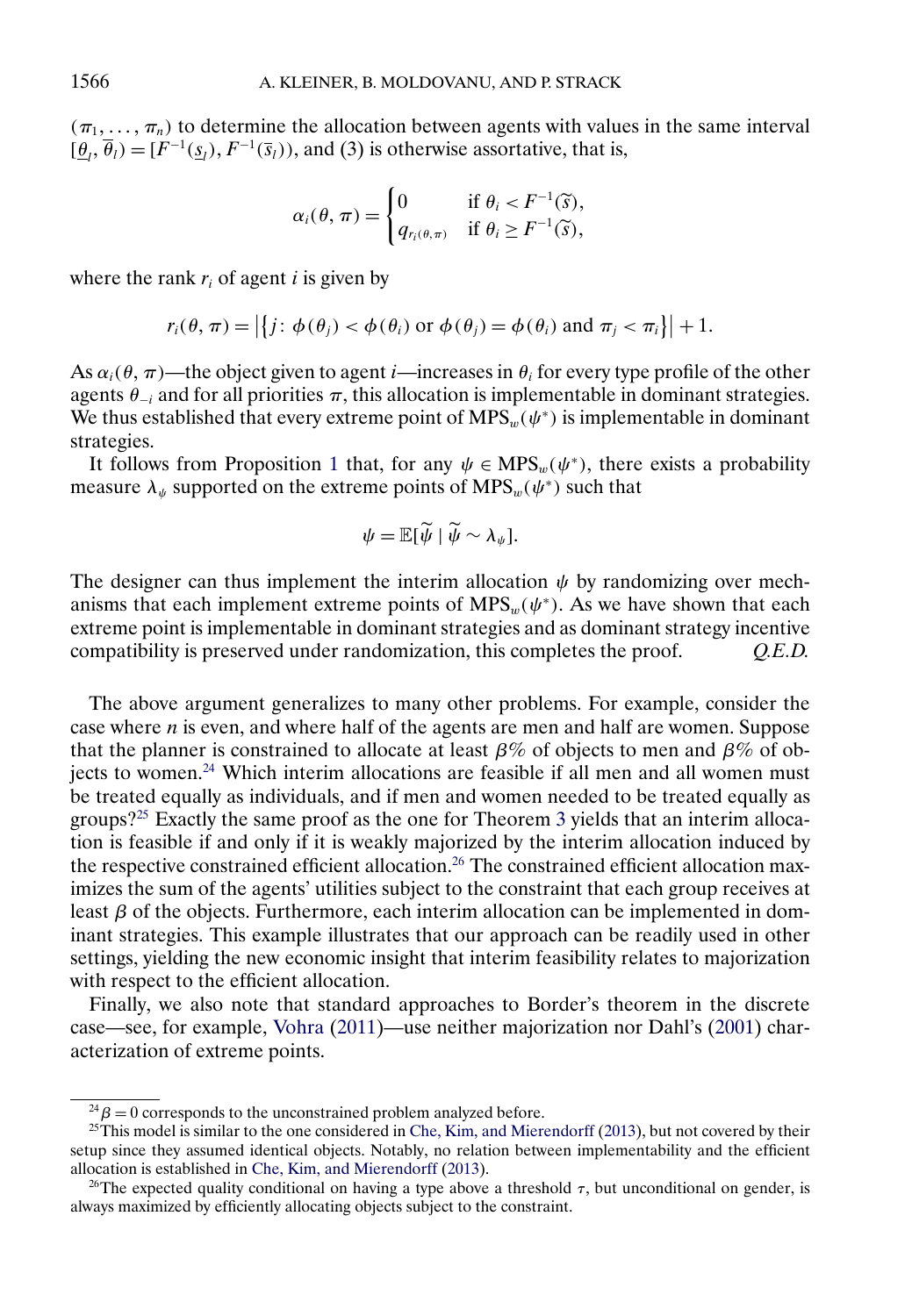$(\pi_1, \dots, \pi_n)$ to determine the allocation between agents with values in the same interval $[\underline{\theta}_l, \overline{\theta}_l) = [F^{-1}(\underline{s}_l), F^{-1}(\overline{s}_l))$, and (3) is otherwise assortative, that is,

$$\alpha_i(\theta, \pi) = \begin{cases} 0 & \text{if } \theta_i < F^{-1}(\widetilde{s}), \\ q_{r_i(\theta,\pi)} & \text{if } \theta_i \geq F^{-1}(\widetilde{s}), \end{cases}$$

where the rank $r_i$ of agent $i$ is given by

$$r_i(\theta, \pi) = \left|\left\{j \colon \phi(\theta_j) < \phi(\theta_i) \text{ or } \phi(\theta_j) = \phi(\theta_i) \text{ and } \pi_j < \pi_i\right\}\right| + 1.$$

As $\alpha_i(\theta, \pi)$—the object given to agent $i$—increases in $\theta_i$ for every type profile of the other agents $\theta_{-i}$ and for all priorities $\pi$, this allocation is implementable in dominant strategies. We thus established that every extreme point of $\text{MPS}_w(\psi^*)$ is implementable in dominant strategies.

It follows from Proposition 1 that, for any $\psi \in \text{MPS}_w(\psi^*)$, there exists a probability measure $\lambda_\psi$ supported on the extreme points of $\text{MPS}_w(\psi^*)$ such that

$$\psi = \mathbb{E}[\widetilde{\psi} \mid \widetilde{\psi} \sim \lambda_\psi].$$

The designer can thus implement the interim allocation $\psi$ by randomizing over mechanisms that each implement extreme points of $\text{MPS}_w(\psi^*)$. As we have shown that each extreme point is implementable in dominant strategies and as dominant strategy incentive compatibility is preserved under randomization, this completes the proof. *Q.E.D.*

The above argument generalizes to many other problems. For example, consider the case where $n$ is even, and where half of the agents are men and half are women. Suppose that the planner is constrained to allocate at least $\beta\%$ of objects to men and $\beta\%$ of objects to women.[24] Which interim allocations are feasible if all men and all women must be treated equally as individuals, and if men and women needed to be treated equally as groups?[25] Exactly the same proof as the one for Theorem 3 yields that an interim allocation is feasible if and only if it is weakly majorized by the interim allocation induced by the respective constrained efficient allocation.[26] The constrained efficient allocation maximizes the sum of the agents' utilities subject to the constraint that each group receives at least $\beta$ of the objects. Furthermore, each interim allocation can be implemented in dominant strategies. This example illustrates that our approach can be readily used in other settings, yielding the new economic insight that interim feasibility relates to majorization with respect to the efficient allocation.

Finally, we also note that standard approaches to Border's theorem in the discrete case—see, for example, Vohra (2011)—use neither majorization nor Dahl's (2001) characterization of extreme points.

[24] $\beta = 0$ corresponds to the unconstrained problem analyzed before.

[25] This model is similar to the one considered in Che, Kim, and Mierendorff (2013), but not covered by their setup since they assumed identical objects. Notably, no relation between implementability and the efficient allocation is established in Che, Kim, and Mierendorff (2013).

[26] The expected quality conditional on having a type above a threshold $\tau$, but unconditional on gender, is always maximized by efficiently allocating objects subject to the constraint.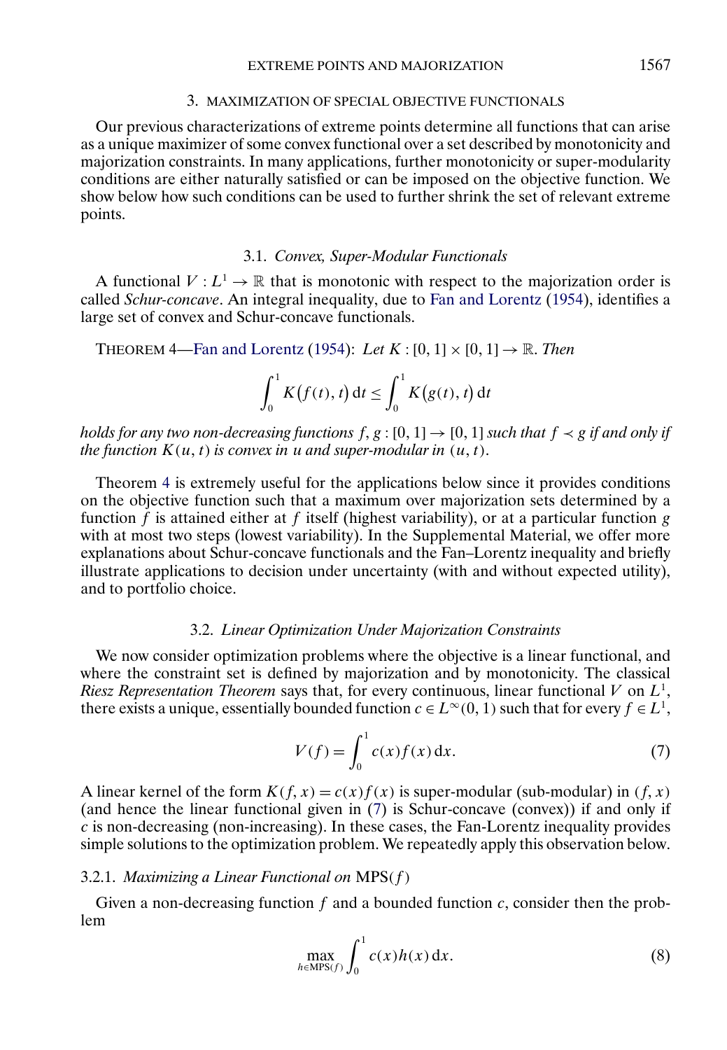## 3. MAXIMIZATION OF SPECIAL OBJECTIVE FUNCTIONALS

Our previous characterizations of extreme points determine all functions that can arise as a unique maximizer of some convex functional over a set described by monotonicity and majorization constraints. In many applications, further monotonicity or super-modularity conditions are either naturally satisfied or can be imposed on the objective function. We show below how such conditions can be used to further shrink the set of relevant extreme points.

### 3.1. *Convex, Super-Modular Functionals*

A functional $V : L^1 \to \mathbb{R}$ that is monotonic with respect to the majorization order is called *Schur-concave*. An integral inequality, due to Fan and Lorentz (1954), identifies a large set of convex and Schur-concave functionals.

THEOREM 4—Fan and Lorentz (1954): *Let* $K : [0, 1] \times [0, 1] \to \mathbb{R}$. *Then*

$$\int_0^1 K\big(f(t), t\big)\,\mathrm{d}t \le \int_0^1 K\big(g(t), t\big)\,\mathrm{d}t$$

*holds for any two non-decreasing functions* $f, g : [0, 1] \to [0, 1]$ *such that* $f \prec g$ *if and only if the function* $K(u, t)$ *is convex in* $u$ *and super-modular in* $(u, t)$.

Theorem 4 is extremely useful for the applications below since it provides conditions on the objective function such that a maximum over majorization sets determined by a function $f$ is attained either at $f$ itself (highest variability), or at a particular function $g$ with at most two steps (lowest variability). In the Supplemental Material, we offer more explanations about Schur-concave functionals and the Fan–Lorentz inequality and briefly illustrate applications to decision under uncertainty (with and without expected utility), and to portfolio choice.

### 3.2. *Linear Optimization Under Majorization Constraints*

We now consider optimization problems where the objective is a linear functional, and where the constraint set is defined by majorization and by monotonicity. The classical *Riesz Representation Theorem* says that, for every continuous, linear functional $V$ on $L^1$, there exists a unique, essentially bounded function $c \in L^\infty(0, 1)$ such that for every $f \in L^1$,

$$V(f) = \int_0^1 c(x) f(x)\,\mathrm{d}x. \tag{7}$$

A linear kernel of the form $K(f, x) = c(x) f(x)$ is super-modular (sub-modular) in $(f, x)$ (and hence the linear functional given in (7) is Schur-concave (convex)) if and only if $c$ is non-decreasing (non-increasing). In these cases, the Fan-Lorentz inequality provides simple solutions to the optimization problem. We repeatedly apply this observation below.

#### 3.2.1. *Maximizing a Linear Functional on* MPS$(f)$

Given a non-decreasing function $f$ and a bounded function $c$, consider then the problem

$$\max_{h \in \mathrm{MPS}(f)} \int_0^1 c(x) h(x)\,\mathrm{d}x. \tag{8}$$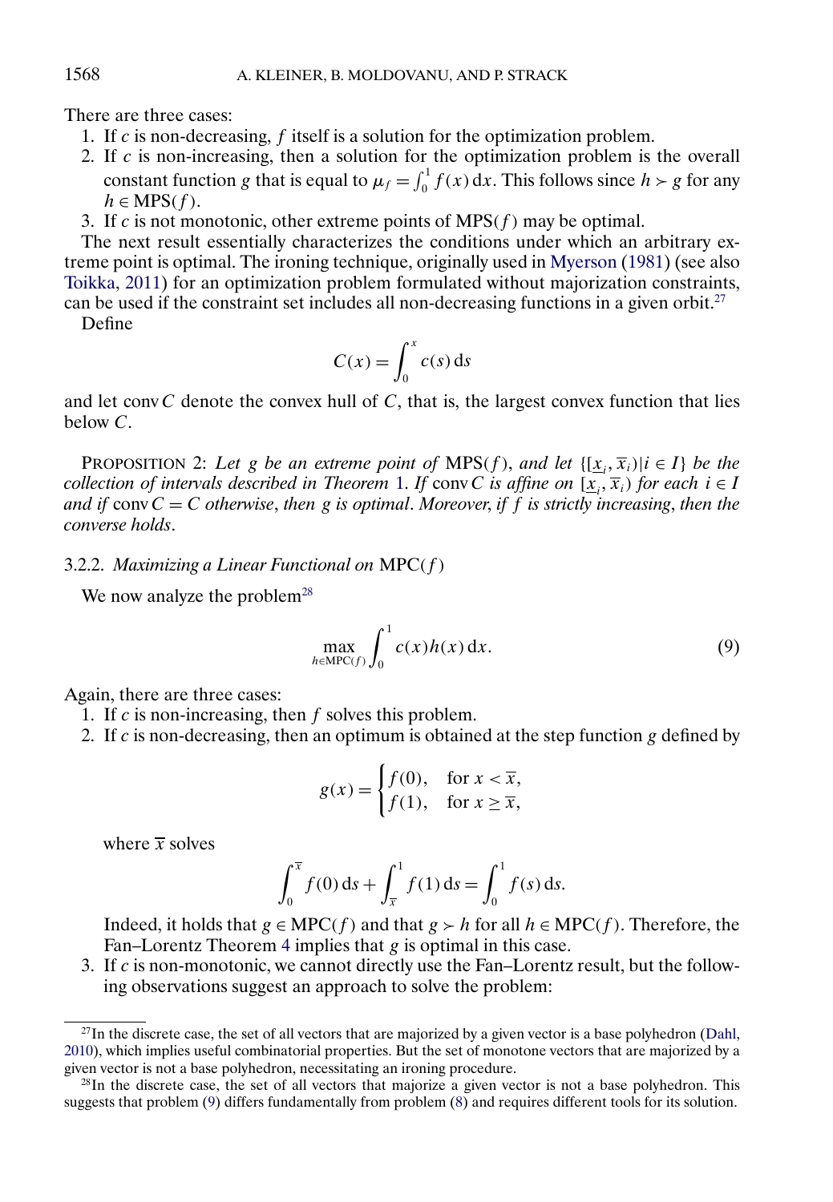There are three cases:

1. If $c$ is non-decreasing, $f$ itself is a solution for the optimization problem.
2. If $c$ is non-increasing, then a solution for the optimization problem is the overall constant function $g$ that is equal to $\mu_f = \int_0^1 f(x)\,\mathrm{d}x$. This follows since $h \succ g$ for any $h \in \mathrm{MPS}(f)$.
3. If $c$ is not monotonic, other extreme points of $\mathrm{MPS}(f)$ may be optimal.

The next result essentially characterizes the conditions under which an arbitrary extreme point is optimal. The ironing technique, originally used in Myerson (1981) (see also Toikka, 2011) for an optimization problem formulated without majorization constraints, can be used if the constraint set includes all non-decreasing functions in a given orbit.[27]

Define

$$C(x) = \int_0^x c(s)\,\mathrm{d}s$$

and let $\operatorname{conv} C$ denote the convex hull of $C$, that is, the largest convex function that lies below $C$.

PROPOSITION 2: *Let $g$ be an extreme point of* $\mathrm{MPS}(f)$, *and let* $\{[\underline{x}_i, \overline{x}_i) \mid i \in I\}$ *be the collection of intervals described in Theorem 1. If* $\operatorname{conv} C$ *is affine on* $[\underline{x}_i, \overline{x}_i)$ *for each* $i \in I$ *and if* $\operatorname{conv} C = C$ *otherwise, then $g$ is optimal. Moreover, if $f$ is strictly increasing, then the converse holds.*

### 3.2.2. *Maximizing a Linear Functional on* $\mathrm{MPC}(f)$

We now analyze the problem[28]

$$\max_{h \in \mathrm{MPC}(f)} \int_0^1 c(x)h(x)\,\mathrm{d}x. \tag{9}$$

Again, there are three cases:

1. If $c$ is non-increasing, then $f$ solves this problem.
2. If $c$ is non-decreasing, then an optimum is obtained at the step function $g$ defined by

$$g(x) = \begin{cases} f(0), & \text{for } x < \overline{x}, \\ f(1), & \text{for } x \geq \overline{x}, \end{cases}$$

   where $\overline{x}$ solves

$$\int_0^{\overline{x}} f(0)\,\mathrm{d}s + \int_{\overline{x}}^1 f(1)\,\mathrm{d}s = \int_0^1 f(s)\,\mathrm{d}s.$$

   Indeed, it holds that $g \in \mathrm{MPC}(f)$ and that $g \succ h$ for all $h \in \mathrm{MPC}(f)$. Therefore, the Fan–Lorentz Theorem 4 implies that $g$ is optimal in this case.
3. If $c$ is non-monotonic, we cannot directly use the Fan–Lorentz result, but the following observations suggest an approach to solve the problem:

---

[27] In the discrete case, the set of all vectors that are majorized by a given vector is a base polyhedron (Dahl, 2010), which implies useful combinatorial properties. But the set of monotone vectors that are majorized by a given vector is not a base polyhedron, necessitating an ironing procedure.

[28] In the discrete case, the set of all vectors that majorize a given vector is not a base polyhedron. This suggests that problem (9) differs fundamentally from problem (8) and requires different tools for its solution.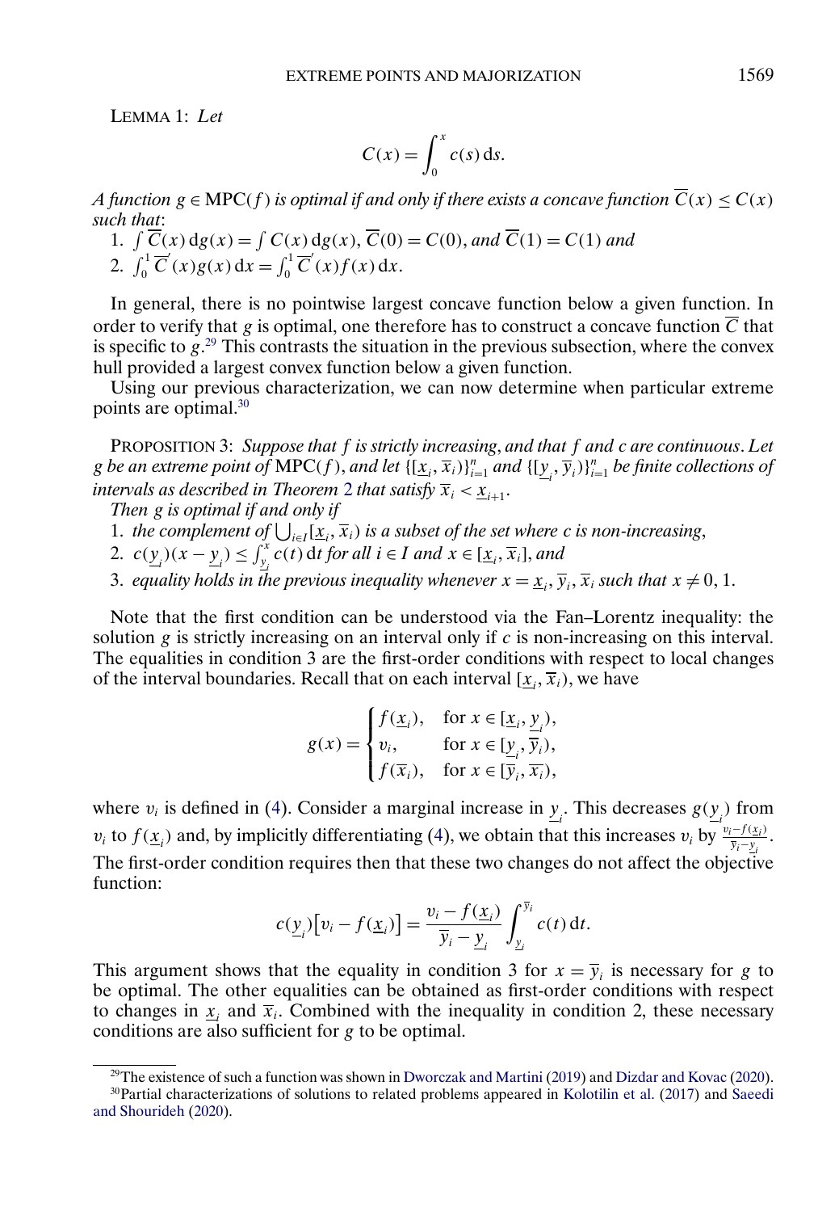LEMMA 1: *Let*

$$C(x) = \int_0^x c(s)\,\mathrm{d}s.$$

*A function $g \in \mathrm{MPC}(f)$ is optimal if and only if there exists a concave function $\overline{C}(x) \le C(x)$ such that*:

1. $\int \overline{C}(x)\,\mathrm{d}g(x) = \int C(x)\,\mathrm{d}g(x)$, $\overline{C}(0) = C(0)$, *and* $\overline{C}(1) = C(1)$ *and*
2. $\int_0^1 \overline{C}'(x) g(x)\,\mathrm{d}x = \int_0^1 \overline{C}'(x) f(x)\,\mathrm{d}x$.

In general, there is no pointwise largest concave function below a given function. In order to verify that $g$ is optimal, one therefore has to construct a concave function $\overline{C}$ that is specific to $g$.[29] This contrasts the situation in the previous subsection, where the convex hull provided a largest convex function below a given function.

Using our previous characterization, we can now determine when particular extreme points are optimal.[30]

PROPOSITION 3: *Suppose that $f$ is strictly increasing, and that $f$ and $c$ are continuous. Let $g$ be an extreme point of $\mathrm{MPC}(f)$, and let $\{[\underline{x}_i, \overline{x}_i)\}_{i=1}^n$ and $\{[\underline{y}_i, \overline{y}_i)\}_{i=1}^n$ be finite collections of intervals as described in Theorem 2 that satisfy $\overline{x}_i < \underline{x}_{i+1}$.*

*Then $g$ is optimal if and only if*

1. *the complement of $\bigcup_{i \in I} [\underline{x}_i, \overline{x}_i)$ is a subset of the set where $c$ is non-increasing*,
2. $c(\underline{y}_i)(x - \underline{y}_i) \le \int_{\underline{y}_i}^x c(t)\,\mathrm{d}t$ *for all $i \in I$ and $x \in [\underline{x}_i, \overline{x}_i]$, and*
3. *equality holds in the previous inequality whenever $x = \underline{x}_i, \overline{y}_i, \overline{x}_i$ such that $x \neq 0, 1$.*

Note that the first condition can be understood via the Fan–Lorentz inequality: the solution $g$ is strictly increasing on an interval only if $c$ is non-increasing on this interval. The equalities in condition 3 are the first-order conditions with respect to local changes of the interval boundaries. Recall that on each interval $[\underline{x}_i, \overline{x}_i)$, we have

$$g(x) = \begin{cases} f(\underline{x}_i), & \text{for } x \in [\underline{x}_i, \underline{y}_i), \\ v_i, & \text{for } x \in [\underline{y}_i, \overline{y}_i), \\ f(\overline{x}_i), & \text{for } x \in [\overline{y}_i, \overline{x}_i), \end{cases}$$

where $v_i$ is defined in (4). Consider a marginal increase in $\underline{y}_i$. This decreases $g(\underline{y}_i)$ from $v_i$ to $f(\underline{x}_i)$ and, by implicitly differentiating (4), we obtain that this increases $v_i$ by $\frac{v_i - f(\underline{x}_i)}{\overline{y}_i - \underline{y}_i}$. The first-order condition requires then that these two changes do not affect the objective function:

$$c(\underline{y}_i)\left[v_i - f(\underline{x}_i)\right] = \frac{v_i - f(\underline{x}_i)}{\overline{y}_i - \underline{y}_i} \int_{\underline{y}_i}^{\overline{y}_i} c(t)\,\mathrm{d}t.$$

This argument shows that the equality in condition 3 for $x = \overline{y}_i$ is necessary for $g$ to be optimal. The other equalities can be obtained as first-order conditions with respect to changes in $\underline{x}_i$ and $\overline{x}_i$. Combined with the inequality in condition 2, these necessary conditions are also sufficient for $g$ to be optimal.

---

[29] The existence of such a function was shown in Dworczak and Martini (2019) and Dizdar and Kovac (2020).

[30] Partial characterizations of solutions to related problems appeared in Kolotilin et al. (2017) and Saeedi and Shourideh (2020).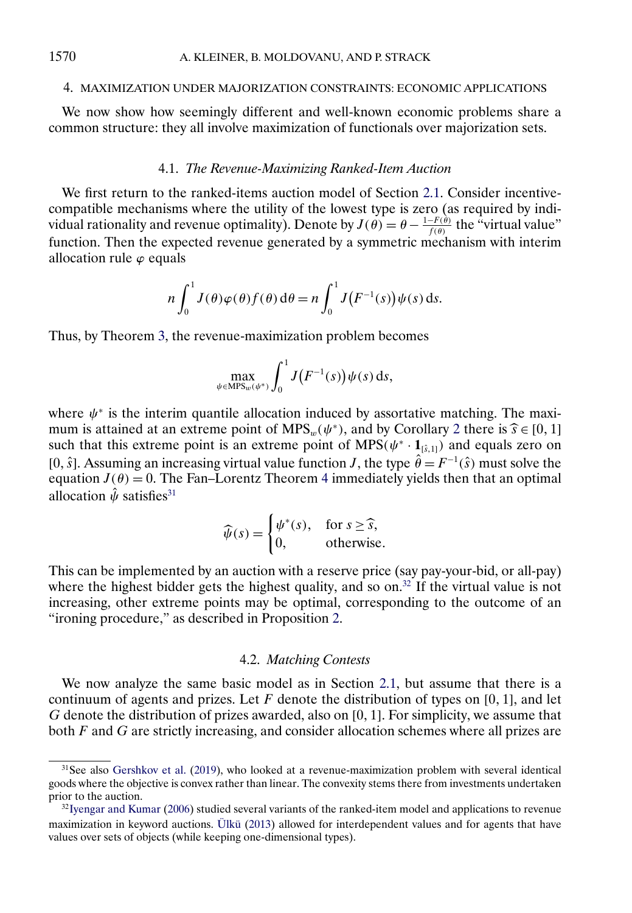## 4. MAXIMIZATION UNDER MAJORIZATION CONSTRAINTS: ECONOMIC APPLICATIONS

We now show how seemingly different and well-known economic problems share a common structure: they all involve maximization of functionals over majorization sets.

### 4.1. *The Revenue-Maximizing Ranked-Item Auction*

We first return to the ranked-items auction model of Section 2.1. Consider incentive-compatible mechanisms where the utility of the lowest type is zero (as required by individual rationality and revenue optimality). Denote by $J(\theta) = \theta - \frac{1-F(\theta)}{f(\theta)}$ the "virtual value" function. Then the expected revenue generated by a symmetric mechanism with interim allocation rule $\varphi$ equals

$$n\int_0^1 J(\theta)\varphi(\theta)f(\theta)\,\mathrm{d}\theta = n\int_0^1 J\big(F^{-1}(s)\big)\psi(s)\,\mathrm{d}s.$$

Thus, by Theorem 3, the revenue-maximization problem becomes

$$\max_{\psi\in \mathrm{MPS}_w(\psi^*)}\int_0^1 J\big(F^{-1}(s)\big)\psi(s)\,\mathrm{d}s,$$

where $\psi^*$ is the interim quantile allocation induced by assortative matching. The maximum is attained at an extreme point of $\mathrm{MPS}_w(\psi^*)$, and by Corollary 2 there is $\widehat{s}\in[0,1]$ such that this extreme point is an extreme point of $\mathrm{MPS}(\psi^*\cdot \mathbf{1}_{[\hat{s},1]})$ and equals zero on $[0,\hat{s}]$. Assuming an increasing virtual value function $J$, the type $\hat{\theta} = F^{-1}(\hat{s})$ must solve the equation $J(\theta) = 0$. The Fan–Lorentz Theorem 4 immediately yields then that an optimal allocation $\hat{\psi}$ satisfies[31]

$$\widehat{\psi}(s) = \begin{cases} \psi^*(s), & \text{for } s\geq \widehat{s},\\ 0, & \text{otherwise.}\end{cases}$$

This can be implemented by an auction with a reserve price (say pay-your-bid, or all-pay) where the highest bidder gets the highest quality, and so on.[32] If the virtual value is not increasing, other extreme points may be optimal, corresponding to the outcome of an "ironing procedure," as described in Proposition 2.

### 4.2. *Matching Contests*

We now analyze the same basic model as in Section 2.1, but assume that there is a continuum of agents and prizes. Let $F$ denote the distribution of types on $[0,1]$, and let $G$ denote the distribution of prizes awarded, also on $[0,1]$. For simplicity, we assume that both $F$ and $G$ are strictly increasing, and consider allocation schemes where all prizes are

---

[31] See also Gershkov et al. (2019), who looked at a revenue-maximization problem with several identical goods where the objective is convex rather than linear. The convexity stems there from investments undertaken prior to the auction.

[32] Iyengar and Kumar (2006) studied several variants of the ranked-item model and applications to revenue maximization in keyword auctions. Ülkü (2013) allowed for interdependent values and for agents that have values over sets of objects (while keeping one-dimensional types).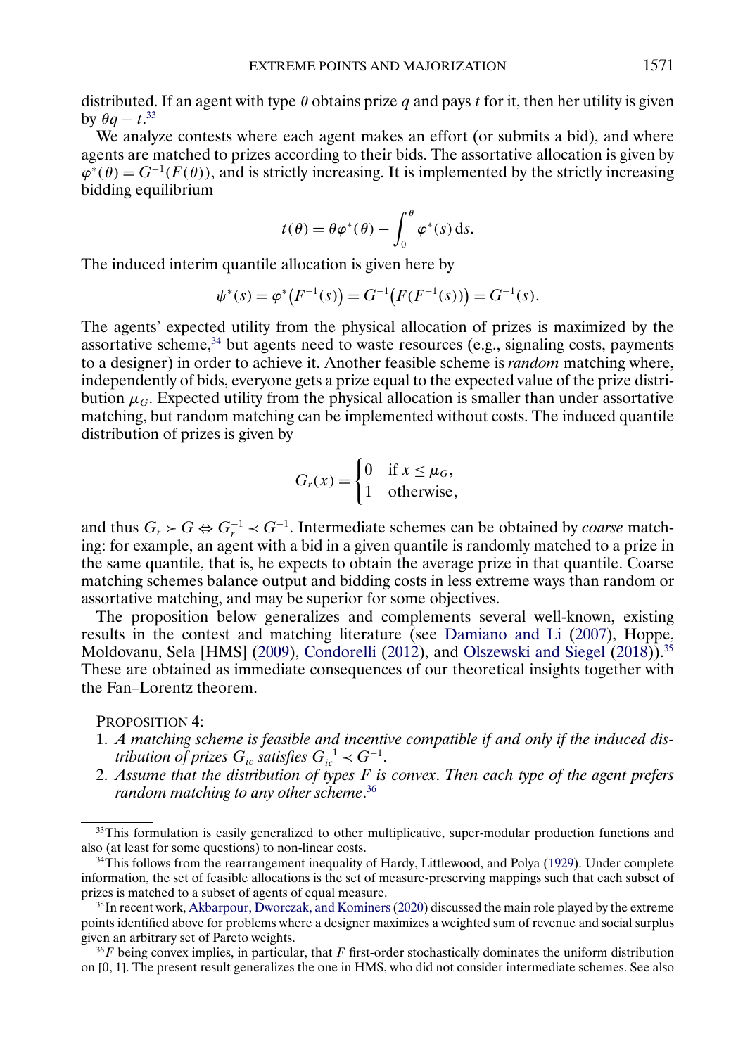distributed. If an agent with type $\theta$ obtains prize $q$ and pays $t$ for it, then her utility is given by $\theta q - t$.[33]

We analyze contests where each agent makes an effort (or submits a bid), and where agents are matched to prizes according to their bids. The assortative allocation is given by $\varphi^*(\theta) = G^{-1}(F(\theta))$, and is strictly increasing. It is implemented by the strictly increasing bidding equilibrium

$$t(\theta) = \theta\varphi^*(\theta) - \int_0^\theta \varphi^*(s)\,\mathrm{d}s.$$

The induced interim quantile allocation is given here by

$$\psi^*(s) = \varphi^*\big(F^{-1}(s)\big) = G^{-1}\big(F\big(F^{-1}(s)\big)\big) = G^{-1}(s).$$

The agents' expected utility from the physical allocation of prizes is maximized by the assortative scheme,[34] but agents need to waste resources (e.g., signaling costs, payments to a designer) in order to achieve it. Another feasible scheme is *random* matching where, independently of bids, everyone gets a prize equal to the expected value of the prize distribution $\mu_G$. Expected utility from the physical allocation is smaller than under assortative matching, but random matching can be implemented without costs. The induced quantile distribution of prizes is given by

$$G_r(x) = \begin{cases} 0 & \text{if } x \le \mu_G, \\ 1 & \text{otherwise,} \end{cases}$$

and thus $G_r \succ G \Leftrightarrow G_r^{-1} \prec G^{-1}$. Intermediate schemes can be obtained by *coarse* matching: for example, an agent with a bid in a given quantile is randomly matched to a prize in the same quantile, that is, he expects to obtain the average prize in that quantile. Coarse matching schemes balance output and bidding costs in less extreme ways than random or assortative matching, and may be superior for some objectives.

The proposition below generalizes and complements several well-known, existing results in the contest and matching literature (see Damiano and Li (2007), Hoppe, Moldovanu, Sela [HMS] (2009), Condorelli (2012), and Olszewski and Siegel (2018)).[35] These are obtained as immediate consequences of our theoretical insights together with the Fan–Lorentz theorem.

PROPOSITION 4:

1. *A matching scheme is feasible and incentive compatible if and only if the induced distribution of prizes $G_{ic}$ satisfies $G_{ic}^{-1} \prec G^{-1}$.*
2. *Assume that the distribution of types $F$ is convex. Then each type of the agent prefers random matching to any other scheme.*[36]

[33] This formulation is easily generalized to other multiplicative, super-modular production functions and also (at least for some questions) to non-linear costs.

[34] This follows from the rearrangement inequality of Hardy, Littlewood, and Polya (1929). Under complete information, the set of feasible allocations is the set of measure-preserving mappings such that each subset of prizes is matched to a subset of agents of equal measure.

[35] In recent work, Akbarpour, Dworczak, and Kominers (2020) discussed the main role played by the extreme points identified above for problems where a designer maximizes a weighted sum of revenue and social surplus given an arbitrary set of Pareto weights.

[36] $F$ being convex implies, in particular, that $F$ first-order stochastically dominates the uniform distribution on [0, 1]. The present result generalizes the one in HMS, who did not consider intermediate schemes. See also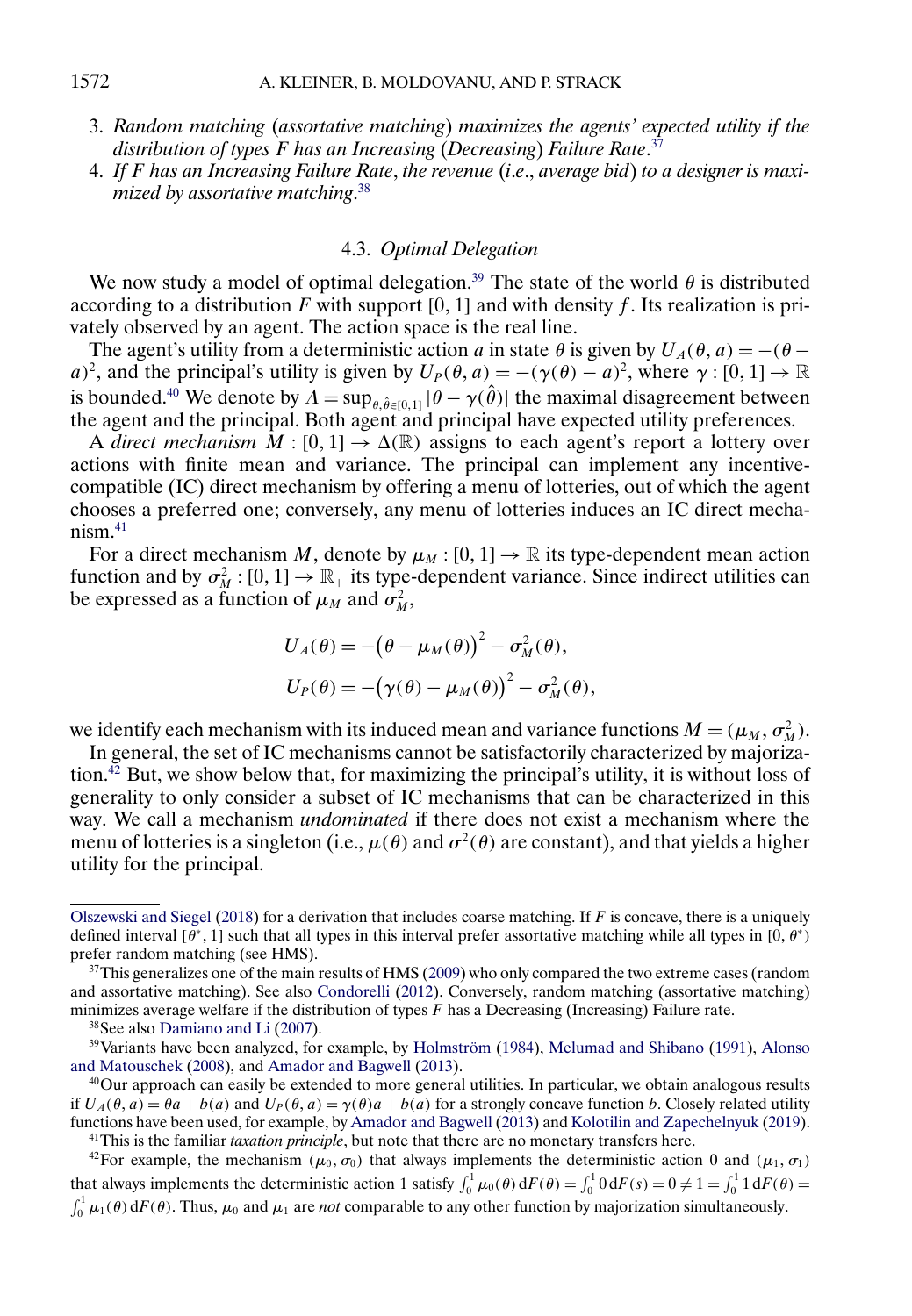3. *Random matching* (*assortative matching*) *maximizes the agents' expected utility if the distribution of types F has an Increasing* (*Decreasing*) *Failure Rate*.[37]
4. *If F has an Increasing Failure Rate*, *the revenue* (*i.e*., *average bid*) *to a designer is maximized by assortative matching*.[38]

### 4.3. *Optimal Delegation*

We now study a model of optimal delegation.[39] The state of the world $\theta$ is distributed according to a distribution $F$ with support $[0, 1]$ and with density $f$. Its realization is privately observed by an agent. The action space is the real line.

The agent's utility from a deterministic action $a$ in state $\theta$ is given by $U_A(\theta, a) = -(\theta - a)^2$, and the principal's utility is given by $U_P(\theta, a) = -(\gamma(\theta) - a)^2$, where $\gamma : [0, 1] \to \mathbb{R}$ is bounded.[40] We denote by $\Lambda = \sup_{\theta, \hat{\theta} \in [0,1]} |\theta - \gamma(\hat{\theta})|$ the maximal disagreement between the agent and the principal. Both agent and principal have expected utility preferences.

A *direct mechanism* $M : [0, 1] \to \Delta(\mathbb{R})$ assigns to each agent's report a lottery over actions with finite mean and variance. The principal can implement any incentive-compatible (IC) direct mechanism by offering a menu of lotteries, out of which the agent chooses a preferred one; conversely, any menu of lotteries induces an IC direct mechanism.[41]

For a direct mechanism $M$, denote by $\mu_M : [0, 1] \to \mathbb{R}$ its type-dependent mean action function and by $\sigma_M^2 : [0, 1] \to \mathbb{R}_+$ its type-dependent variance. Since indirect utilities can be expressed as a function of $\mu_M$ and $\sigma_M^2$,

$$U_A(\theta) = -\big(\theta - \mu_M(\theta)\big)^2 - \sigma_M^2(\theta),$$

$$U_P(\theta) = -\big(\gamma(\theta) - \mu_M(\theta)\big)^2 - \sigma_M^2(\theta),$$

we identify each mechanism with its induced mean and variance functions $M = (\mu_M, \sigma_M^2)$.

In general, the set of IC mechanisms cannot be satisfactorily characterized by majorization.[42] But, we show below that, for maximizing the principal's utility, it is without loss of generality to only consider a subset of IC mechanisms that can be characterized in this way. We call a mechanism *undominated* if there does not exist a mechanism where the menu of lotteries is a singleton (i.e., $\mu(\theta)$ and $\sigma^2(\theta)$ are constant), and that yields a higher utility for the principal.

---

Olszewski and Siegel (2018) for a derivation that includes coarse matching. If $F$ is concave, there is a uniquely defined interval $[\theta^*, 1]$ such that all types in this interval prefer assortative matching while all types in $[0, \theta^*)$ prefer random matching (see HMS).

[37]This generalizes one of the main results of HMS (2009) who only compared the two extreme cases (random and assortative matching). See also Condorelli (2012). Conversely, random matching (assortative matching) minimizes average welfare if the distribution of types $F$ has a Decreasing (Increasing) Failure rate.

[38]See also Damiano and Li (2007).

[39]Variants have been analyzed, for example, by Holmström (1984), Melumad and Shibano (1991), Alonso and Matouschek (2008), and Amador and Bagwell (2013).

[40]Our approach can easily be extended to more general utilities. In particular, we obtain analogous results if $U_A(\theta, a) = \theta a + b(a)$ and $U_P(\theta, a) = \gamma(\theta)a + b(a)$ for a strongly concave function $b$. Closely related utility functions have been used, for example, by Amador and Bagwell (2013) and Kolotilin and Zapechelnyuk (2019).

[41]This is the familiar *taxation principle*, but note that there are no monetary transfers here.

[42]For example, the mechanism $(\mu_0, \sigma_0)$ that always implements the deterministic action 0 and $(\mu_1, \sigma_1)$ that always implements the deterministic action 1 satisfy $\int_0^1 \mu_0(\theta)\, dF(\theta) = \int_0^1 0\, dF(s) = 0 \neq 1 = \int_0^1 1\, dF(\theta) = \int_0^1 \mu_1(\theta)\, dF(\theta)$. Thus, $\mu_0$ and $\mu_1$ are *not* comparable to any other function by majorization simultaneously.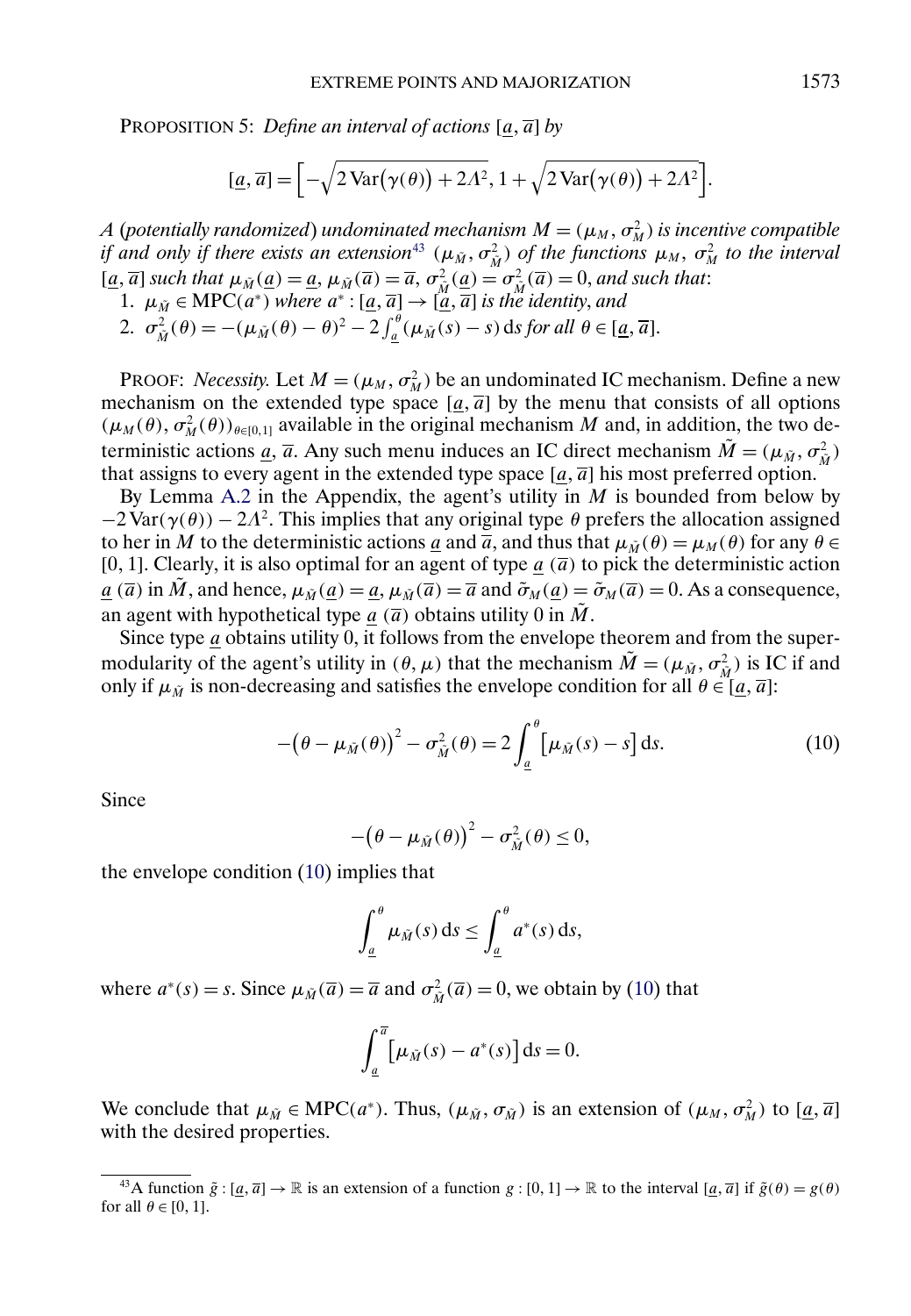PROPOSITION 5: *Define an interval of actions* $[\underline{a}, \overline{a}]$ *by*

$$[\underline{a}, \overline{a}] = \Big[-\sqrt{2\operatorname{Var}(\gamma(\theta)) + 2\Lambda^2}, 1 + \sqrt{2\operatorname{Var}(\gamma(\theta)) + 2\Lambda^2}\Big].$$

*A* (*potentially randomized*) *undominated mechanism* $M = (\mu_M, \sigma_M^2)$ *is incentive compatible if and only if there exists an extension*[43] $(\mu_{\tilde{M}}, \sigma_{\tilde{M}}^2)$ *of the functions* $\mu_M$, $\sigma_M^2$ *to the interval* $[\underline{a}, \overline{a}]$ *such that* $\mu_{\tilde{M}}(\underline{a}) = \underline{a}$, $\mu_{\tilde{M}}(\overline{a}) = \overline{a}$, $\sigma_{\tilde{M}}^2(\underline{a}) = \sigma_{\tilde{M}}^2(\overline{a}) = 0$, *and such that*:

1. $\mu_{\tilde{M}} \in \operatorname{MPC}(a^*)$ *where* $a^* : [\underline{a}, \overline{a}] \to [\underline{a}, \overline{a}]$ *is the identity, and*
2. $\sigma_{\tilde{M}}^2(\theta) = -(\mu_{\tilde{M}}(\theta) - \theta)^2 - 2\int_{\underline{a}}^{\theta}(\mu_{\tilde{M}}(s) - s)\,\mathrm{d}s$ *for all* $\theta \in [\underline{a}, \overline{a}]$.

PROOF: *Necessity.* Let $M = (\mu_M, \sigma_M^2)$ be an undominated IC mechanism. Define a new mechanism on the extended type space $[\underline{a}, \overline{a}]$ by the menu that consists of all options $(\mu_M(\theta), \sigma_M^2(\theta))_{\theta\in[0,1]}$ available in the original mechanism $M$ and, in addition, the two deterministic actions $\underline{a}$, $\overline{a}$. Any such menu induces an IC direct mechanism $\tilde{M} = (\mu_{\tilde{M}}, \sigma_{\tilde{M}}^2)$ that assigns to every agent in the extended type space $[\underline{a}, \overline{a}]$ his most preferred option.

By Lemma A.2 in the Appendix, the agent's utility in $M$ is bounded from below by $-2\operatorname{Var}(\gamma(\theta)) - 2\Lambda^2$. This implies that any original type $\theta$ prefers the allocation assigned to her in $M$ to the deterministic actions $\underline{a}$ and $\overline{a}$, and thus that $\mu_{\tilde{M}}(\theta) = \mu_M(\theta)$ for any $\theta \in [0, 1]$. Clearly, it is also optimal for an agent of type $\underline{a}$ ($\overline{a}$) to pick the deterministic action $\underline{a}$ ($\overline{a}$) in $\tilde{M}$, and hence, $\mu_{\tilde{M}}(\underline{a}) = \underline{a}$, $\mu_{\tilde{M}}(\overline{a}) = \overline{a}$ and $\tilde{\sigma}_M(\underline{a}) = \tilde{\sigma}_M(\overline{a}) = 0$. As a consequence, an agent with hypothetical type $\underline{a}$ ($\overline{a}$) obtains utility 0 in $\tilde{M}$.

Since type $\underline{a}$ obtains utility 0, it follows from the envelope theorem and from the supermodularity of the agent's utility in $(\theta, \mu)$ that the mechanism $\tilde{M} = (\mu_{\tilde{M}}, \sigma_{\tilde{M}}^2)$ is IC if and only if $\mu_{\tilde{M}}$ is non-decreasing and satisfies the envelope condition for all $\theta \in [\underline{a}, \overline{a}]$:

$$-\big(\theta - \mu_{\tilde{M}}(\theta)\big)^2 - \sigma_{\tilde{M}}^2(\theta) = 2\int_{\underline{a}}^{\theta}\big[\mu_{\tilde{M}}(s) - s\big]\,\mathrm{d}s. \tag{10}$$

Since

$$-\big(\theta - \mu_{\tilde{M}}(\theta)\big)^2 - \sigma_{\tilde{M}}^2(\theta) \le 0,$$

the envelope condition (10) implies that

$$\int_{\underline{a}}^{\theta}\mu_{\tilde{M}}(s)\,\mathrm{d}s \le \int_{\underline{a}}^{\theta}a^*(s)\,\mathrm{d}s,$$

where $a^*(s) = s$. Since $\mu_{\tilde{M}}(\overline{a}) = \overline{a}$ and $\sigma_{\tilde{M}}^2(\overline{a}) = 0$, we obtain by (10) that

$$\int_{\underline{a}}^{\overline{a}}\big[\mu_{\tilde{M}}(s) - a^*(s)\big]\,\mathrm{d}s = 0.$$

We conclude that $\mu_{\tilde{M}} \in \operatorname{MPC}(a^*)$. Thus, $(\mu_{\tilde{M}}, \sigma_{\tilde{M}})$ is an extension of $(\mu_M, \sigma_M^2)$ to $[\underline{a}, \overline{a}]$ with the desired properties.

[43] A function $\tilde{g} : [\underline{a}, \overline{a}] \to \mathbb{R}$ is an extension of a function $g : [0, 1] \to \mathbb{R}$ to the interval $[\underline{a}, \overline{a}]$ if $\tilde{g}(\theta) = g(\theta)$ for all $\theta \in [0, 1]$.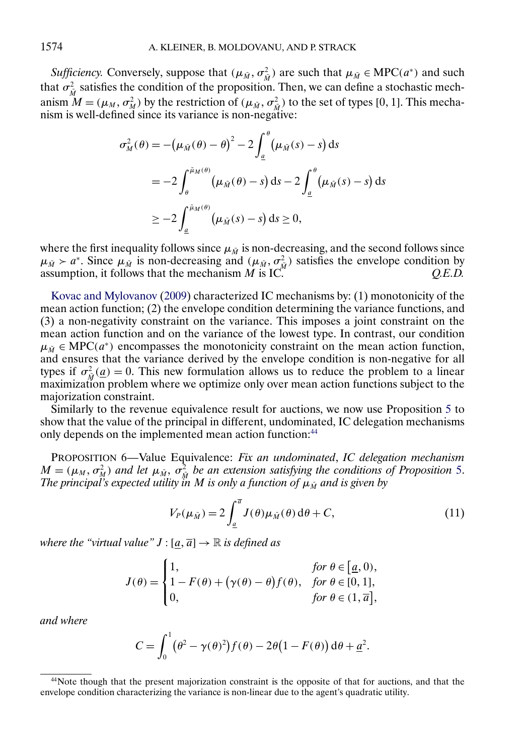*Sufficiency.* Conversely, suppose that $(\mu_{\tilde{M}}, \sigma^2_{\tilde{M}})$ are such that $\mu_{\tilde{M}} \in \text{MPC}(a^*)$ and such that $\sigma^2_{\tilde{M}}$ satisfies the condition of the proposition. Then, we can define a stochastic mechanism $M = (\mu_M, \sigma^2_M)$ by the restriction of $(\mu_{\tilde{M}}, \sigma^2_{\tilde{M}})$ to the set of types $[0, 1]$. This mechanism is well-defined since its variance is non-negative:

$$
\begin{aligned}
\sigma^2_M(\theta) &= -\big(\mu_{\tilde{M}}(\theta) - \theta\big)^2 - 2\int_{\underline{a}}^{\theta} \big(\mu_{\tilde{M}}(s) - s\big)\,\mathrm{d}s \\
&= -2\int_{\theta}^{\tilde{\mu}_M(\theta)} \big(\mu_{\tilde{M}}(\theta) - s\big)\,\mathrm{d}s - 2\int_{\underline{a}}^{\theta} \big(\mu_{\tilde{M}}(s) - s\big)\,\mathrm{d}s \\
&\geq -2\int_{\underline{a}}^{\tilde{\mu}_M(\theta)} \big(\mu_{\tilde{M}}(s) - s\big)\,\mathrm{d}s \geq 0,
\end{aligned}
$$

where the first inequality follows since $\mu_{\tilde{M}}$ is non-decreasing, and the second follows since $\mu_{\tilde{M}} \succ a^*$. Since $\mu_{\tilde{M}}$ is non-decreasing and $(\mu_{\tilde{M}}, \sigma^2_{\tilde{M}})$ satisfies the envelope condition by assumption, it follows that the mechanism $M$ is IC. *Q.E.D.*

Kovac and Mylovanov (2009) characterized IC mechanisms by: (1) monotonicity of the mean action function; (2) the envelope condition determining the variance functions, and (3) a non-negativity constraint on the variance. This imposes a joint constraint on the mean action function and on the variance of the lowest type. In contrast, our condition $\mu_{\tilde{M}} \in \text{MPC}(a^*)$ encompasses the monotonicity constraint on the mean action function, and ensures that the variance derived by the envelope condition is non-negative for all types if $\sigma^2_{\tilde{M}}(\underline{a}) = 0$. This new formulation allows us to reduce the problem to a linear maximization problem where we optimize only over mean action functions subject to the majorization constraint.

Similarly to the revenue equivalence result for auctions, we now use Proposition 5 to show that the value of the principal in different, undominated, IC delegation mechanisms only depends on the implemented mean action function:[44]

PROPOSITION 6—Value Equivalence: *Fix an undominated, IC delegation mechanism $M = (\mu_M, \sigma^2_M)$ and let $\mu_{\tilde{M}}, \sigma^2_{\tilde{M}}$ be an extension satisfying the conditions of Proposition 5. The principal's expected utility in $M$ is only a function of $\mu_{\tilde{M}}$ and is given by*

$$
V_P(\mu_{\tilde{M}}) = 2\int_{\underline{a}}^{\overline{a}} J(\theta)\mu_{\tilde{M}}(\theta)\,\mathrm{d}\theta + C, \tag{11}
$$

*where the "virtual value" $J : [\underline{a}, \overline{a}] \to \mathbb{R}$ is defined as*

$$
J(\theta) = \begin{cases} 1, & \text{for } \theta \in [\underline{a}, 0), \\ 1 - F(\theta) + \big(\gamma(\theta) - \theta\big)f(\theta), & \text{for } \theta \in [0, 1], \\ 0, & \text{for } \theta \in (1, \overline{a}], \end{cases}
$$

*and where*

$$
C = \int_0^1 \big(\theta^2 - \gamma(\theta)^2\big)f(\theta) - 2\theta\big(1 - F(\theta)\big)\,\mathrm{d}\theta + \underline{a}^2.
$$

[44] Note though that the present majorization constraint is the opposite of that for auctions, and that the envelope condition characterizing the variance is non-linear due to the agent's quadratic utility.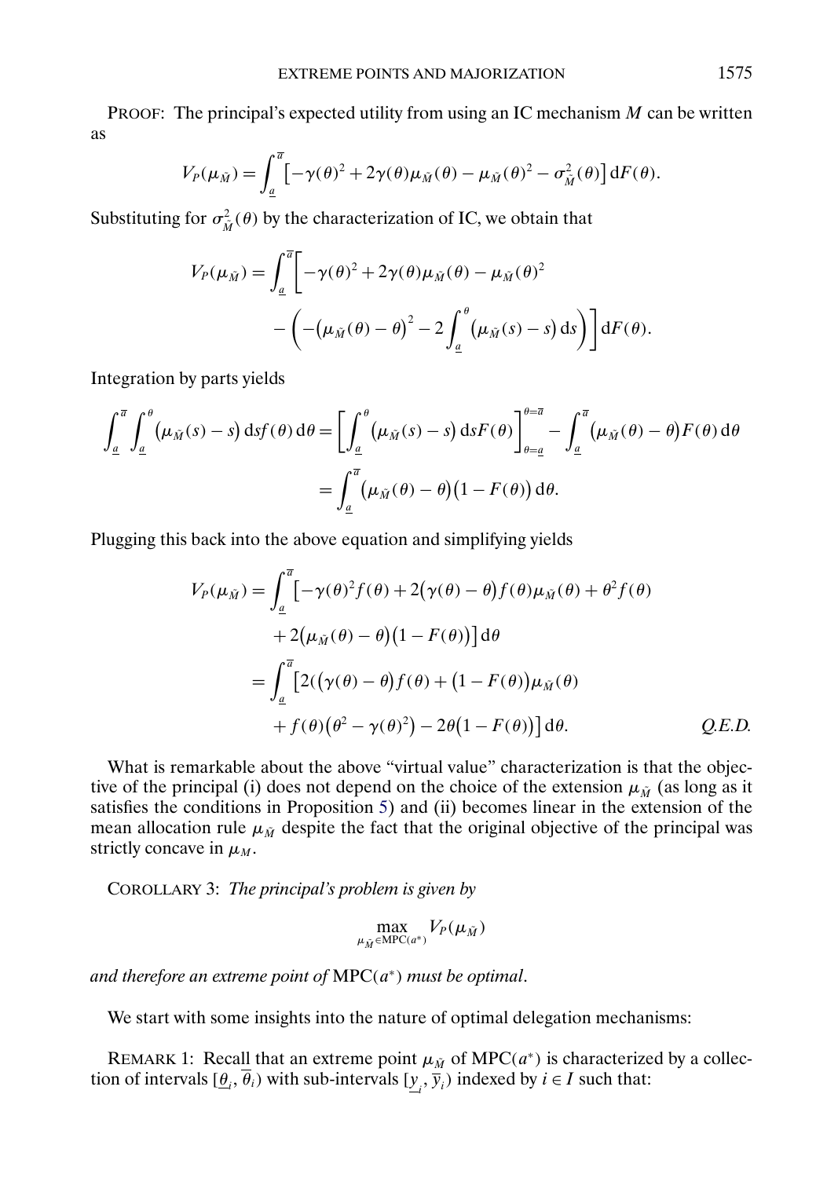PROOF: The principal's expected utility from using an IC mechanism $M$ can be written as

$$V_P(\mu_{\tilde{M}}) = \int_{\underline{a}}^{\overline{a}} \big[-\gamma(\theta)^2 + 2\gamma(\theta)\mu_{\tilde{M}}(\theta) - \mu_{\tilde{M}}(\theta)^2 - \sigma_{\tilde{M}}^2(\theta)\big]\,\mathrm{d}F(\theta).$$

Substituting for $\sigma_{\tilde{M}}^2(\theta)$ by the characterization of IC, we obtain that

$$\begin{aligned} V_P(\mu_{\tilde{M}}) = \int_{\underline{a}}^{\overline{a}} \bigg[ &-\gamma(\theta)^2 + 2\gamma(\theta)\mu_{\tilde{M}}(\theta) - \mu_{\tilde{M}}(\theta)^2 \\ &- \bigg(-\big(\mu_{\tilde{M}}(\theta) - \theta\big)^2 - 2\int_{\underline{a}}^{\theta}\big(\mu_{\tilde{M}}(s) - s\big)\,\mathrm{d}s\bigg)\bigg]\,\mathrm{d}F(\theta). \end{aligned}$$

Integration by parts yields

$$\begin{aligned} \int_{\underline{a}}^{\overline{a}} \int_{\underline{a}}^{\theta} \big(\mu_{\tilde{M}}(s) - s\big)\,\mathrm{d}s f(\theta)\,\mathrm{d}\theta &= \bigg[\int_{\underline{a}}^{\theta}\big(\mu_{\tilde{M}}(s) - s\big)\,\mathrm{d}s F(\theta)\bigg]_{\theta=\underline{a}}^{\theta=\overline{a}} - \int_{\underline{a}}^{\overline{a}}\big(\mu_{\tilde{M}}(\theta) - \theta\big)F(\theta)\,\mathrm{d}\theta \\ &= \int_{\underline{a}}^{\overline{a}} \big(\mu_{\tilde{M}}(\theta) - \theta\big)\big(1 - F(\theta)\big)\,\mathrm{d}\theta. \end{aligned}$$

Plugging this back into the above equation and simplifying yields

$$\begin{aligned} V_P(\mu_{\tilde{M}}) &= \int_{\underline{a}}^{\overline{a}} \big[-\gamma(\theta)^2 f(\theta) + 2\big(\gamma(\theta) - \theta\big)f(\theta)\mu_{\tilde{M}}(\theta) + \theta^2 f(\theta) \\ &\quad + 2\big(\mu_{\tilde{M}}(\theta) - \theta\big)\big(1 - F(\theta)\big)\big]\,\mathrm{d}\theta \\ &= \int_{\underline{a}}^{\overline{a}} \big[2(\big(\gamma(\theta) - \theta\big)f(\theta) + \big(1 - F(\theta)\big)\mu_{\tilde{M}}(\theta) \\ &\quad + f(\theta)\big(\theta^2 - \gamma(\theta)^2\big) - 2\theta\big(1 - F(\theta)\big)\big]\,\mathrm{d}\theta. \end{aligned}$$

*Q.E.D.*

What is remarkable about the above "virtual value" characterization is that the objective of the principal (i) does not depend on the choice of the extension $\mu_{\tilde{M}}$ (as long as it satisfies the conditions in Proposition 5) and (ii) becomes linear in the extension of the mean allocation rule $\mu_{\tilde{M}}$ despite the fact that the original objective of the principal was strictly concave in $\mu_M$.

COROLLARY 3: *The principal's problem is given by*

$$\max_{\mu_{\tilde{M}} \in \mathrm{MPC}(a^*)} V_P(\mu_{\tilde{M}})$$

*and therefore an extreme point of* $\mathrm{MPC}(a^*)$ *must be optimal*.

We start with some insights into the nature of optimal delegation mechanisms:

REMARK 1: Recall that an extreme point $\mu_{\tilde{M}}$ of $\mathrm{MPC}(a^*)$ is characterized by a collection of intervals $[\underline{\theta}_i, \overline{\theta}_i)$ with sub-intervals $[\underline{y}_i, \overline{y}_i)$ indexed by $i \in I$ such that: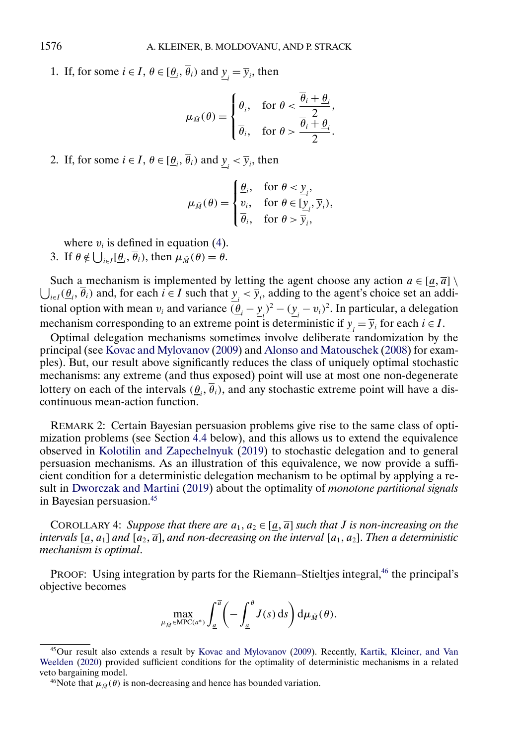1. If, for some $i \in I$, $\theta \in [\underline{\theta}_i, \overline{\theta}_i)$ and $\underline{y}_i = \overline{y}_i$, then

$$\mu_{\tilde{M}}(\theta) = \begin{cases} \underline{\theta}_i, & \text{for } \theta < \dfrac{\overline{\theta}_i + \underline{\theta}_i}{2}, \\ \overline{\theta}_i, & \text{for } \theta > \dfrac{\overline{\theta}_i + \underline{\theta}_i}{2}. \end{cases}$$

2. If, for some $i \in I$, $\theta \in [\underline{\theta}_i, \overline{\theta}_i)$ and $\underline{y}_i < \overline{y}_i$, then

$$\mu_{\tilde{M}}(\theta) = \begin{cases} \underline{\theta}_i, & \text{for } \theta < \underline{y}_i, \\ v_i, & \text{for } \theta \in [\underline{y}_i, \overline{y}_i), \\ \overline{\theta}_i, & \text{for } \theta > \overline{y}_i, \end{cases}$$

where $v_i$ is defined in equation (4).

3. If $\theta \notin \bigcup_{i \in I} [\underline{\theta}_i, \overline{\theta}_i)$, then $\mu_{\tilde{M}}(\theta) = \theta$.

Such a mechanism is implemented by letting the agent choose any action $a \in [\underline{a}, \overline{a}] \setminus \bigcup_{i \in I} (\underline{\theta}_i, \overline{\theta}_i)$ and, for each $i \in I$ such that $\underline{y}_i < \overline{y}_i$, adding to the agent's choice set an additional option with mean $v_i$ and variance $(\underline{\theta}_i - \underline{y}_i)^2 - (\underline{y}_i - v_i)^2$. In particular, a delegation mechanism corresponding to an extreme point is deterministic if $\underline{y}_i = \overline{y}_i$ for each $i \in I$.

Optimal delegation mechanisms sometimes involve deliberate randomization by the principal (see Kovac and Mylovanov (2009) and Alonso and Matouschek (2008) for examples). But, our result above significantly reduces the class of uniquely optimal stochastic mechanisms: any extreme (and thus exposed) point will use at most one non-degenerate lottery on each of the intervals $(\underline{\theta}_i, \overline{\theta}_i)$, and any stochastic extreme point will have a discontinuous mean-action function.

REMARK 2: Certain Bayesian persuasion problems give rise to the same class of optimization problems (see Section 4.4 below), and this allows us to extend the equivalence observed in Kolotilin and Zapechelnyuk (2019) to stochastic delegation and to general persuasion mechanisms. As an illustration of this equivalence, we now provide a sufficient condition for a deterministic delegation mechanism to be optimal by applying a result in Dworczak and Martini (2019) about the optimality of *monotone partitional signals* in Bayesian persuasion.[45]

COROLLARY 4: *Suppose that there are $a_1, a_2 \in [\underline{a}, \overline{a}]$ such that $J$ is non-increasing on the intervals $[\underline{a}, a_1]$ and $[a_2, \overline{a}]$, and non-decreasing on the interval $[a_1, a_2]$. Then a deterministic mechanism is optimal.*

PROOF: Using integration by parts for the Riemann–Stieltjes integral,[46] the principal's objective becomes

$$\max_{\mu_{\tilde{M}} \in \text{MPC}(a^*)} \int_{\underline{a}}^{\overline{a}} \left( -\int_{\underline{a}}^{\theta} J(s)\, \mathrm{d}s \right) \mathrm{d}\mu_{\tilde{M}}(\theta).$$

[45] Our result also extends a result by Kovac and Mylovanov (2009). Recently, Kartik, Kleiner, and Van Weelden (2020) provided sufficient conditions for the optimality of deterministic mechanisms in a related veto bargaining model.

[46] Note that $\mu_{\tilde{M}}(\theta)$ is non-decreasing and hence has bounded variation.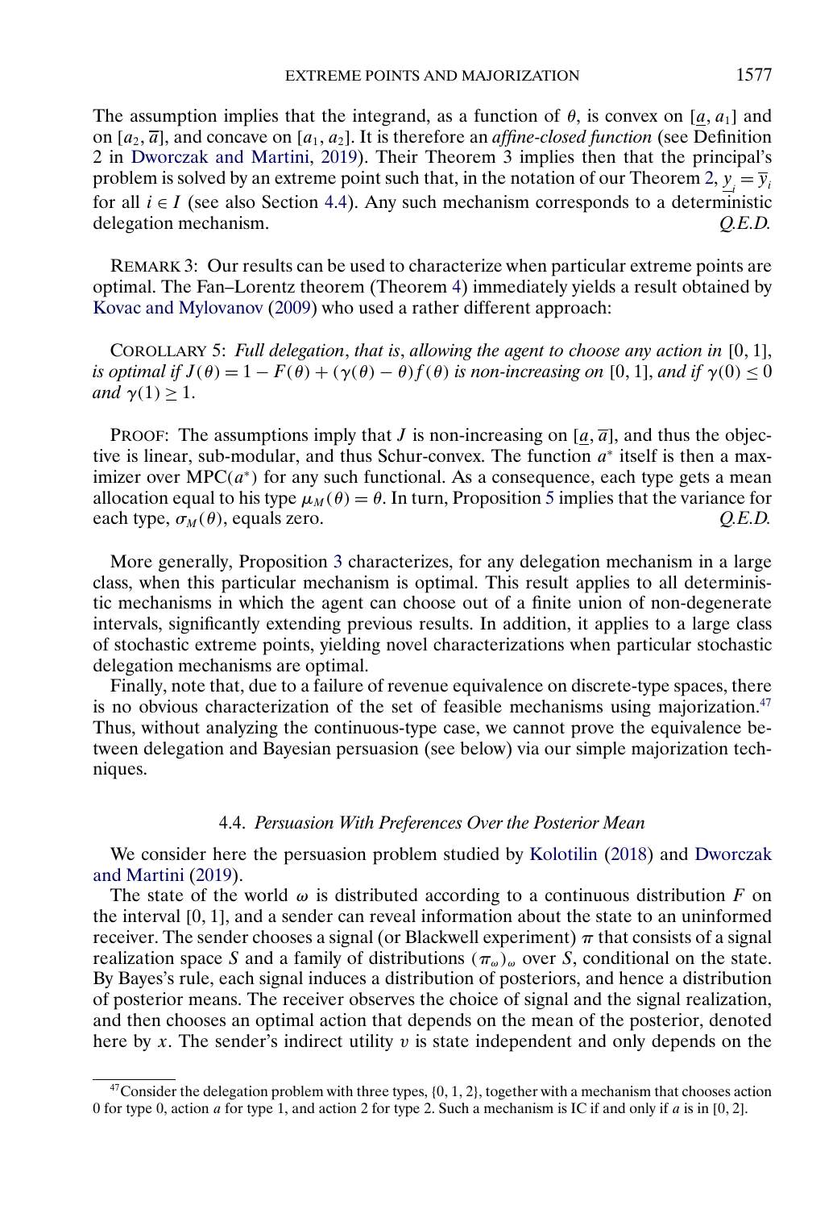The assumption implies that the integrand, as a function of $\theta$, is convex on $[\underline{a}, a_1]$ and on $[a_2, \overline{a}]$, and concave on $[a_1, a_2]$. It is therefore an *affine-closed function* (see Definition 2 in Dworczak and Martini, 2019). Their Theorem 3 implies then that the principal's problem is solved by an extreme point such that, in the notation of our Theorem 2, $\underline{y}_i = \overline{y}_i$ for all $i \in I$ (see also Section 4.4). Any such mechanism corresponds to a deterministic delegation mechanism. *Q.E.D.*

REMARK 3: Our results can be used to characterize when particular extreme points are optimal. The Fan–Lorentz theorem (Theorem 4) immediately yields a result obtained by Kovac and Mylovanov (2009) who used a rather different approach:

COROLLARY 5: *Full delegation, that is, allowing the agent to choose any action in* $[0, 1]$, *is optimal if* $J(\theta) = 1 - F(\theta) + (\gamma(\theta) - \theta)f(\theta)$ *is non-increasing on* $[0, 1]$, *and if* $\gamma(0) \leq 0$ *and* $\gamma(1) \geq 1$.

PROOF: The assumptions imply that $J$ is non-increasing on $[\underline{a}, \overline{a}]$, and thus the objective is linear, sub-modular, and thus Schur-convex. The function $a^*$ itself is then a maximizer over $\text{MPC}(a^*)$ for any such functional. As a consequence, each type gets a mean allocation equal to his type $\mu_M(\theta) = \theta$. In turn, Proposition 5 implies that the variance for each type, $\sigma_M(\theta)$, equals zero. *Q.E.D.*

More generally, Proposition 3 characterizes, for any delegation mechanism in a large class, when this particular mechanism is optimal. This result applies to all deterministic mechanisms in which the agent can choose out of a finite union of non-degenerate intervals, significantly extending previous results. In addition, it applies to a large class of stochastic extreme points, yielding novel characterizations when particular stochastic delegation mechanisms are optimal.

Finally, note that, due to a failure of revenue equivalence on discrete-type spaces, there is no obvious characterization of the set of feasible mechanisms using majorization.[47] Thus, without analyzing the continuous-type case, we cannot prove the equivalence between delegation and Bayesian persuasion (see below) via our simple majorization techniques.

### 4.4. *Persuasion With Preferences Over the Posterior Mean*

We consider here the persuasion problem studied by Kolotilin (2018) and Dworczak and Martini (2019).

The state of the world $\omega$ is distributed according to a continuous distribution $F$ on the interval $[0, 1]$, and a sender can reveal information about the state to an uninformed receiver. The sender chooses a signal (or Blackwell experiment) $\pi$ that consists of a signal realization space $S$ and a family of distributions $(\pi_\omega)_\omega$ over $S$, conditional on the state. By Bayes's rule, each signal induces a distribution of posteriors, and hence a distribution of posterior means. The receiver observes the choice of signal and the signal realization, and then chooses an optimal action that depends on the mean of the posterior, denoted here by $x$. The sender's indirect utility $v$ is state independent and only depends on the

[47] Consider the delegation problem with three types, $\{0, 1, 2\}$, together with a mechanism that chooses action 0 for type 0, action $a$ for type 1, and action 2 for type 2. Such a mechanism is IC if and only if $a$ is in $[0, 2]$.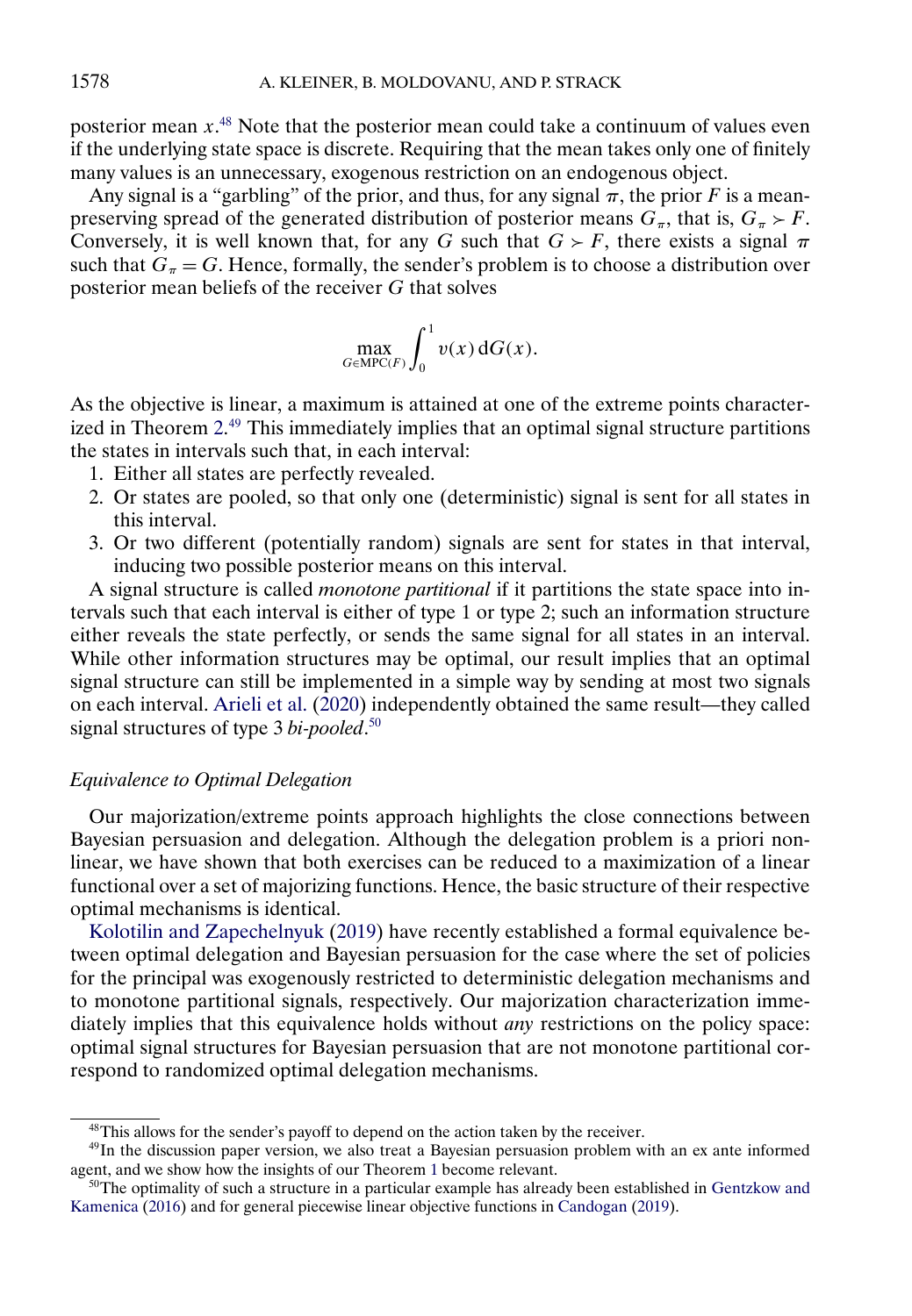posterior mean $x$.[48] Note that the posterior mean could take a continuum of values even if the underlying state space is discrete. Requiring that the mean takes only one of finitely many values is an unnecessary, exogenous restriction on an endogenous object.

Any signal is a "garbling" of the prior, and thus, for any signal $\pi$, the prior $F$ is a mean-preserving spread of the generated distribution of posterior means $G_\pi$, that is, $G_\pi \succ F$. Conversely, it is well known that, for any $G$ such that $G \succ F$, there exists a signal $\pi$ such that $G_\pi = G$. Hence, formally, the sender's problem is to choose a distribution over posterior mean beliefs of the receiver $G$ that solves

$$\max_{G \in \mathrm{MPC}(F)} \int_0^1 v(x) \, \mathrm{d}G(x).$$

As the objective is linear, a maximum is attained at one of the extreme points characterized in Theorem 2.[49] This immediately implies that an optimal signal structure partitions the states in intervals such that, in each interval:

1. Either all states are perfectly revealed.
2. Or states are pooled, so that only one (deterministic) signal is sent for all states in this interval.
3. Or two different (potentially random) signals are sent for states in that interval, inducing two possible posterior means on this interval.

A signal structure is called *monotone partitional* if it partitions the state space into intervals such that each interval is either of type 1 or type 2; such an information structure either reveals the state perfectly, or sends the same signal for all states in an interval. While other information structures may be optimal, our result implies that an optimal signal structure can still be implemented in a simple way by sending at most two signals on each interval. Arieli et al. (2020) independently obtained the same result—they called signal structures of type 3 *bi-pooled*.[50]

### *Equivalence to Optimal Delegation*

Our majorization/extreme points approach highlights the close connections between Bayesian persuasion and delegation. Although the delegation problem is a priori nonlinear, we have shown that both exercises can be reduced to a maximization of a linear functional over a set of majorizing functions. Hence, the basic structure of their respective optimal mechanisms is identical.

Kolotilin and Zapechelnyuk (2019) have recently established a formal equivalence between optimal delegation and Bayesian persuasion for the case where the set of policies for the principal was exogenously restricted to deterministic delegation mechanisms and to monotone partitional signals, respectively. Our majorization characterization immediately implies that this equivalence holds without *any* restrictions on the policy space: optimal signal structures for Bayesian persuasion that are not monotone partitional correspond to randomized optimal delegation mechanisms.

---

[48] This allows for the sender's payoff to depend on the action taken by the receiver.

[49] In the discussion paper version, we also treat a Bayesian persuasion problem with an ex ante informed agent, and we show how the insights of our Theorem 1 become relevant.

[50] The optimality of such a structure in a particular example has already been established in Gentzkow and Kamenica (2016) and for general piecewise linear objective functions in Candogan (2019).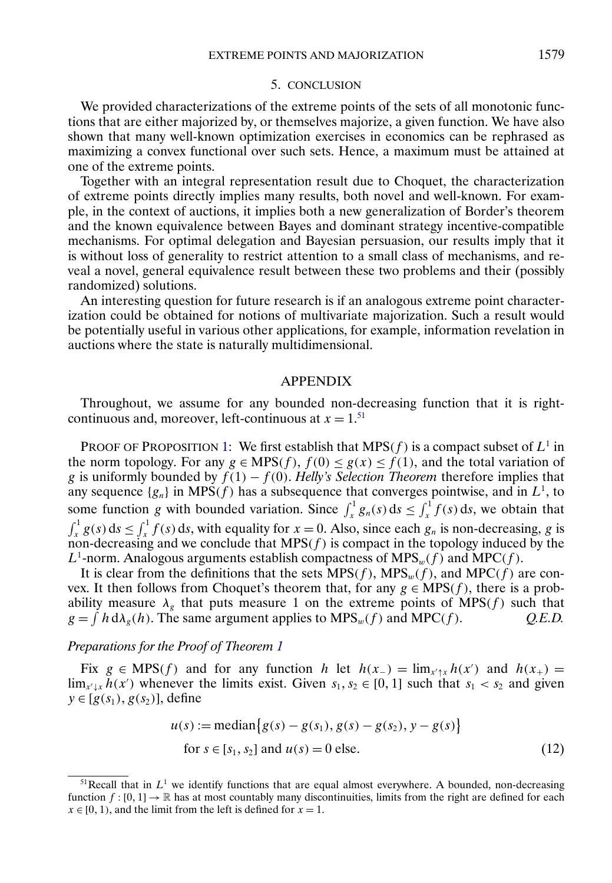## 5. CONCLUSION

We provided characterizations of the extreme points of the sets of all monotonic functions that are either majorized by, or themselves majorize, a given function. We have also shown that many well-known optimization exercises in economics can be rephrased as maximizing a convex functional over such sets. Hence, a maximum must be attained at one of the extreme points.

Together with an integral representation result due to Choquet, the characterization of extreme points directly implies many results, both novel and well-known. For example, in the context of auctions, it implies both a new generalization of Border's theorem and the known equivalence between Bayes and dominant strategy incentive-compatible mechanisms. For optimal delegation and Bayesian persuasion, our results imply that it is without loss of generality to restrict attention to a small class of mechanisms, and reveal a novel, general equivalence result between these two problems and their (possibly randomized) solutions.

An interesting question for future research is if an analogous extreme point characterization could be obtained for notions of multivariate majorization. Such a result would be potentially useful in various other applications, for example, information revelation in auctions where the state is naturally multidimensional.

## APPENDIX

Throughout, we assume for any bounded non-decreasing function that it is right-continuous and, moreover, left-continuous at $x = 1$.[51]

PROOF OF PROPOSITION 1: We first establish that $\mathrm{MPS}(f)$ is a compact subset of $L^1$ in the norm topology. For any $g \in \mathrm{MPS}(f)$, $f(0) \le g(x) \le f(1)$, and the total variation of $g$ is uniformly bounded by $f(1) - f(0)$. *Helly's Selection Theorem* therefore implies that any sequence $\{g_n\}$ in $\mathrm{MPS}(f)$ has a subsequence that converges pointwise, and in $L^1$, to some function $g$ with bounded variation. Since $\int_x^1 g_n(s)\,\mathrm{d}s \le \int_x^1 f(s)\,\mathrm{d}s$, we obtain that $\int_x^1 g(s)\,\mathrm{d}s \le \int_x^1 f(s)\,\mathrm{d}s$, with equality for $x = 0$. Also, since each $g_n$ is non-decreasing, $g$ is non-decreasing and we conclude that $\mathrm{MPS}(f)$ is compact in the topology induced by the $L^1$-norm. Analogous arguments establish compactness of $\mathrm{MPS}_w(f)$ and $\mathrm{MPC}(f)$.

It is clear from the definitions that the sets $\mathrm{MPS}(f)$, $\mathrm{MPS}_w(f)$, and $\mathrm{MPC}(f)$ are convex. It then follows from Choquet's theorem that, for any $g \in \mathrm{MPS}(f)$, there is a probability measure $\lambda_g$ that puts measure 1 on the extreme points of $\mathrm{MPS}(f)$ such that $g = \int h\,\mathrm{d}\lambda_g(h)$. The same argument applies to $\mathrm{MPS}_w(f)$ and $\mathrm{MPC}(f)$. *Q.E.D.*

### *Preparations for the Proof of Theorem 1*

Fix $g \in \mathrm{MPS}(f)$ and for any function $h$ let $h(x_-) = \lim_{x' \uparrow x} h(x')$ and $h(x_+) = \lim_{x' \downarrow x} h(x')$ whenever the limits exist. Given $s_1, s_2 \in [0, 1]$ such that $s_1 < s_2$ and given $y \in [g(s_1), g(s_2)]$, define

$$u(s) := \mathrm{median}\{g(s) - g(s_1), g(s) - g(s_2), y - g(s)\}$$
$$\text{for } s \in [s_1, s_2] \text{ and } u(s) = 0 \text{ else.} \tag{12}$$

[51] Recall that in $L^1$ we identify functions that are equal almost everywhere. A bounded, non-decreasing function $f : [0, 1] \to \mathbb{R}$ has at most countably many discontinuities, limits from the right are defined for each $x \in [0, 1)$, and the limit from the left is defined for $x = 1$.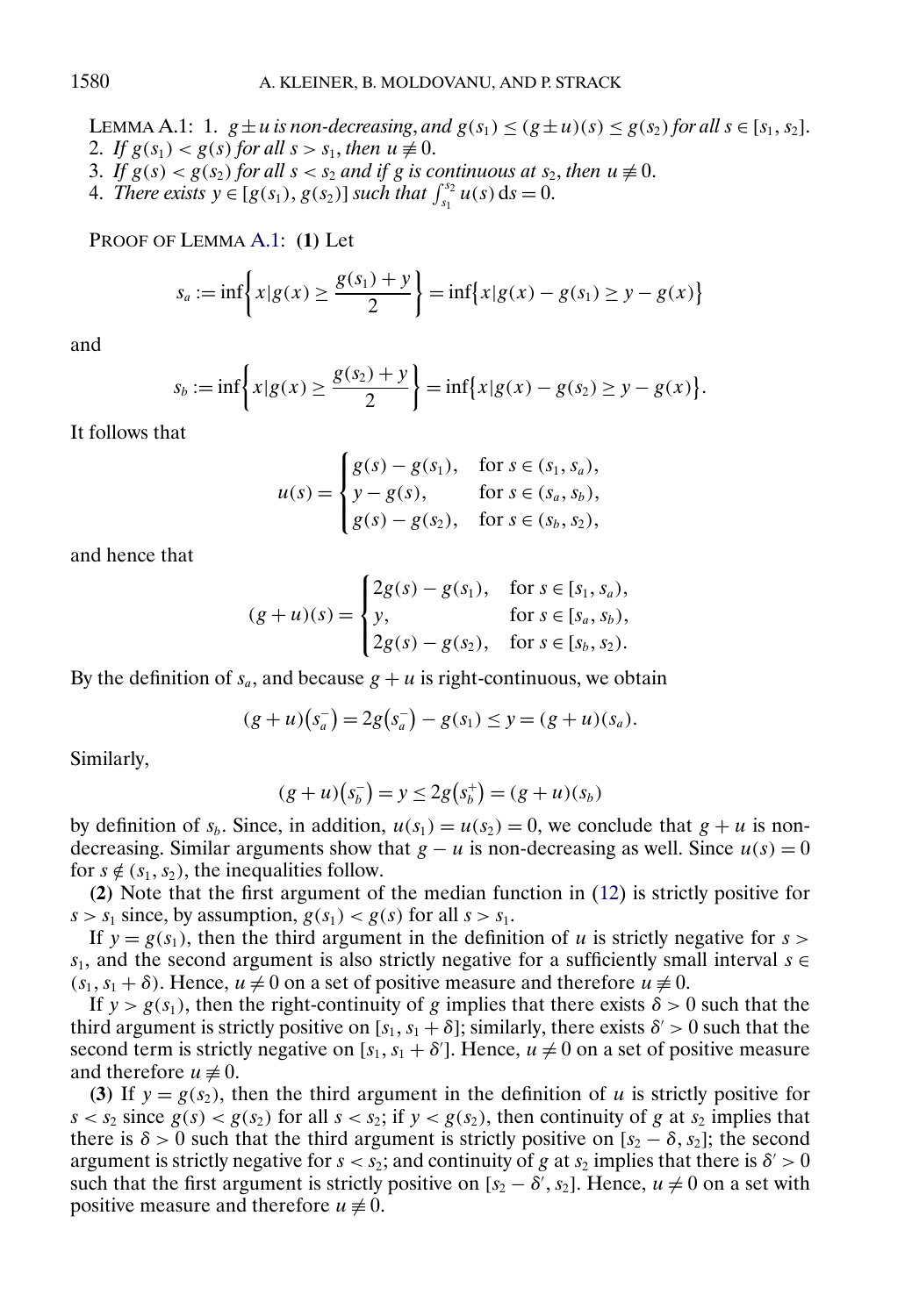LEMMA A.1: 1. $g \pm u$ *is non-decreasing, and* $g(s_1) \leq (g \pm u)(s) \leq g(s_2)$ *for all* $s \in [s_1, s_2]$.
2. *If* $g(s_1) < g(s)$ *for all* $s > s_1$, *then* $u \not\equiv 0$.
3. *If* $g(s) < g(s_2)$ *for all* $s < s_2$ *and if* $g$ *is continuous at* $s_2$, *then* $u \not\equiv 0$.
4. *There exists* $y \in [g(s_1), g(s_2)]$ *such that* $\int_{s_1}^{s_2} u(s)\,\mathrm{d}s = 0$.

PROOF OF LEMMA A.1: **(1)** Let

$$s_a := \inf\left\{x \middle| g(x) \geq \frac{g(s_1) + y}{2}\right\} = \inf\{x | g(x) - g(s_1) \geq y - g(x)\}$$

and

$$s_b := \inf\left\{x \middle| g(x) \geq \frac{g(s_2) + y}{2}\right\} = \inf\{x | g(x) - g(s_2) \geq y - g(x)\}.$$

It follows that

$$u(s) = \begin{cases} g(s) - g(s_1), & \text{for } s \in (s_1, s_a), \\ y - g(s), & \text{for } s \in (s_a, s_b), \\ g(s) - g(s_2), & \text{for } s \in (s_b, s_2), \end{cases}$$

and hence that

$$(g + u)(s) = \begin{cases} 2g(s) - g(s_1), & \text{for } s \in [s_1, s_a), \\ y, & \text{for } s \in [s_a, s_b), \\ 2g(s) - g(s_2), & \text{for } s \in [s_b, s_2). \end{cases}$$

By the definition of $s_a$, and because $g + u$ is right-continuous, we obtain

$$(g + u)(s_a^-) = 2g(s_a^-) - g(s_1) \leq y = (g + u)(s_a).$$

Similarly,

$$(g + u)(s_b^-) = y \leq 2g(s_b^+) = (g + u)(s_b)$$

by definition of $s_b$. Since, in addition, $u(s_1) = u(s_2) = 0$, we conclude that $g + u$ is non-decreasing. Similar arguments show that $g - u$ is non-decreasing as well. Since $u(s) = 0$ for $s \notin (s_1, s_2)$, the inequalities follow.

**(2)** Note that the first argument of the median function in (12) is strictly positive for $s > s_1$ since, by assumption, $g(s_1) < g(s)$ for all $s > s_1$.

If $y = g(s_1)$, then the third argument in the definition of $u$ is strictly negative for $s > s_1$, and the second argument is also strictly negative for a sufficiently small interval $s \in (s_1, s_1 + \delta)$. Hence, $u \neq 0$ on a set of positive measure and therefore $u \not\equiv 0$.

If $y > g(s_1)$, then the right-continuity of $g$ implies that there exists $\delta > 0$ such that the third argument is strictly positive on $[s_1, s_1 + \delta]$; similarly, there exists $\delta' > 0$ such that the second term is strictly negative on $[s_1, s_1 + \delta']$. Hence, $u \neq 0$ on a set of positive measure and therefore $u \not\equiv 0$.

**(3)** If $y = g(s_2)$, then the third argument in the definition of $u$ is strictly positive for $s < s_2$ since $g(s) < g(s_2)$ for all $s < s_2$; if $y < g(s_2)$, then continuity of $g$ at $s_2$ implies that there is $\delta > 0$ such that the third argument is strictly positive on $[s_2 - \delta, s_2]$; the second argument is strictly negative for $s < s_2$; and continuity of $g$ at $s_2$ implies that there is $\delta' > 0$ such that the first argument is strictly positive on $[s_2 - \delta', s_2]$. Hence, $u \neq 0$ on a set with positive measure and therefore $u \not\equiv 0$.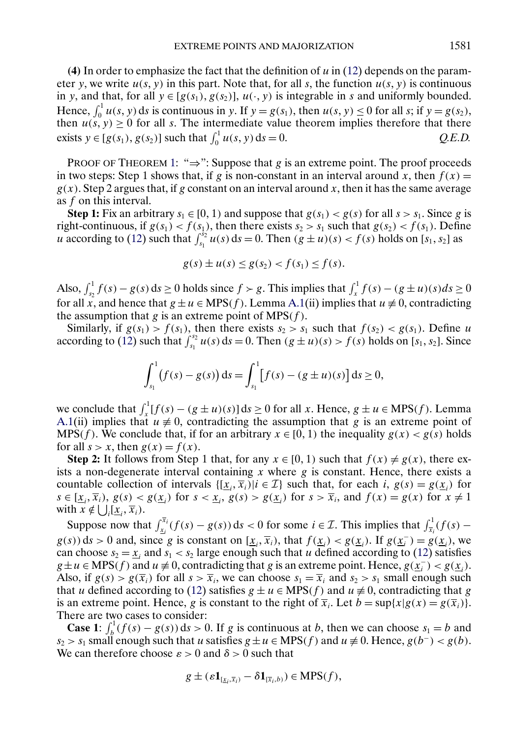**(4)** In order to emphasize the fact that the definition of $u$ in (12) depends on the parameter $y$, we write $u(s, y)$ in this part. Note that, for all $s$, the function $u(s, y)$ is continuous in $y$, and that, for all $y \in [g(s_1), g(s_2)]$, $u(\cdot, y)$ is integrable in $s$ and uniformly bounded. Hence, $\int_0^1 u(s, y)\, \mathrm{d}s$ is continuous in $y$. If $y = g(s_1)$, then $u(s, y) \leq 0$ for all $s$; if $y = g(s_2)$, then $u(s, y) \geq 0$ for all $s$. The intermediate value theorem implies therefore that there exists $y \in [g(s_1), g(s_2)]$ such that $\int_0^1 u(s, y)\, \mathrm{d}s = 0$. *Q.E.D.*

PROOF OF THEOREM 1: "$\Rightarrow$": Suppose that $g$ is an extreme point. The proof proceeds in two steps: Step 1 shows that, if $g$ is non-constant in an interval around $x$, then $f(x) = g(x)$. Step 2 argues that, if $g$ constant on an interval around $x$, then it has the same average as $f$ on this interval.

**Step 1:** Fix an arbitrary $s_1 \in [0, 1)$ and suppose that $g(s_1) < g(s)$ for all $s > s_1$. Since $g$ is right-continuous, if $g(s_1) < f(s_1)$, then there exists $s_2 > s_1$ such that $g(s_2) < f(s_1)$. Define $u$ according to (12) such that $\int_{s_1}^{s_2} u(s)\, \mathrm{d}s = 0$. Then $(g \pm u)(s) < f(s)$ holds on $[s_1, s_2]$ as

$$g(s) \pm u(s) \leq g(s_2) < f(s_1) \leq f(s).$$

Also, $\int_{s_2}^1 f(s) - g(s)\, \mathrm{d}s \geq 0$ holds since $f \succ g$. This implies that $\int_x^1 f(s) - (g \pm u)(s) ds \geq 0$ for all $x$, and hence that $g \pm u \in \mathrm{MPS}(f)$. Lemma A.1(ii) implies that $u \not\equiv 0$, contradicting the assumption that $g$ is an extreme point of $\mathrm{MPS}(f)$.

Similarly, if $g(s_1) > f(s_1)$, then there exists $s_2 > s_1$ such that $f(s_2) < g(s_1)$. Define $u$ according to (12) such that $\int_{s_1}^{s_2} u(s)\, \mathrm{d}s = 0$. Then $(g \pm u)(s) > f(s)$ holds on $[s_1, s_2]$. Since

$$\int_{s_1}^1 \big(f(s) - g(s)\big)\, \mathrm{d}s = \int_{s_1}^1 \big[f(s) - (g \pm u)(s)\big]\, \mathrm{d}s \geq 0,$$

we conclude that $\int_x^1 [f(s) - (g \pm u)(s)]\, \mathrm{d}s \geq 0$ for all $x$. Hence, $g \pm u \in \mathrm{MPS}(f)$. Lemma A.1(ii) implies that $u \not\equiv 0$, contradicting the assumption that $g$ is an extreme point of $\mathrm{MPS}(f)$. We conclude that, if for an arbitrary $x \in [0, 1)$ the inequality $g(x) < g(s)$ holds for all $s > x$, then $g(x) = f(x)$.

**Step 2:** It follows from Step 1 that, for any $x \in [0, 1)$ such that $f(x) \neq g(x)$, there exists a non-degenerate interval containing $x$ where $g$ is constant. Hence, there exists a countable collection of intervals $\{[\underline{x}_i, \overline{x}_i) | i \in \mathcal{I}\}$ such that, for each $i$, $g(s) = g(\underline{x}_i)$ for $s \in [\underline{x}_i, \overline{x}_i)$, $g(s) < g(\underline{x}_i)$ for $s < \underline{x}_i$, $g(s) > g(\underline{x}_i)$ for $s > \overline{x}_i$, and $f(x) = g(x)$ for $x \neq 1$ with $x \notin \bigcup_i [\underline{x}_i, \overline{x}_i)$.

Suppose now that $\int_{\underline{x}_i}^{\overline{x}_i} (f(s) - g(s))\, \mathrm{d}s < 0$ for some $i \in \mathcal{I}$. This implies that $\int_{\overline{x}_i}^1 (f(s) - g(s))\, \mathrm{d}s > 0$ and, since $g$ is constant on $[\underline{x}_i, \overline{x}_i)$, that $f(\underline{x}_i) < g(\underline{x}_i)$. If $g(\underline{x}_i^-) = g(\underline{x}_i)$, we can choose $s_2 = \underline{x}_i$ and $s_1 < s_2$ large enough such that $u$ defined according to (12) satisfies $g \pm u \in \mathrm{MPS}(f)$ and $u \not\equiv 0$, contradicting that $g$ is an extreme point. Hence, $g(\underline{x}_i^-) < g(\underline{x}_i)$. Also, if $g(s) > g(\overline{x}_i)$ for all $s > \overline{x}_i$, we can choose $s_1 = \overline{x}_i$ and $s_2 > s_1$ small enough such that $u$ defined according to (12) satisfies $g \pm u \in \mathrm{MPS}(f)$ and $u \not\equiv 0$, contradicting that $g$ is an extreme point. Hence, $g$ is constant to the right of $\overline{x}_i$. Let $b = \sup\{x | g(x) = g(\overline{x}_i)\}$. There are two cases to consider:

**Case 1**: $\int_b^1 (f(s) - g(s))\, \mathrm{d}s > 0$. If $g$ is continuous at $b$, then we can choose $s_1 = b$ and $s_2 > s_1$ small enough such that $u$ satisfies $g \pm u \in \mathrm{MPS}(f)$ and $u \not\equiv 0$. Hence, $g(b^-) < g(b)$. We can therefore choose $\varepsilon > 0$ and $\delta > 0$ such that

$$g \pm (\varepsilon \mathbf{1}_{[\underline{x}_i, \overline{x}_i)} - \delta \mathbf{1}_{[\overline{x}_i, b)}) \in \mathrm{MPS}(f),$$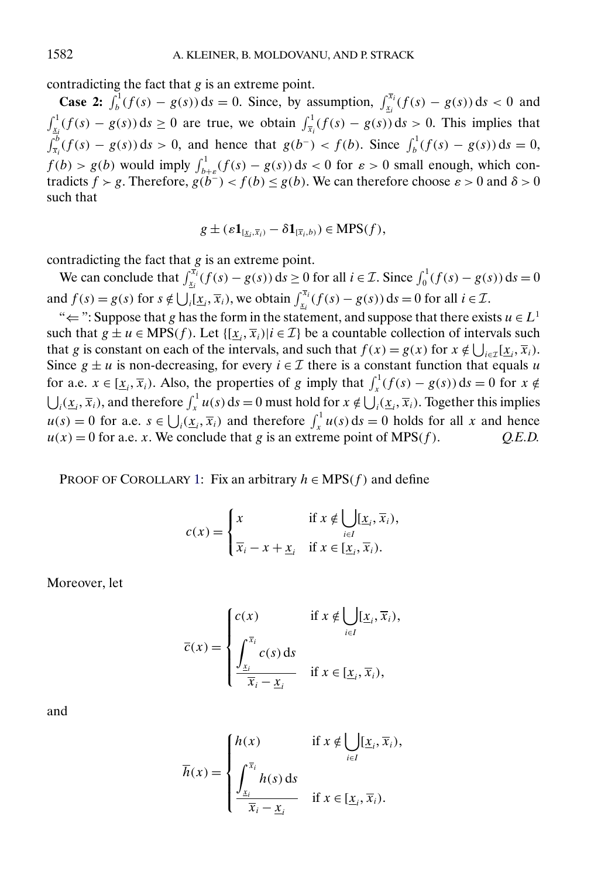contradicting the fact that $g$ is an extreme point.

**Case 2:** $\int_b^1 (f(s) - g(s))\,\mathrm{d}s = 0$. Since, by assumption, $\int_{\underline{x}_i}^{\overline{x}_i} (f(s) - g(s))\,\mathrm{d}s < 0$ and $\int_{\underline{x}_i}^1 (f(s) - g(s))\,\mathrm{d}s \geq 0$ are true, we obtain $\int_{\overline{x}_i}^1 (f(s) - g(s))\,\mathrm{d}s > 0$. This implies that $\int_{\overline{x}_i}^b (f(s) - g(s))\,\mathrm{d}s > 0$, and hence that $g(b^-) < f(b)$. Since $\int_b^1 (f(s) - g(s))\,\mathrm{d}s = 0$, $f(b) > g(b)$ would imply $\int_{b+\varepsilon}^1 (f(s) - g(s))\,\mathrm{d}s < 0$ for $\varepsilon > 0$ small enough, which contradicts $f \succ g$. Therefore, $g(b^-) < f(b) \leq g(b)$. We can therefore choose $\varepsilon > 0$ and $\delta > 0$ such that

$$g \pm (\varepsilon \mathbf{1}_{[\underline{x}_i, \overline{x}_i)} - \delta \mathbf{1}_{[\overline{x}_i, b)}) \in \mathrm{MPS}(f),$$

contradicting the fact that $g$ is an extreme point.

We can conclude that $\int_{\underline{x}_i}^{\overline{x}_i} (f(s) - g(s))\,\mathrm{d}s \geq 0$ for all $i \in \mathcal{I}$. Since $\int_0^1 (f(s) - g(s))\,\mathrm{d}s = 0$ and $f(s) = g(s)$ for $s \notin \bigcup_i [\underline{x}_i, \overline{x}_i)$, we obtain $\int_{\underline{x}_i}^{\overline{x}_i} (f(s) - g(s))\,\mathrm{d}s = 0$ for all $i \in \mathcal{I}$.

"$\Leftarrow$": Suppose that $g$ has the form in the statement, and suppose that there exists $u \in L^1$ such that $g \pm u \in \mathrm{MPS}(f)$. Let $\{[\underline{x}_i, \overline{x}_i) | i \in \mathcal{I}\}$ be a countable collection of intervals such that $g$ is constant on each of the intervals, and such that $f(x) = g(x)$ for $x \notin \bigcup_{i \in \mathcal{I}} [\underline{x}_i, \overline{x}_i)$. Since $g \pm u$ is non-decreasing, for every $i \in \mathcal{I}$ there is a constant function that equals $u$ for a.e. $x \in [\underline{x}_i, \overline{x}_i)$. Also, the properties of $g$ imply that $\int_x^1 (f(s) - g(s))\,\mathrm{d}s = 0$ for $x \notin \bigcup_i (\underline{x}_i, \overline{x}_i)$, and therefore $\int_x^1 u(s)\,\mathrm{d}s = 0$ must hold for $x \notin \bigcup_i (\underline{x}_i, \overline{x}_i)$. Together this implies $u(s) = 0$ for a.e. $s \in \bigcup_i (\underline{x}_i, \overline{x}_i)$ and therefore $\int_x^1 u(s)\,\mathrm{d}s = 0$ holds for all $x$ and hence $u(x) = 0$ for a.e. $x$. We conclude that $g$ is an extreme point of $\mathrm{MPS}(f)$. *Q.E.D.*

PROOF OF COROLLARY 1: Fix an arbitrary $h \in \mathrm{MPS}(f)$ and define

$$c(x) = \begin{cases} x & \text{if } x \notin \bigcup_{i \in I} [\underline{x}_i, \overline{x}_i), \\ \overline{x}_i - x + \underline{x}_i & \text{if } x \in [\underline{x}_i, \overline{x}_i). \end{cases}$$

Moreover, let

$$\overline{c}(x) = \begin{cases} c(x) & \text{if } x \notin \bigcup_{i \in I} [\underline{x}_i, \overline{x}_i), \\ \dfrac{\int_{\underline{x}_i}^{\overline{x}_i} c(s)\,\mathrm{d}s}{\overline{x}_i - \underline{x}_i} & \text{if } x \in [\underline{x}_i, \overline{x}_i), \end{cases}$$

and

$$\overline{h}(x) = \begin{cases} h(x) & \text{if } x \notin \bigcup_{i \in I} [\underline{x}_i, \overline{x}_i), \\ \dfrac{\int_{\underline{x}_i}^{\overline{x}_i} h(s)\,\mathrm{d}s}{\overline{x}_i - \underline{x}_i} & \text{if } x \in [\underline{x}_i, \overline{x}_i). \end{cases}$$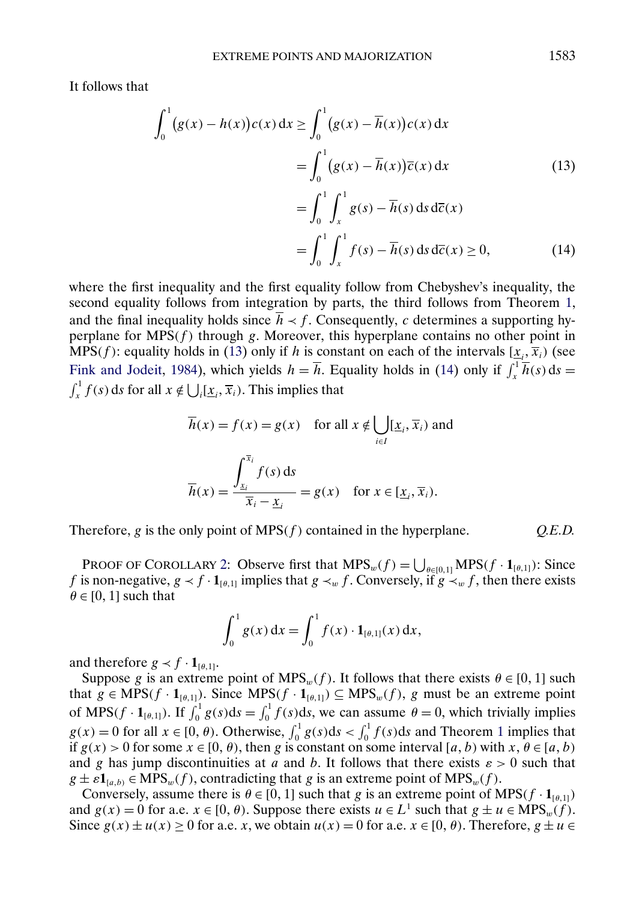It follows that

$$
\begin{aligned}
\int_0^1 \big(g(x) - h(x)\big) c(x)\,\mathrm{d}x &\geq \int_0^1 \big(g(x) - \overline{h}(x)\big) c(x)\,\mathrm{d}x \\
&= \int_0^1 \big(g(x) - \overline{h}(x)\big) \overline{c}(x)\,\mathrm{d}x \qquad (13)\\
&= \int_0^1 \int_x^1 g(s) - \overline{h}(s)\,\mathrm{d}s\,\mathrm{d}\overline{c}(x) \\
&= \int_0^1 \int_x^1 f(s) - \overline{h}(s)\,\mathrm{d}s\,\mathrm{d}\overline{c}(x) \geq 0, \qquad (14)
\end{aligned}
$$

where the first inequality and the first equality follow from Chebyshev's inequality, the second equality follows from integration by parts, the third follows from Theorem 1, and the final inequality holds since $\overline{h} \prec f$. Consequently, $c$ determines a supporting hyperplane for $\mathrm{MPS}(f)$ through $g$. Moreover, this hyperplane contains no other point in $\mathrm{MPS}(f)$: equality holds in (13) only if $h$ is constant on each of the intervals $[\underline{x}_i, \overline{x}_i)$ (see Fink and Jodeit, 1984), which yields $h = \overline{h}$. Equality holds in (14) only if $\int_x^1 \overline{h}(s)\,\mathrm{d}s = \int_x^1 f(s)\,\mathrm{d}s$ for all $x \notin \bigcup_i [\underline{x}_i, \overline{x}_i)$. This implies that

$$
\overline{h}(x) = f(x) = g(x) \quad \text{for all } x \notin \bigcup_{i \in I} [\underline{x}_i, \overline{x}_i) \text{ and}
$$

$$
\overline{h}(x) = \frac{\displaystyle\int_{\underline{x}_i}^{\overline{x}_i} f(s)\,\mathrm{d}s}{\overline{x}_i - \underline{x}_i} = g(x) \quad \text{for } x \in [\underline{x}_i, \overline{x}_i).
$$

Therefore, $g$ is the only point of $\mathrm{MPS}(f)$ contained in the hyperplane. *Q.E.D.*

PROOF OF COROLLARY 2: Observe first that $\mathrm{MPS}_w(f) = \bigcup_{\theta \in [0,1]} \mathrm{MPS}(f \cdot \mathbf{1}_{[\theta,1]})$: Since $f$ is non-negative, $g \prec f \cdot \mathbf{1}_{[\theta,1]}$ implies that $g \prec_w f$. Conversely, if $g \prec_w f$, then there exists $\theta \in [0,1]$ such that

$$
\int_0^1 g(x)\,\mathrm{d}x = \int_0^1 f(x) \cdot \mathbf{1}_{[\theta,1]}(x)\,\mathrm{d}x,
$$

and therefore $g \prec f \cdot \mathbf{1}_{[\theta,1]}$.

Suppose $g$ is an extreme point of $\mathrm{MPS}_w(f)$. It follows that there exists $\theta \in [0,1]$ such that $g \in \mathrm{MPS}(f \cdot \mathbf{1}_{[\theta,1]})$. Since $\mathrm{MPS}(f \cdot \mathbf{1}_{[\theta,1]}) \subseteq \mathrm{MPS}_w(f)$, $g$ must be an extreme point of $\mathrm{MPS}(f \cdot \mathbf{1}_{[\theta,1]})$. If $\int_0^1 g(s)\mathrm{d}s = \int_0^1 f(s)\mathrm{d}s$, we can assume $\theta = 0$, which trivially implies $g(x) = 0$ for all $x \in [0, \theta)$. Otherwise, $\int_0^1 g(s)\mathrm{d}s < \int_0^1 f(s)\mathrm{d}s$ and Theorem 1 implies that if $g(x) > 0$ for some $x \in [0, \theta)$, then $g$ is constant on some interval $[a, b)$ with $x, \theta \in [a, b)$ and $g$ has jump discontinuities at $a$ and $b$. It follows that there exists $\varepsilon > 0$ such that $g \pm \varepsilon \mathbf{1}_{[a,b)} \in \mathrm{MPS}_w(f)$, contradicting that $g$ is an extreme point of $\mathrm{MPS}_w(f)$.

Conversely, assume there is $\theta \in [0,1]$ such that $g$ is an extreme point of $\mathrm{MPS}(f \cdot \mathbf{1}_{[\theta,1]})$ and $g(x) = 0$ for a.e. $x \in [0, \theta)$. Suppose there exists $u \in L^1$ such that $g \pm u \in \mathrm{MPS}_w(f)$. Since $g(x) \pm u(x) \geq 0$ for a.e. $x$, we obtain $u(x) = 0$ for a.e. $x \in [0, \theta)$. Therefore, $g \pm u \in$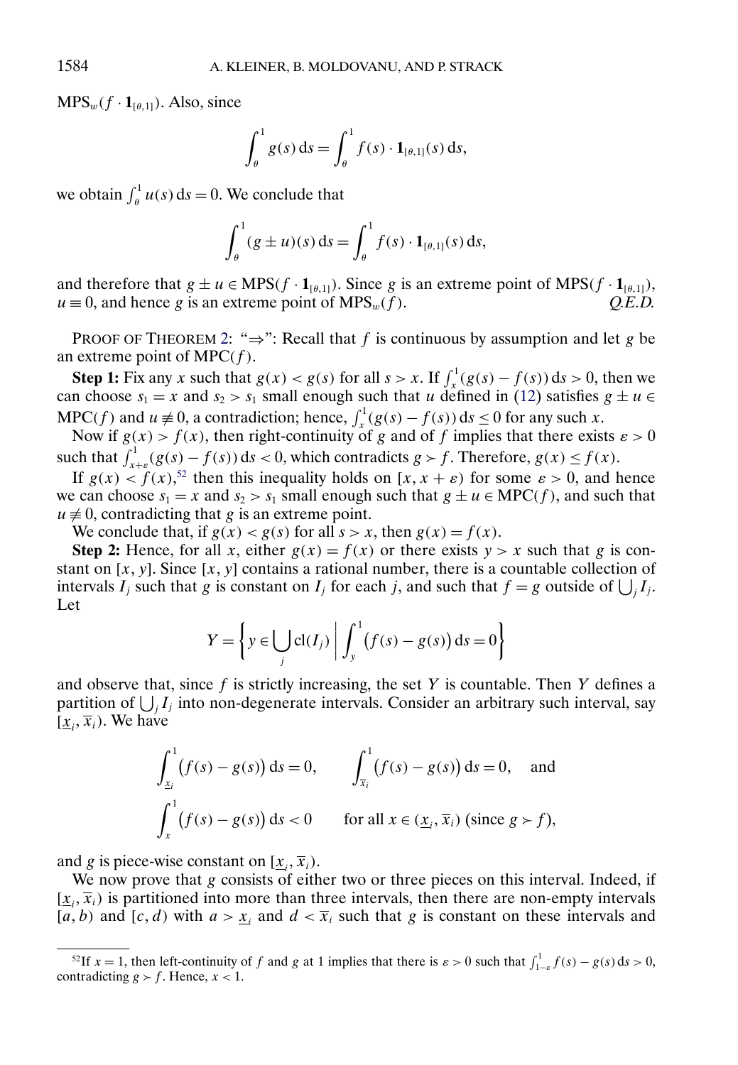$\text{MPS}_w(f \cdot \mathbf{1}_{[\theta,1]})$. Also, since

$$\int_\theta^1 g(s)\,\mathrm{d}s = \int_\theta^1 f(s) \cdot \mathbf{1}_{[\theta,1]}(s)\,\mathrm{d}s,$$

we obtain $\int_\theta^1 u(s)\,\mathrm{d}s = 0$. We conclude that

$$\int_\theta^1 (g \pm u)(s)\,\mathrm{d}s = \int_\theta^1 f(s) \cdot \mathbf{1}_{[\theta,1]}(s)\,\mathrm{d}s,$$

and therefore that $g \pm u \in \text{MPS}(f \cdot \mathbf{1}_{[\theta,1]})$. Since $g$ is an extreme point of $\text{MPS}(f \cdot \mathbf{1}_{[\theta,1]})$, $u \equiv 0$, and hence $g$ is an extreme point of $\text{MPS}_w(f)$. *Q.E.D.*

PROOF OF THEOREM 2: "$\Rightarrow$": Recall that $f$ is continuous by assumption and let $g$ be an extreme point of $\text{MPC}(f)$.

**Step 1:** Fix any $x$ such that $g(x) < g(s)$ for all $s > x$. If $\int_x^1 (g(s) - f(s))\,\mathrm{d}s > 0$, then we can choose $s_1 = x$ and $s_2 > s_1$ small enough such that $u$ defined in (12) satisfies $g \pm u \in \text{MPC}(f)$ and $u \not\equiv 0$, a contradiction; hence, $\int_x^1 (g(s) - f(s))\,\mathrm{d}s \le 0$ for any such $x$.

Now if $g(x) > f(x)$, then right-continuity of $g$ and of $f$ implies that there exists $\varepsilon > 0$ such that $\int_{x+\varepsilon}^1 (g(s) - f(s))\,\mathrm{d}s < 0$, which contradicts $g \succ f$. Therefore, $g(x) \le f(x)$.

If $g(x) < f(x)$,[52] then this inequality holds on $[x, x+\varepsilon)$ for some $\varepsilon > 0$, and hence we can choose $s_1 = x$ and $s_2 > s_1$ small enough such that $g \pm u \in \text{MPC}(f)$, and such that $u \not\equiv 0$, contradicting that $g$ is an extreme point.

We conclude that, if $g(x) < g(s)$ for all $s > x$, then $g(x) = f(x)$.

**Step 2:** Hence, for all $x$, either $g(x) = f(x)$ or there exists $y > x$ such that $g$ is constant on $[x, y]$. Since $[x, y]$ contains a rational number, there is a countable collection of intervals $I_j$ such that $g$ is constant on $I_j$ for each $j$, and such that $f = g$ outside of $\bigcup_j I_j$. Let

$$Y = \left\{ y \in \bigcup_j \text{cl}(I_j) \;\middle|\; \int_y^1 \big(f(s) - g(s)\big)\,\mathrm{d}s = 0 \right\}$$

and observe that, since $f$ is strictly increasing, the set $Y$ is countable. Then $Y$ defines a partition of $\bigcup_j I_j$ into non-degenerate intervals. Consider an arbitrary such interval, say $[\underline{x}_i, \overline{x}_i)$. We have

$$\int_{\underline{x}_i}^1 \big(f(s) - g(s)\big)\,\mathrm{d}s = 0, \qquad \int_{\overline{x}_i}^1 \big(f(s) - g(s)\big)\,\mathrm{d}s = 0, \quad \text{and}$$

$$\int_x^1 \big(f(s) - g(s)\big)\,\mathrm{d}s < 0 \qquad \text{for all } x \in (\underline{x}_i, \overline{x}_i) \text{ (since } g \succ f\text{)},$$

and $g$ is piece-wise constant on $[\underline{x}_i, \overline{x}_i)$.

We now prove that $g$ consists of either two or three pieces on this interval. Indeed, if $[\underline{x}_i, \overline{x}_i)$ is partitioned into more than three intervals, then there are non-empty intervals $[a, b)$ and $[c, d)$ with $a > \underline{x}_i$ and $d < \overline{x}_i$ such that $g$ is constant on these intervals and

---

[52] If $x = 1$, then left-continuity of $f$ and $g$ at 1 implies that there is $\varepsilon > 0$ such that $\int_{1-\varepsilon}^1 f(s) - g(s)\,\mathrm{d}s > 0$, contradicting $g \succ f$. Hence, $x < 1$.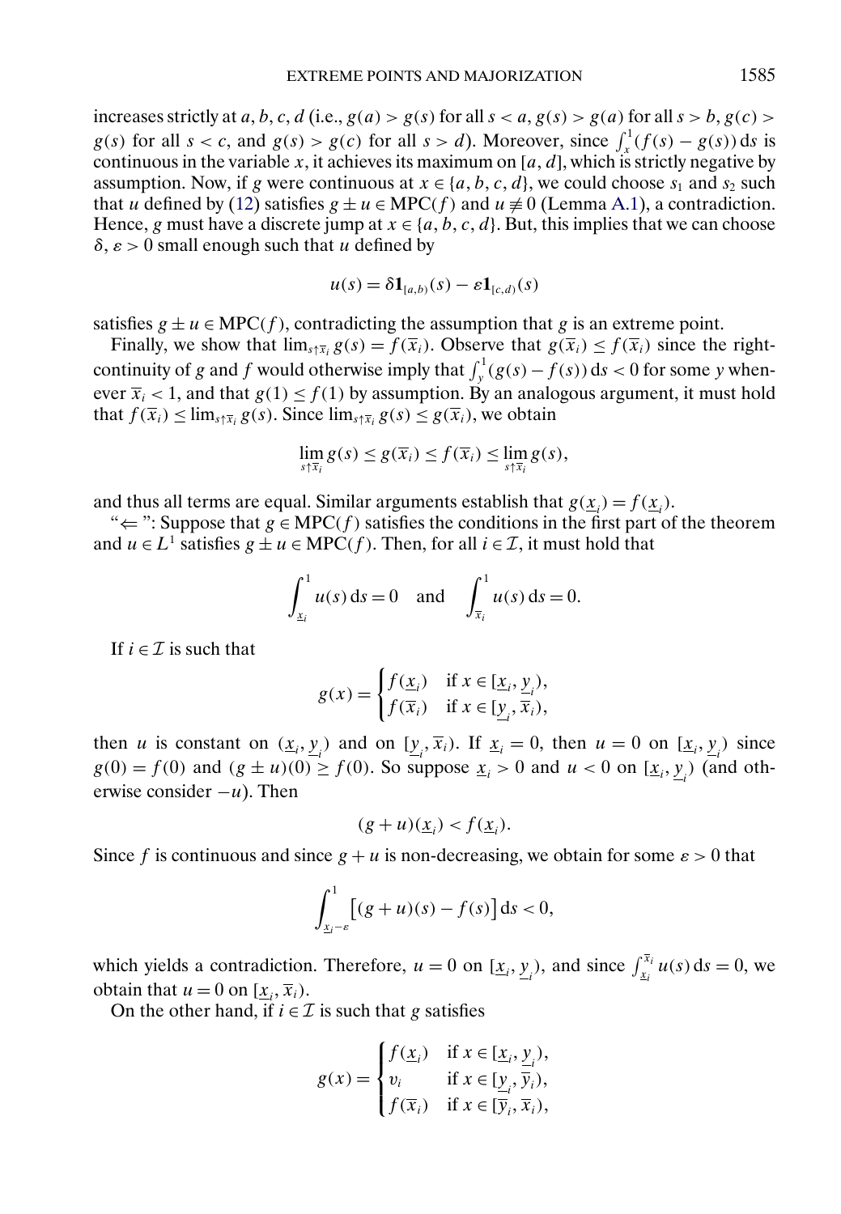increases strictly at $a, b, c, d$ (i.e., $g(a) > g(s)$ for all $s < a$, $g(s) > g(a)$ for all $s > b$, $g(c) > g(s)$ for all $s < c$, and $g(s) > g(c)$ for all $s > d$). Moreover, since $\int_x^1 (f(s) - g(s))\,\mathrm{d}s$ is continuous in the variable $x$, it achieves its maximum on $[a, d]$, which is strictly negative by assumption. Now, if $g$ were continuous at $x \in \{a, b, c, d\}$, we could choose $s_1$ and $s_2$ such that $u$ defined by (12) satisfies $g \pm u \in \mathrm{MPC}(f)$ and $u \not\equiv 0$ (Lemma A.1), a contradiction. Hence, $g$ must have a discrete jump at $x \in \{a, b, c, d\}$. But, this implies that we can choose $\delta, \varepsilon > 0$ small enough such that $u$ defined by

$$u(s) = \delta \mathbf{1}_{[a,b)}(s) - \varepsilon \mathbf{1}_{[c,d)}(s)$$

satisfies $g \pm u \in \mathrm{MPC}(f)$, contradicting the assumption that $g$ is an extreme point.

Finally, we show that $\lim_{s \uparrow \overline{x}_i} g(s) = f(\overline{x}_i)$. Observe that $g(\overline{x}_i) \leq f(\overline{x}_i)$ since the right-continuity of $g$ and $f$ would otherwise imply that $\int_y^1 (g(s) - f(s))\,\mathrm{d}s < 0$ for some $y$ whenever $\overline{x}_i < 1$, and that $g(1) \leq f(1)$ by assumption. By an analogous argument, it must hold that $f(\overline{x}_i) \leq \lim_{s \uparrow \overline{x}_i} g(s)$. Since $\lim_{s \uparrow \overline{x}_i} g(s) \leq g(\overline{x}_i)$, we obtain

$$\lim_{s \uparrow \overline{x}_i} g(s) \leq g(\overline{x}_i) \leq f(\overline{x}_i) \leq \lim_{s \uparrow \overline{x}_i} g(s),$$

and thus all terms are equal. Similar arguments establish that $g(\underline{x}_i) = f(\underline{x}_i)$.

"$\Leftarrow$": Suppose that $g \in \mathrm{MPC}(f)$ satisfies the conditions in the first part of the theorem and $u \in L^1$ satisfies $g \pm u \in \mathrm{MPC}(f)$. Then, for all $i \in \mathcal{I}$, it must hold that

$$\int_{\underline{x}_i}^1 u(s)\,\mathrm{d}s = 0 \quad \text{and} \quad \int_{\overline{x}_i}^1 u(s)\,\mathrm{d}s = 0.$$

If $i \in \mathcal{I}$ is such that

$$g(x) = \begin{cases} f(\underline{x}_i) & \text{if } x \in [\underline{x}_i, \underline{y}_i), \\ f(\overline{x}_i) & \text{if } x \in [\underline{y}_i, \overline{x}_i), \end{cases}$$

then $u$ is constant on $(\underline{x}_i, \underline{y}_i)$ and on $[\underline{y}_i, \overline{x}_i)$. If $\underline{x}_i = 0$, then $u = 0$ on $[\underline{x}_i, \underline{y}_i)$ since $g(0) = f(0)$ and $(g \pm u)(0) \geq f(0)$. So suppose $\underline{x}_i > 0$ and $u < 0$ on $[\underline{x}_i, \underline{y}_i)$ (and otherwise consider $-u$). Then

$$(g + u)(\underline{x}_i) < f(\underline{x}_i).$$

Since $f$ is continuous and since $g + u$ is non-decreasing, we obtain for some $\varepsilon > 0$ that

$$\int_{\underline{x}_i - \varepsilon}^1 \left[(g + u)(s) - f(s)\right]\mathrm{d}s < 0,$$

which yields a contradiction. Therefore, $u = 0$ on $[\underline{x}_i, \underline{y}_i)$, and since $\int_{\underline{x}_i}^{\overline{x}_i} u(s)\,\mathrm{d}s = 0$, we obtain that $u = 0$ on $[\underline{x}_i, \overline{x}_i)$.

On the other hand, if $i \in \mathcal{I}$ is such that $g$ satisfies

$$g(x) = \begin{cases} f(\underline{x}_i) & \text{if } x \in [\underline{x}_i, \underline{y}_i), \\ v_i & \text{if } x \in [\underline{y}_i, \overline{y}_i), \\ f(\overline{x}_i) & \text{if } x \in [\overline{y}_i, \overline{x}_i), \end{cases}$$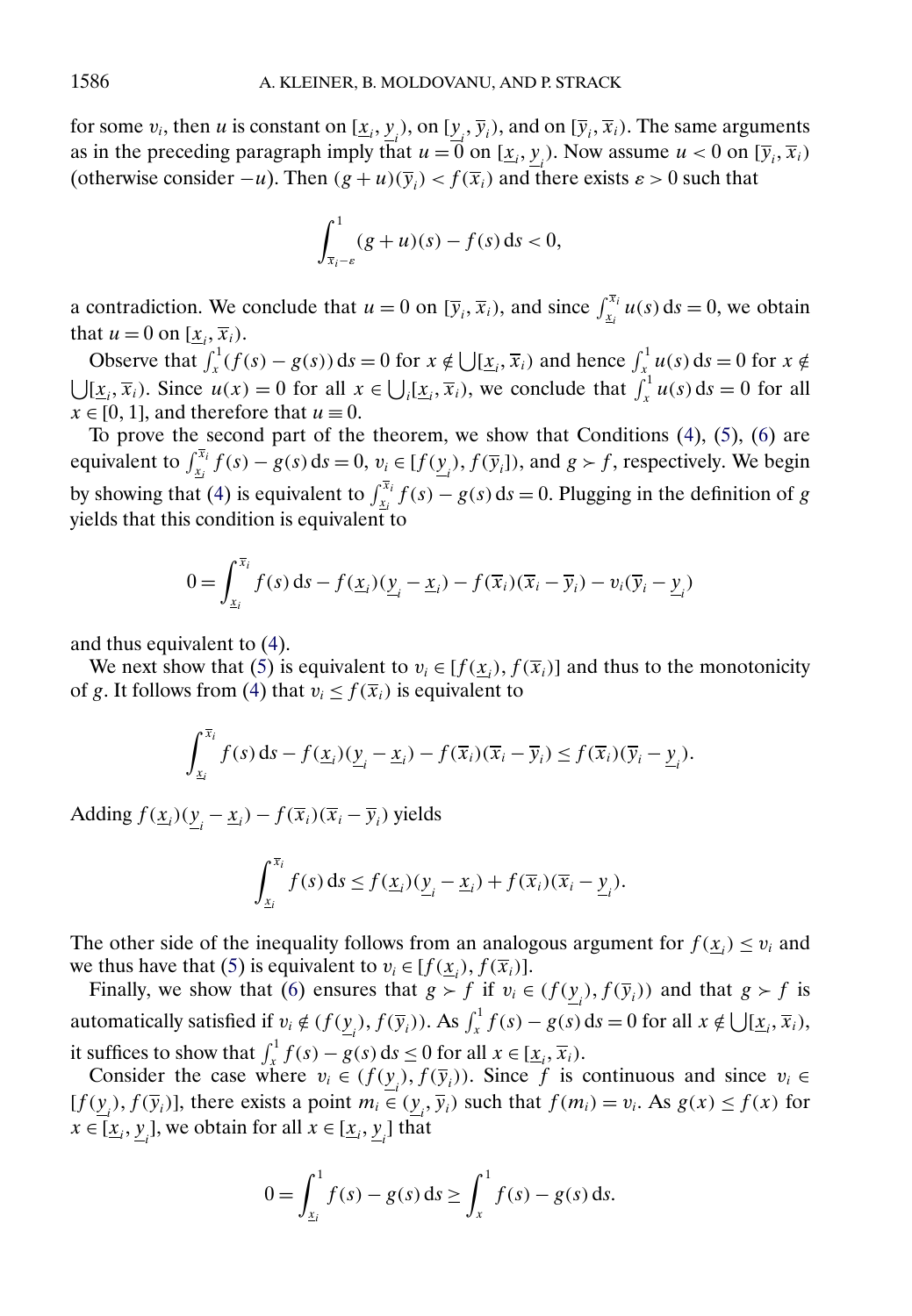for some $v_i$, then $u$ is constant on $[\underline{x}_i, \underline{y}_i)$, on $[\underline{y}_i, \overline{y}_i)$, and on $[\overline{y}_i, \overline{x}_i)$. The same arguments as in the preceding paragraph imply that $u = 0$ on $[\underline{x}_i, \underline{y}_i)$. Now assume $u < 0$ on $[\overline{y}_i, \overline{x}_i)$ (otherwise consider $-u$). Then $(g+u)(\overline{y}_i) < f(\overline{x}_i)$ and there exists $\varepsilon > 0$ such that

$$\int_{\overline{x}_i - \varepsilon}^{1} (g+u)(s) - f(s)\,\mathrm{d}s < 0,$$

a contradiction. We conclude that $u = 0$ on $[\overline{y}_i, \overline{x}_i)$, and since $\int_{\underline{x}_i}^{\overline{x}_i} u(s)\,\mathrm{d}s = 0$, we obtain that $u = 0$ on $[\underline{x}_i, \overline{x}_i)$.

Observe that $\int_x^1 (f(s) - g(s))\,\mathrm{d}s = 0$ for $x \notin \bigcup [\underline{x}_i, \overline{x}_i)$ and hence $\int_x^1 u(s)\,\mathrm{d}s = 0$ for $x \notin \bigcup [\underline{x}_i, \overline{x}_i)$. Since $u(x) = 0$ for all $x \in \bigcup_i [\underline{x}_i, \overline{x}_i)$, we conclude that $\int_x^1 u(s)\,\mathrm{d}s = 0$ for all $x \in [0, 1]$, and therefore that $u \equiv 0$.

To prove the second part of the theorem, we show that Conditions (4), (5), (6) are equivalent to $\int_{\underline{x}_i}^{\overline{x}_i} f(s) - g(s)\,\mathrm{d}s = 0$, $v_i \in [f(\underline{y}_i), f(\overline{y}_i)]$, and $g \succ f$, respectively. We begin by showing that (4) is equivalent to $\int_{\underline{x}_i}^{\overline{x}_i} f(s) - g(s)\,\mathrm{d}s = 0$. Plugging in the definition of $g$ yields that this condition is equivalent to

$$0 = \int_{\underline{x}_i}^{\overline{x}_i} f(s)\,\mathrm{d}s - f(\underline{x}_i)(\underline{y}_i - \underline{x}_i) - f(\overline{x}_i)(\overline{x}_i - \overline{y}_i) - v_i(\overline{y}_i - \underline{y}_i)$$

and thus equivalent to (4).

We next show that (5) is equivalent to $v_i \in [f(\underline{x}_i), f(\overline{x}_i)]$ and thus to the monotonicity of $g$. It follows from (4) that $v_i \leq f(\overline{x}_i)$ is equivalent to

$$\int_{\underline{x}_i}^{\overline{x}_i} f(s)\,\mathrm{d}s - f(\underline{x}_i)(\underline{y}_i - \underline{x}_i) - f(\overline{x}_i)(\overline{x}_i - \overline{y}_i) \leq f(\overline{x}_i)(\overline{y}_i - \underline{y}_i).$$

Adding $f(\underline{x}_i)(\underline{y}_i - \underline{x}_i) - f(\overline{x}_i)(\overline{x}_i - \overline{y}_i)$ yields

$$\int_{\underline{x}_i}^{\overline{x}_i} f(s)\,\mathrm{d}s \leq f(\underline{x}_i)(\underline{y}_i - \underline{x}_i) + f(\overline{x}_i)(\overline{x}_i - \underline{y}_i).$$

The other side of the inequality follows from an analogous argument for $f(\underline{x}_i) \leq v_i$ and we thus have that (5) is equivalent to $v_i \in [f(\underline{x}_i), f(\overline{x}_i)]$.

Finally, we show that (6) ensures that $g \succ f$ if $v_i \in (f(\underline{y}_i), f(\overline{y}_i))$ and that $g \succ f$ is automatically satisfied if $v_i \notin (f(\underline{y}_i), f(\overline{y}_i))$. As $\int_x^1 f(s) - g(s)\,\mathrm{d}s = 0$ for all $x \notin \bigcup [\underline{x}_i, \overline{x}_i)$, it suffices to show that $\int_x^1 f(s) - g(s)\,\mathrm{d}s \leq 0$ for all $x \in [\underline{x}_i, \overline{x}_i)$.

Consider the case where $v_i \in (f(\underline{y}_i), f(\overline{y}_i))$. Since $f$ is continuous and since $v_i \in [f(\underline{y}_i), f(\overline{y}_i)]$, there exists a point $m_i \in (\underline{y}_i, \overline{y}_i)$ such that $f(m_i) = v_i$. As $g(x) \leq f(x)$ for $x \in [\underline{x}_i, \underline{y}_i]$, we obtain for all $x \in [\underline{x}_i, \underline{y}_i]$ that

$$0 = \int_{\underline{x}_i}^{1} f(s) - g(s)\,\mathrm{d}s \geq \int_x^1 f(s) - g(s)\,\mathrm{d}s.$$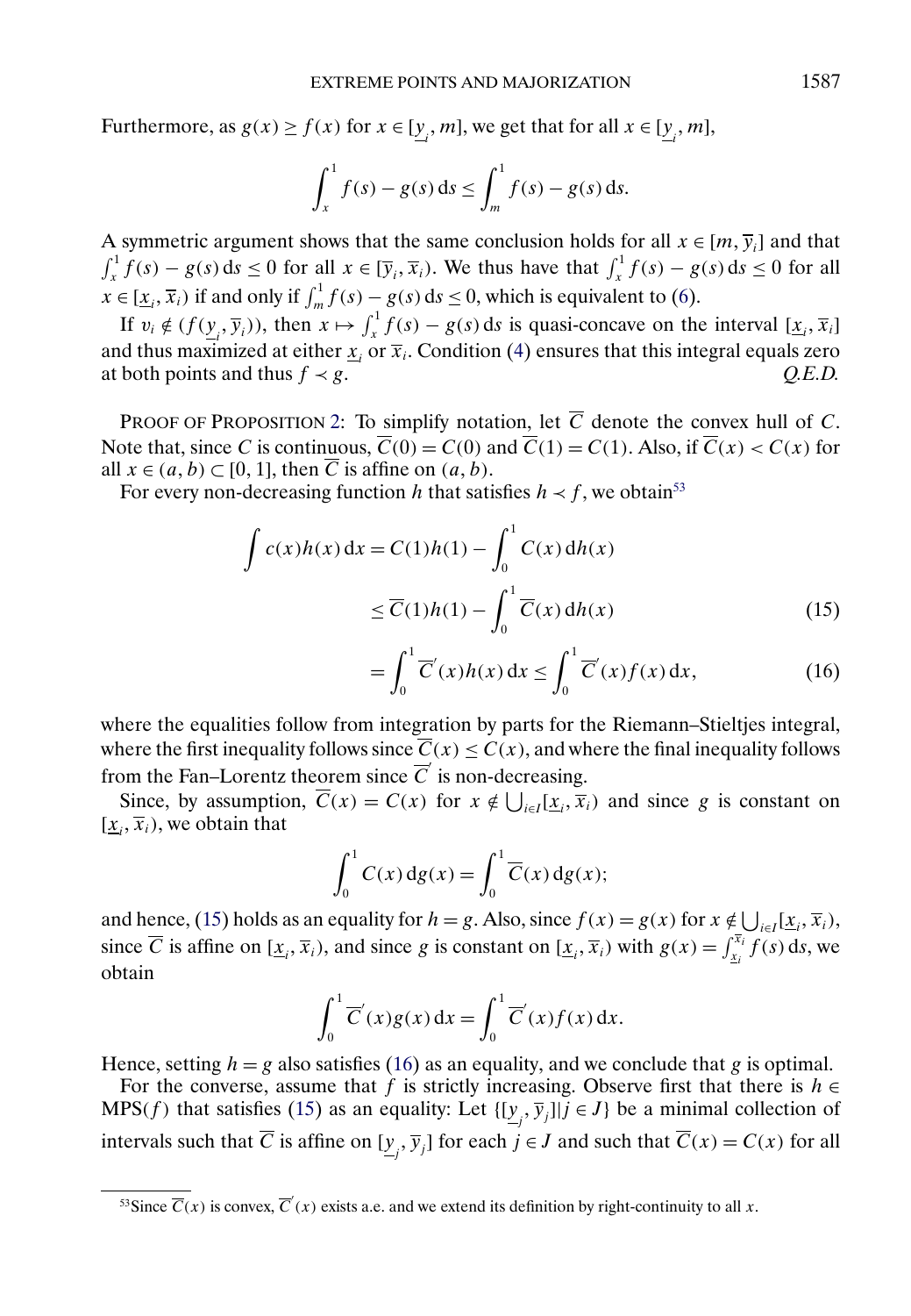Furthermore, as $g(x) \geq f(x)$ for $x \in [\underline{y}_i, m]$, we get that for all $x \in [\underline{y}_i, m]$,

$$\int_x^1 f(s) - g(s)\,\mathrm{d}s \leq \int_m^1 f(s) - g(s)\,\mathrm{d}s.$$

A symmetric argument shows that the same conclusion holds for all $x \in [m, \overline{y}_i]$ and that $\int_x^1 f(s) - g(s)\,\mathrm{d}s \leq 0$ for all $x \in [\overline{y}_i, \overline{x}_i)$. We thus have that $\int_x^1 f(s) - g(s)\,\mathrm{d}s \leq 0$ for all $x \in [\underline{x}_i, \overline{x}_i)$ if and only if $\int_m^1 f(s) - g(s)\,\mathrm{d}s \leq 0$, which is equivalent to (6).

If $v_i \notin (f(\underline{y}_i, \overline{y}_i))$, then $x \mapsto \int_x^1 f(s) - g(s)\,\mathrm{d}s$ is quasi-concave on the interval $[\underline{x}_i, \overline{x}_i]$ and thus maximized at either $\underline{x}_i$ or $\overline{x}_i$. Condition (4) ensures that this integral equals zero at both points and thus $f \prec g$. *Q.E.D.*

PROOF OF PROPOSITION 2: To simplify notation, let $\overline{C}$ denote the convex hull of $C$. Note that, since $C$ is continuous, $\overline{C}(0) = C(0)$ and $\overline{C}(1) = C(1)$. Also, if $\overline{C}(x) < C(x)$ for all $x \in (a, b) \subset [0, 1]$, then $\overline{C}$ is affine on $(a, b)$.

For every non-decreasing function $h$ that satisfies $h \prec f$, we obtain[53]

$$\begin{aligned}
\int c(x)h(x)\,\mathrm{d}x &= C(1)h(1) - \int_0^1 C(x)\,\mathrm{d}h(x) \\
&\leq \overline{C}(1)h(1) - \int_0^1 \overline{C}(x)\,\mathrm{d}h(x) \qquad (15) \\
&= \int_0^1 \overline{C}'(x)h(x)\,\mathrm{d}x \leq \int_0^1 \overline{C}'(x)f(x)\,\mathrm{d}x, \qquad (16)
\end{aligned}$$

where the equalities follow from integration by parts for the Riemann–Stieltjes integral, where the first inequality follows since $\overline{C}(x) \leq C(x)$, and where the final inequality follows from the Fan–Lorentz theorem since $\overline{C}'$ is non-decreasing.

Since, by assumption, $\overline{C}(x) = C(x)$ for $x \notin \bigcup_{i \in I}[\underline{x}_i, \overline{x}_i)$ and since $g$ is constant on $[\underline{x}_i, \overline{x}_i)$, we obtain that

$$\int_0^1 C(x)\,\mathrm{d}g(x) = \int_0^1 \overline{C}(x)\,\mathrm{d}g(x);$$

and hence, (15) holds as an equality for $h = g$. Also, since $f(x) = g(x)$ for $x \notin \bigcup_{i \in I}[\underline{x}_i, \overline{x}_i)$, since $\overline{C}$ is affine on $[\underline{x}_i, \overline{x}_i)$, and since $g$ is constant on $[\underline{x}_i, \overline{x}_i)$ with $g(x) = \int_{\underline{x}_i}^{\overline{x}_i} f(s)\,\mathrm{d}s$, we obtain

$$\int_0^1 \overline{C}'(x)g(x)\,\mathrm{d}x = \int_0^1 \overline{C}'(x)f(x)\,\mathrm{d}x.$$

Hence, setting $h = g$ also satisfies (16) as an equality, and we conclude that $g$ is optimal.

For the converse, assume that $f$ is strictly increasing. Observe first that there is $h \in \text{MPS}(f)$ that satisfies (15) as an equality: Let $\{[\underline{y}_j, \overline{y}_j] | j \in J\}$ be a minimal collection of intervals such that $\overline{C}$ is affine on $[\underline{y}_j, \overline{y}_j]$ for each $j \in J$ and such that $\overline{C}(x) = C(x)$ for all

[53] Since $\overline{C}(x)$ is convex, $\overline{C}'(x)$ exists a.e. and we extend its definition by right-continuity to all $x$.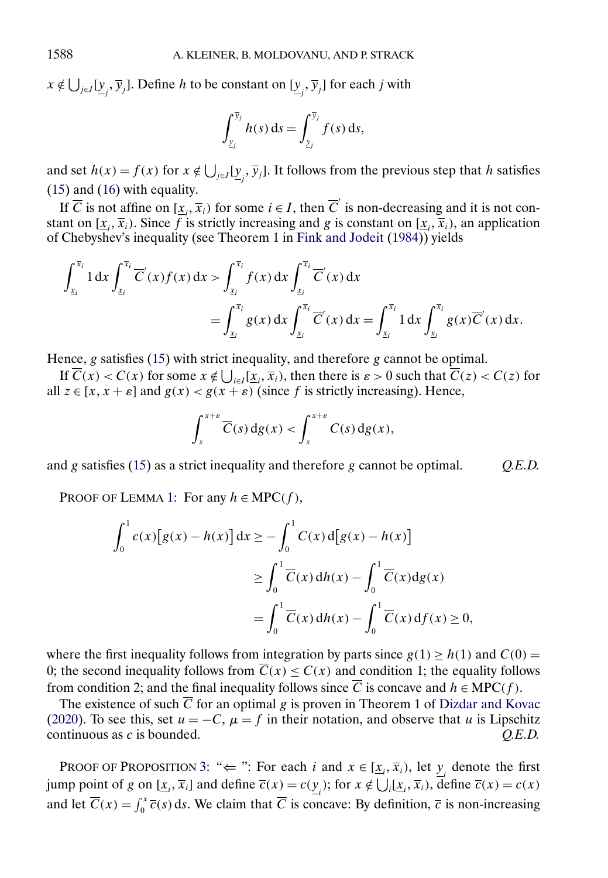$x \notin \bigcup_{j\in J}[\underline{y}_j, \overline{y}_j]$. Define $h$ to be constant on $[\underline{y}_j, \overline{y}_j]$ for each $j$ with

$$\int_{\underline{y}_j}^{\overline{y}_j} h(s)\,\mathrm{d}s = \int_{\underline{y}_j}^{\overline{y}_j} f(s)\,\mathrm{d}s,$$

and set $h(x) = f(x)$ for $x \notin \bigcup_{j\in J}[\underline{y}_j, \overline{y}_j]$. It follows from the previous step that $h$ satisfies (15) and (16) with equality.

If $\overline{C}$ is not affine on $[\underline{x}_i, \overline{x}_i)$ for some $i \in I$, then $\overline{C}'$ is non-decreasing and it is not constant on $[\underline{x}_i, \overline{x}_i)$. Since $f$ is strictly increasing and $g$ is constant on $[\underline{x}_i, \overline{x}_i)$, an application of Chebyshev's inequality (see Theorem 1 in Fink and Jodeit (1984)) yields

$$\begin{aligned}\int_{\underline{x}_i}^{\overline{x}_i} 1\,\mathrm{d}x \int_{\underline{x}_i}^{\overline{x}_i} \overline{C}'(x) f(x)\,\mathrm{d}x &> \int_{\underline{x}_i}^{\overline{x}_i} f(x)\,\mathrm{d}x \int_{\underline{x}_i}^{\overline{x}_i} \overline{C}'(x)\,\mathrm{d}x \\ &= \int_{\underline{x}_i}^{\overline{x}_i} g(x)\,\mathrm{d}x \int_{\underline{x}_i}^{\overline{x}_i} \overline{C}'(x)\,\mathrm{d}x = \int_{\underline{x}_i}^{\overline{x}_i} 1\,\mathrm{d}x \int_{\underline{x}_i}^{\overline{x}_i} g(x)\overline{C}'(x)\,\mathrm{d}x.\end{aligned}$$

Hence, $g$ satisfies (15) with strict inequality, and therefore $g$ cannot be optimal.

If $\overline{C}(x) < C(x)$ for some $x \notin \bigcup_{i\in I}[\underline{x}_i, \overline{x}_i)$, then there is $\varepsilon > 0$ such that $\overline{C}(z) < C(z)$ for all $z \in [x, x+\varepsilon]$ and $g(x) < g(x+\varepsilon)$ (since $f$ is strictly increasing). Hence,

$$\int_x^{x+\varepsilon} \overline{C}(s)\,\mathrm{d}g(x) < \int_x^{x+\varepsilon} C(s)\,\mathrm{d}g(x),$$

and $g$ satisfies (15) as a strict inequality and therefore $g$ cannot be optimal. *Q.E.D.*

PROOF OF LEMMA 1: For any $h \in \mathrm{MPC}(f)$,

$$\begin{aligned}\int_0^1 c(x)\big[g(x) - h(x)\big]\,\mathrm{d}x &\geq -\int_0^1 C(x)\,\mathrm{d}\big[g(x) - h(x)\big] \\ &\geq \int_0^1 \overline{C}(x)\,\mathrm{d}h(x) - \int_0^1 \overline{C}(x)\mathrm{d}g(x) \\ &= \int_0^1 \overline{C}(x)\,\mathrm{d}h(x) - \int_0^1 \overline{C}(x)\,\mathrm{d}f(x) \geq 0,\end{aligned}$$

where the first inequality follows from integration by parts since $g(1) \geq h(1)$ and $C(0) = 0$; the second inequality follows from $\overline{C}(x) \leq C(x)$ and condition 1; the equality follows from condition 2; and the final inequality follows since $\overline{C}$ is concave and $h \in \mathrm{MPC}(f)$.

The existence of such $\overline{C}$ for an optimal $g$ is proven in Theorem 1 of Dizdar and Kovac (2020). To see this, set $u = -C$, $\mu = f$ in their notation, and observe that $u$ is Lipschitz continuous as $c$ is bounded. *Q.E.D.*

PROOF OF PROPOSITION 3: "$\Leftarrow$": For each $i$ and $x \in [\underline{x}_i, \overline{x}_i)$, let $\underline{y}_i$ denote the first jump point of $g$ on $[\underline{x}_i, \overline{x}_i]$ and define $\overline{c}(x) = c(\underline{y}_i)$; for $x \notin \bigcup_i[\underline{x}_i, \overline{x}_i)$, define $\overline{c}(x) = c(x)$ and let $\overline{C}(x) = \int_0^x \overline{c}(s)\,\mathrm{d}s$. We claim that $\overline{C}$ is concave: By definition, $\overline{c}$ is non-increasing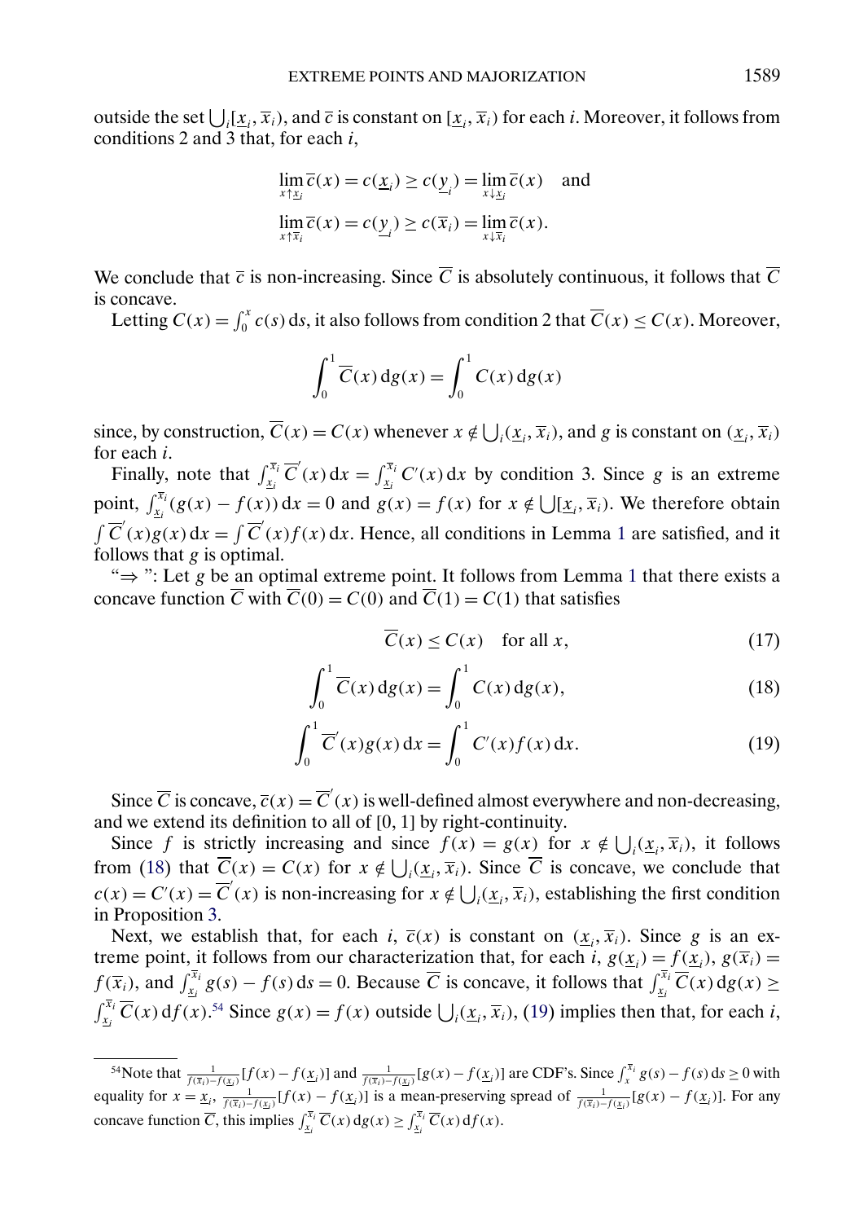outside the set $\bigcup_i [\underline{x}_i, \overline{x}_i)$, and $\overline{c}$ is constant on $[\underline{x}_i, \overline{x}_i)$ for each $i$. Moreover, it follows from conditions 2 and 3 that, for each $i$,

$$\lim_{x \uparrow \underline{x}_i} \overline{c}(x) = c(\underline{x}_i) \geq c(\underline{y}_i) = \lim_{x \downarrow \underline{x}_i} \overline{c}(x) \quad \text{and}$$
$$\lim_{x \uparrow \overline{x}_i} \overline{c}(x) = c(\underline{y}_i) \geq c(\overline{x}_i) = \lim_{x \downarrow \overline{x}_i} \overline{c}(x).$$

We conclude that $\overline{c}$ is non-increasing. Since $\overline{C}$ is absolutely continuous, it follows that $\overline{C}$ is concave.

Letting $C(x) = \int_0^x c(s)\,\mathrm{d}s$, it also follows from condition 2 that $\overline{C}(x) \leq C(x)$. Moreover,

$$\int_0^1 \overline{C}(x)\,\mathrm{d}g(x) = \int_0^1 C(x)\,\mathrm{d}g(x)$$

since, by construction, $\overline{C}(x) = C(x)$ whenever $x \notin \bigcup_i (\underline{x}_i, \overline{x}_i)$, and $g$ is constant on $(\underline{x}_i, \overline{x}_i)$ for each $i$.

Finally, note that $\int_{\underline{x}_i}^{\overline{x}_i} \overline{C}'(x)\,\mathrm{d}x = \int_{\underline{x}_i}^{\overline{x}_i} C'(x)\,\mathrm{d}x$ by condition 3. Since $g$ is an extreme point, $\int_{\underline{x}_i}^{\overline{x}_i} (g(x) - f(x))\,\mathrm{d}x = 0$ and $g(x) = f(x)$ for $x \notin \bigcup [\underline{x}_i, \overline{x}_i)$. We therefore obtain $\int \overline{C}'(x) g(x)\,\mathrm{d}x = \int \overline{C}'(x) f(x)\,\mathrm{d}x$. Hence, all conditions in Lemma 1 are satisfied, and it follows that $g$ is optimal.

"$\Rightarrow$": Let $g$ be an optimal extreme point. It follows from Lemma 1 that there exists a concave function $\overline{C}$ with $\overline{C}(0) = C(0)$ and $\overline{C}(1) = C(1)$ that satisfies

$$\overline{C}(x) \leq C(x) \quad \text{for all } x, \tag{17}$$

$$\int_0^1 \overline{C}(x)\,\mathrm{d}g(x) = \int_0^1 C(x)\,\mathrm{d}g(x), \tag{18}$$

$$\int_0^1 \overline{C}'(x) g(x)\,\mathrm{d}x = \int_0^1 C'(x) f(x)\,\mathrm{d}x. \tag{19}$$

Since $\overline{C}$ is concave, $\overline{c}(x) = \overline{C}'(x)$ is well-defined almost everywhere and non-decreasing, and we extend its definition to all of $[0, 1]$ by right-continuity.

Since $f$ is strictly increasing and since $f(x) = g(x)$ for $x \notin \bigcup_i (\underline{x}_i, \overline{x}_i)$, it follows from (18) that $\overline{C}(x) = C(x)$ for $x \notin \bigcup_i (\underline{x}_i, \overline{x}_i)$. Since $\overline{C}$ is concave, we conclude that $c(x) = C'(x) = \overline{C}'(x)$ is non-increasing for $x \notin \bigcup_i (\underline{x}_i, \overline{x}_i)$, establishing the first condition in Proposition 3.

Next, we establish that, for each $i$, $\overline{c}(x)$ is constant on $(\underline{x}_i, \overline{x}_i)$. Since $g$ is an extreme point, it follows from our characterization that, for each $i$, $g(\underline{x}_i) = f(\underline{x}_i)$, $g(\overline{x}_i) = f(\overline{x}_i)$, and $\int_{\underline{x}_i}^{\overline{x}_i} g(s) - f(s)\,\mathrm{d}s = 0$. Because $\overline{C}$ is concave, it follows that $\int_{\underline{x}_i}^{\overline{x}_i} \overline{C}(x)\,\mathrm{d}g(x) \geq \int_{\underline{x}_i}^{\overline{x}_i} \overline{C}(x)\,\mathrm{d}f(x)$.[54] Since $g(x) = f(x)$ outside $\bigcup_i (\underline{x}_i, \overline{x}_i)$, (19) implies then that, for each $i$,

---

[54] Note that $\frac{1}{f(\overline{x}_i)-f(\underline{x}_i)}[f(x) - f(\underline{x}_i)]$ and $\frac{1}{f(\overline{x}_i)-f(\underline{x}_i)}[g(x) - f(\underline{x}_i)]$ are CDF's. Since $\int_x^{\overline{x}_i} g(s) - f(s)\,\mathrm{d}s \geq 0$ with equality for $x = \underline{x}_i$, $\frac{1}{f(\overline{x}_i)-f(\underline{x}_i)}[f(x) - f(\underline{x}_i)]$ is a mean-preserving spread of $\frac{1}{f(\overline{x}_i)-f(\underline{x}_i)}[g(x) - f(\underline{x}_i)]$. For any concave function $\overline{C}$, this implies $\int_{\underline{x}_i}^{\overline{x}_i} \overline{C}(x)\,\mathrm{d}g(x) \geq \int_{\underline{x}_i}^{\overline{x}_i} \overline{C}(x)\,\mathrm{d}f(x)$.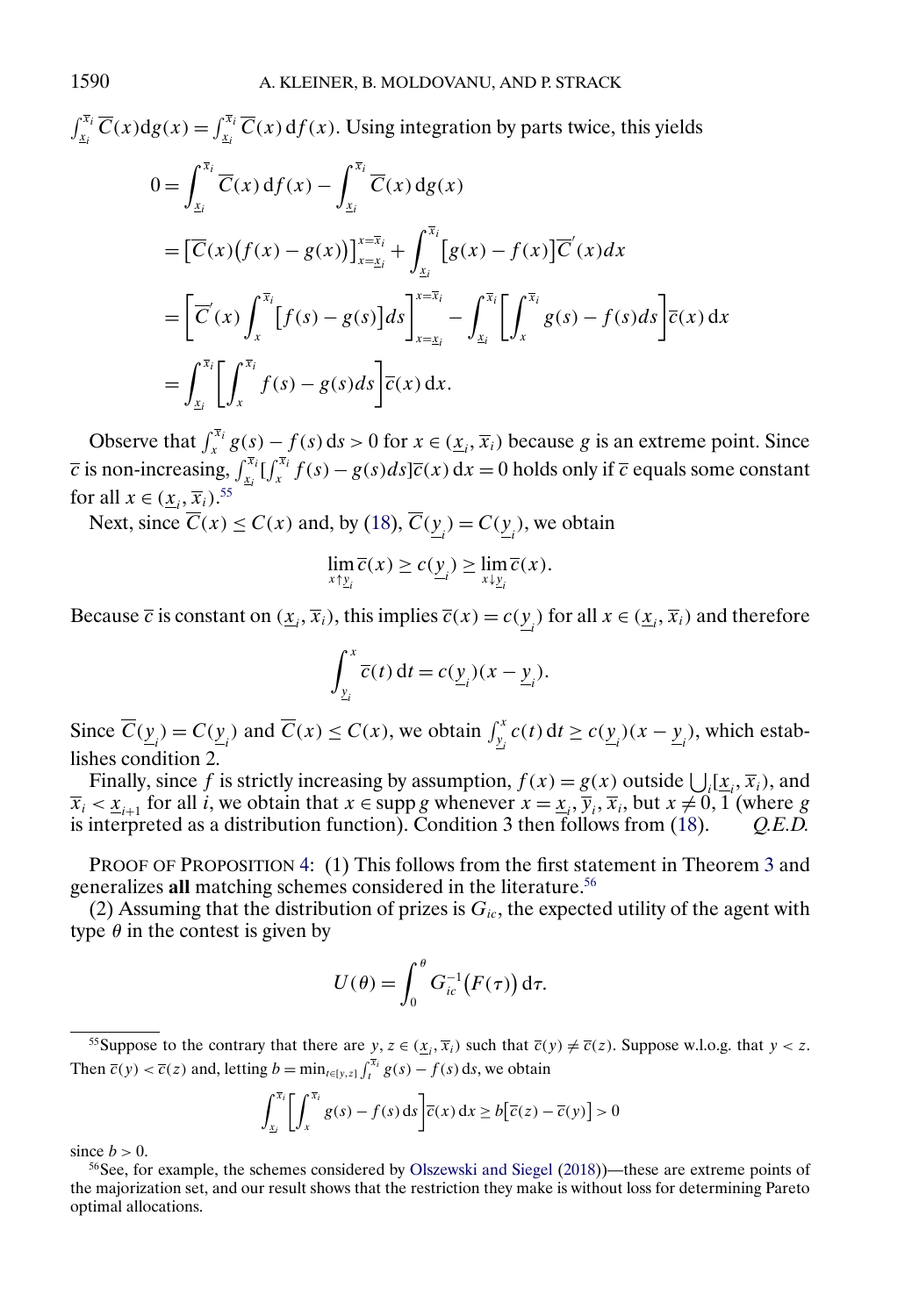$\int_{\underline{x}_i}^{\overline{x}_i} \overline{C}(x)\mathrm{d}g(x) = \int_{\underline{x}_i}^{\overline{x}_i} \overline{C}(x)\,\mathrm{d}f(x)$. Using integration by parts twice, this yields

$$
\begin{aligned}
0 &= \int_{\underline{x}_i}^{\overline{x}_i} \overline{C}(x)\,\mathrm{d}f(x) - \int_{\underline{x}_i}^{\overline{x}_i} \overline{C}(x)\,\mathrm{d}g(x) \\
&= \big[\overline{C}(x)\big(f(x) - g(x)\big)\big]_{x=\underline{x}_i}^{x=\overline{x}_i} + \int_{\underline{x}_i}^{\overline{x}_i} \big[g(x) - f(x)\big]\overline{C}'(x)dx \\
&= \left[\overline{C}'(x)\int_x^{\overline{x}_i}\big[f(s) - g(s)\big]ds\right]_{x=\underline{x}_i}^{x=\overline{x}_i} - \int_{\underline{x}_i}^{\overline{x}_i}\left[\int_x^{\overline{x}_i} g(s) - f(s)ds\right]\overline{c}(x)\,\mathrm{d}x \\
&= \int_{\underline{x}_i}^{\overline{x}_i}\left[\int_x^{\overline{x}_i} f(s) - g(s)ds\right]\overline{c}(x)\,\mathrm{d}x.
\end{aligned}
$$

Observe that $\int_x^{\overline{x}_i} g(s) - f(s)\,\mathrm{d}s > 0$ for $x \in (\underline{x}_i, \overline{x}_i)$ because $g$ is an extreme point. Since $\overline{c}$ is non-increasing, $\int_{\underline{x}_i}^{\overline{x}_i}[\int_x^{\overline{x}_i} f(s) - g(s)ds]\overline{c}(x)\,\mathrm{d}x = 0$ holds only if $\overline{c}$ equals some constant for all $x \in (\underline{x}_i, \overline{x}_i)$.[55]

Next, since $\overline{C}(x) \le C(x)$ and, by (18), $\overline{C}(\underline{y}_i) = C(\underline{y}_i)$, we obtain

$$
\lim_{x \uparrow \underline{y}_i} \overline{c}(x) \ge c(\underline{y}_i) \ge \lim_{x \downarrow \underline{y}_i} \overline{c}(x).
$$

Because $\overline{c}$ is constant on $(\underline{x}_i, \overline{x}_i)$, this implies $\overline{c}(x) = c(\underline{y}_i)$ for all $x \in (\underline{x}_i, \overline{x}_i)$ and therefore

$$
\int_{\underline{y}_i}^x \overline{c}(t)\,\mathrm{d}t = c(\underline{y}_i)(x - \underline{y}_i).
$$

Since $\overline{C}(\underline{y}_i) = C(\underline{y}_i)$ and $\overline{C}(x) \le C(x)$, we obtain $\int_{\underline{y}_i}^x c(t)\,\mathrm{d}t \ge c(\underline{y}_i)(x - \underline{y}_i)$, which establishes condition 2.

Finally, since $f$ is strictly increasing by assumption, $f(x) = g(x)$ outside $\bigcup_i[\underline{x}_i, \overline{x}_i)$, and $\overline{x}_i < \underline{x}_{i+1}$ for all $i$, we obtain that $x \in \operatorname{supp} g$ whenever $x = \underline{x}_i, \overline{y}_i, \overline{x}_i$, but $x \ne 0, 1$ (where $g$ is interpreted as a distribution function). Condition 3 then follows from (18). *Q.E.D.*

PROOF OF PROPOSITION 4: (1) This follows from the first statement in Theorem 3 and generalizes **all** matching schemes considered in the literature.[56]

(2) Assuming that the distribution of prizes is $G_{ic}$, the expected utility of the agent with type $\theta$ in the contest is given by

$$
U(\theta) = \int_0^\theta G_{ic}^{-1}\big(F(\tau)\big)\,\mathrm{d}\tau.
$$

---

[55] Suppose to the contrary that there are $y, z \in (\underline{x}_i, \overline{x}_i)$ such that $\overline{c}(y) \ne \overline{c}(z)$. Suppose w.l.o.g. that $y < z$. Then $\overline{c}(y) < \overline{c}(z)$ and, letting $b = \min_{t \in [y,z]} \int_t^{\overline{x}_i} g(s) - f(s)\,\mathrm{d}s$, we obtain

$$
\int_{\underline{x}_i}^{\overline{x}_i}\left[\int_x^{\overline{x}_i} g(s) - f(s)\,\mathrm{d}s\right]\overline{c}(x)\,\mathrm{d}x \ge b\big[\overline{c}(z) - \overline{c}(y)\big] > 0
$$

since $b > 0$.

[56] See, for example, the schemes considered by Olszewski and Siegel (2018))—these are extreme points of the majorization set, and our result shows that the restriction they make is without loss for determining Pareto optimal allocations.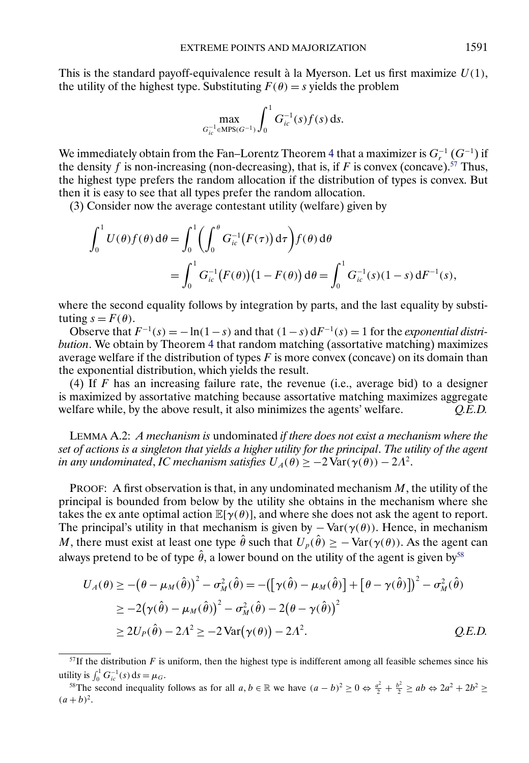This is the standard payoff-equivalence result à la Myerson. Let us first maximize $U(1)$, the utility of the highest type. Substituting $F(\theta) = s$ yields the problem

$$\max_{G_{ic}^{-1} \in \text{MPS}(G^{-1})} \int_0^1 G_{ic}^{-1}(s) f(s) \, \mathrm{d}s.$$

We immediately obtain from the Fan–Lorentz Theorem 4 that a maximizer is $G_r^{-1}$ ($G^{-1}$) if the density $f$ is non-increasing (non-decreasing), that is, if $F$ is convex (concave).[57] Thus, the highest type prefers the random allocation if the distribution of types is convex. But then it is easy to see that all types prefer the random allocation.

(3) Consider now the average contestant utility (welfare) given by

$$\begin{aligned}
\int_0^1 U(\theta) f(\theta) \, \mathrm{d}\theta &= \int_0^1 \left( \int_0^\theta G_{ic}^{-1}\big(F(\tau)\big) \, \mathrm{d}\tau \right) f(\theta) \, \mathrm{d}\theta \\
&= \int_0^1 G_{ic}^{-1}\big(F(\theta)\big)\big(1 - F(\theta)\big) \, \mathrm{d}\theta = \int_0^1 G_{ic}^{-1}(s)(1 - s) \, \mathrm{d}F^{-1}(s),
\end{aligned}$$

where the second equality follows by integration by parts, and the last equality by substituting $s = F(\theta)$.

Observe that $F^{-1}(s) = -\ln(1 - s)$ and that $(1 - s) \, \mathrm{d}F^{-1}(s) = 1$ for the *exponential distribution*. We obtain by Theorem 4 that random matching (assortative matching) maximizes average welfare if the distribution of types $F$ is more convex (concave) on its domain than the exponential distribution, which yields the result.

(4) If $F$ has an increasing failure rate, the revenue (i.e., average bid) to a designer is maximized by assortative matching because assortative matching maximizes aggregate welfare while, by the above result, it also minimizes the agents' welfare. *Q.E.D.*

LEMMA A.2: *A mechanism is* undominated *if there does not exist a mechanism where the set of actions is a singleton that yields a higher utility for the principal. The utility of the agent in any undominated, IC mechanism satisfies* $U_A(\theta) \geq -2\,\mathrm{Var}(\gamma(\theta)) - 2\Lambda^2$.

PROOF: A first observation is that, in any undominated mechanism $M$, the utility of the principal is bounded from below by the utility she obtains in the mechanism where she takes the ex ante optimal action $\mathbb{E}[\gamma(\theta)]$, and where she does not ask the agent to report. The principal's utility in that mechanism is given by $-\mathrm{Var}(\gamma(\theta))$. Hence, in mechanism $M$, there must exist at least one type $\hat{\theta}$ such that $U_p(\hat{\theta}) \geq -\mathrm{Var}(\gamma(\theta))$. As the agent can always pretend to be of type $\hat{\theta}$, a lower bound on the utility of the agent is given by[58]

$$\begin{aligned}
U_A(\theta) &\geq -\big(\theta - \mu_M(\hat{\theta})\big)^2 - \sigma_M^2(\hat{\theta}) = -\big(\big[\gamma(\hat{\theta}) - \mu_M(\hat{\theta})\big] + \big[\theta - \gamma(\hat{\theta})\big]\big)^2 - \sigma_M^2(\hat{\theta}) \\
&\geq -2\big(\gamma(\hat{\theta}) - \mu_M(\hat{\theta})\big)^2 - \sigma_M^2(\hat{\theta}) - 2\big(\theta - \gamma(\hat{\theta})\big)^2 \\
&\geq 2U_P(\hat{\theta}) - 2\Lambda^2 \geq -2\,\mathrm{Var}\big(\gamma(\theta)\big) - 2\Lambda^2.
\end{aligned}$$

*Q.E.D.*

[57] If the distribution $F$ is uniform, then the highest type is indifferent among all feasible schemes since his utility is $\int_0^1 G_{ic}^{-1}(s) \, \mathrm{d}s = \mu_G$.

[58] The second inequality follows as for all $a, b \in \mathbb{R}$ we have $(a - b)^2 \geq 0 \Leftrightarrow \frac{a^2}{2} + \frac{b^2}{2} \geq ab \Leftrightarrow 2a^2 + 2b^2 \geq (a + b)^2$.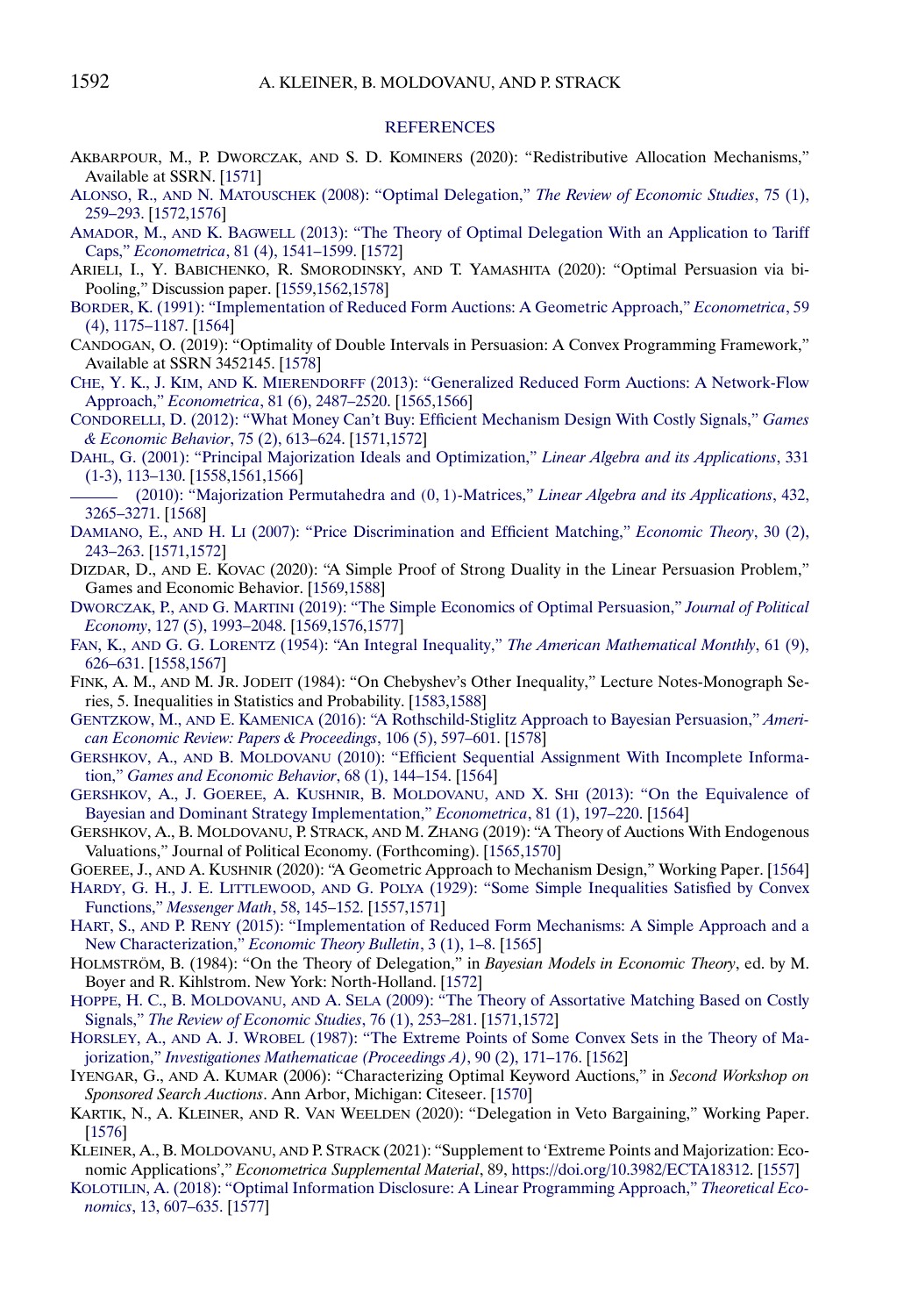## REFERENCES

AKBARPOUR, M., P. DWORCZAK, AND S. D. KOMINERS (2020): "Redistributive Allocation Mechanisms," Available at SSRN. [1571]

ALONSO, R., AND N. MATOUSCHEK (2008): "Optimal Delegation," *The Review of Economic Studies*, 75 (1), 259–293. [1572,1576]

AMADOR, M., AND K. BAGWELL (2013): "The Theory of Optimal Delegation With an Application to Tariff Caps," *Econometrica*, 81 (4), 1541–1599. [1572]

ARIELI, I., Y. BABICHENKO, R. SMORODINSKY, AND T. YAMASHITA (2020): "Optimal Persuasion via bi-Pooling," Discussion paper. [1559,1562,1578]

BORDER, K. (1991): "Implementation of Reduced Form Auctions: A Geometric Approach," *Econometrica*, 59 (4), 1175–1187. [1564]

CANDOGAN, O. (2019): "Optimality of Double Intervals in Persuasion: A Convex Programming Framework," Available at SSRN 3452145. [1578]

CHE, Y. K., J. KIM, AND K. MIERENDORFF (2013): "Generalized Reduced Form Auctions: A Network-Flow Approach," *Econometrica*, 81 (6), 2487–2520. [1565,1566]

CONDORELLI, D. (2012): "What Money Can't Buy: Efficient Mechanism Design With Costly Signals," *Games & Economic Behavior*, 75 (2), 613–624. [1571,1572]

DAHL, G. (2001): "Principal Majorization Ideals and Optimization," *Linear Algebra and its Applications*, 331 (1-3), 113–130. [1558,1561,1566]

——— (2010): "Majorization Permutahedra and $(0, 1)$-Matrices," *Linear Algebra and its Applications*, 432, 3265–3271. [1568]

DAMIANO, E., AND H. LI (2007): "Price Discrimination and Efficient Matching," *Economic Theory*, 30 (2), 243–263. [1571,1572]

DIZDAR, D., AND E. KOVAC (2020): "A Simple Proof of Strong Duality in the Linear Persuasion Problem," Games and Economic Behavior. [1569,1588]

DWORCZAK, P., AND G. MARTINI (2019): "The Simple Economics of Optimal Persuasion," *Journal of Political Economy*, 127 (5), 1993–2048. [1569,1576,1577]

FAN, K., AND G. G. LORENTZ (1954): "An Integral Inequality," *The American Mathematical Monthly*, 61 (9), 626–631. [1558,1567]

FINK, A. M., AND M. JR. JODEIT (1984): "On Chebyshev's Other Inequality," Lecture Notes-Monograph Series, 5. Inequalities in Statistics and Probability. [1583,1588]

GENTZKOW, M., AND E. KAMENICA (2016): "A Rothschild-Stiglitz Approach to Bayesian Persuasion," *American Economic Review: Papers & Proceedings*, 106 (5), 597–601. [1578]

GERSHKOV, A., AND B. MOLDOVANU (2010): "Efficient Sequential Assignment With Incomplete Information," *Games and Economic Behavior*, 68 (1), 144–154. [1564]

GERSHKOV, A., J. GOEREE, A. KUSHNIR, B. MOLDOVANU, AND X. SHI (2013): "On the Equivalence of Bayesian and Dominant Strategy Implementation," *Econometrica*, 81 (1), 197–220. [1564]

GERSHKOV, A., B. MOLDOVANU, P. STRACK, AND M. ZHANG (2019): "A Theory of Auctions With Endogenous Valuations," Journal of Political Economy. (Forthcoming). [1565,1570]

GOEREE, J., AND A. KUSHNIR (2020): "A Geometric Approach to Mechanism Design," Working Paper. [1564]

HARDY, G. H., J. E. LITTLEWOOD, AND G. POLYA (1929): "Some Simple Inequalities Satisfied by Convex Functions," *Messenger Math*, 58, 145–152. [1557,1571]

HART, S., AND P. RENY (2015): "Implementation of Reduced Form Mechanisms: A Simple Approach and a New Characterization," *Economic Theory Bulletin*, 3 (1), 1–8. [1565]

HOLMSTRÖM, B. (1984): "On the Theory of Delegation," in *Bayesian Models in Economic Theory*, ed. by M. Boyer and R. Kihlstrom. New York: North-Holland. [1572]

HOPPE, H. C., B. MOLDOVANU, AND A. SELA (2009): "The Theory of Assortative Matching Based on Costly Signals," *The Review of Economic Studies*, 76 (1), 253–281. [1571,1572]

HORSLEY, A., AND A. J. WROBEL (1987): "The Extreme Points of Some Convex Sets in the Theory of Majorization," *Investigationes Mathematicae (Proceedings A)*, 90 (2), 171–176. [1562]

IYENGAR, G., AND A. KUMAR (2006): "Characterizing Optimal Keyword Auctions," in *Second Workshop on Sponsored Search Auctions*. Ann Arbor, Michigan: Citeseer. [1570]

KARTIK, N., A. KLEINER, AND R. VAN WEELDEN (2020): "Delegation in Veto Bargaining," Working Paper. [1576]

KLEINER, A., B. MOLDOVANU, AND P. STRACK (2021): "Supplement to 'Extreme Points and Majorization: Economic Applications'," *Econometrica Supplemental Material*, 89, https://doi.org/10.3982/ECTA18312. [1557]

KOLOTILIN, A. (2018): "Optimal Information Disclosure: A Linear Programming Approach," *Theoretical Economics*, 13, 607–635. [1577]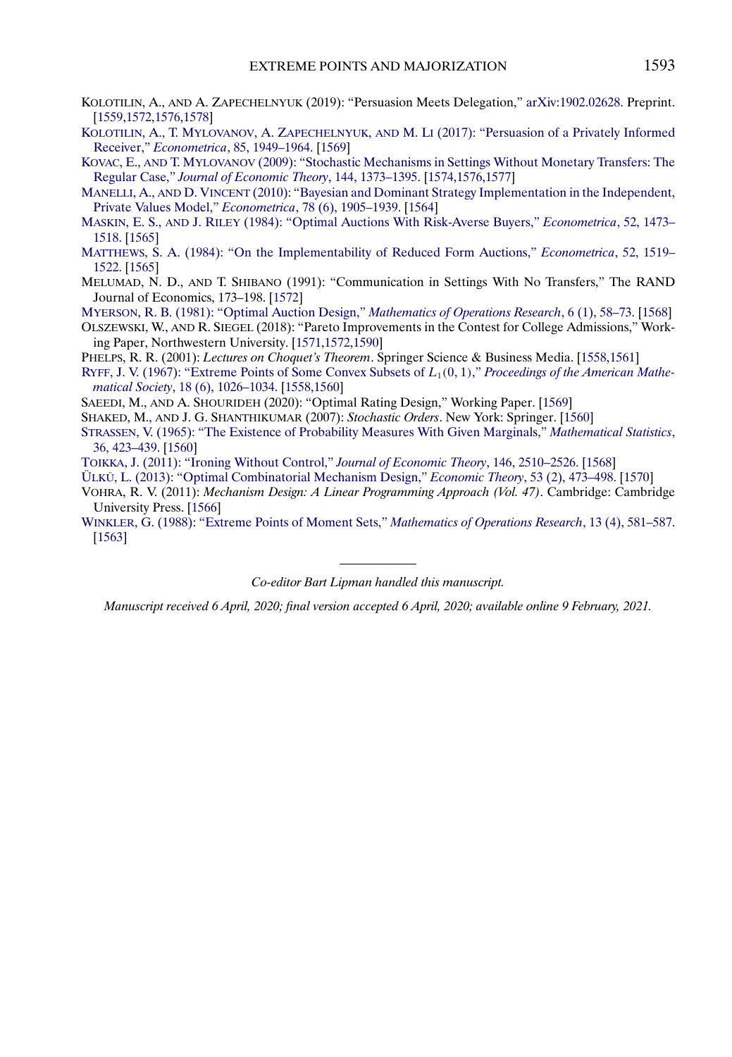KOLOTILIN, A., AND A. ZAPECHELNYUK (2019): “Persuasion Meets Delegation,” arXiv:1902.02628. Preprint. [1559,1572,1576,1578]

KOLOTILIN, A., T. MYLOVANOV, A. ZAPECHELNYUK, AND M. LI (2017): “Persuasion of a Privately Informed Receiver,” *Econometrica*, 85, 1949–1964. [1569]

KOVAC, E., AND T. MYLOVANOV (2009): “Stochastic Mechanisms in Settings Without Monetary Transfers: The Regular Case,” *Journal of Economic Theory*, 144, 1373–1395. [1574,1576,1577]

MANELLI, A., AND D. VINCENT (2010): “Bayesian and Dominant Strategy Implementation in the Independent, Private Values Model,” *Econometrica*, 78 (6), 1905–1939. [1564]

MASKIN, E. S., AND J. RILEY (1984): “Optimal Auctions With Risk-Averse Buyers,” *Econometrica*, 52, 1473–1518. [1565]

MATTHEWS, S. A. (1984): “On the Implementability of Reduced Form Auctions,” *Econometrica*, 52, 1519–1522. [1565]

MELUMAD, N. D., AND T. SHIBANO (1991): “Communication in Settings With No Transfers,” The RAND Journal of Economics, 173–198. [1572]

MYERSON, R. B. (1981): “Optimal Auction Design,” *Mathematics of Operations Research*, 6 (1), 58–73. [1568]

OLSZEWSKI, W., AND R. SIEGEL (2018): “Pareto Improvements in the Contest for College Admissions,” Working Paper, Northwestern University. [1571,1572,1590]

PHELPS, R. R. (2001): *Lectures on Choquet’s Theorem*. Springer Science & Business Media. [1558,1561]

RYFF, J. V. (1967): “Extreme Points of Some Convex Subsets of $L_1(0,1)$,” *Proceedings of the American Mathematical Society*, 18 (6), 1026–1034. [1558,1560]

SAEEDI, M., AND A. SHOURIDEH (2020): “Optimal Rating Design,” Working Paper. [1569]

SHAKED, M., AND J. G. SHANTHIKUMAR (2007): *Stochastic Orders*. New York: Springer. [1560]

STRASSEN, V. (1965): “The Existence of Probability Measures With Given Marginals,” *Mathematical Statistics*, 36, 423–439. [1560]

TOIKKA, J. (2011): “Ironing Without Control,” *Journal of Economic Theory*, 146, 2510–2526. [1568]

ÜLKÜ, L. (2013): “Optimal Combinatorial Mechanism Design,” *Economic Theory*, 53 (2), 473–498. [1570]

VOHRA, R. V. (2011): *Mechanism Design: A Linear Programming Approach (Vol. 47)*. Cambridge: Cambridge University Press. [1566]

WINKLER, G. (1988): “Extreme Points of Moment Sets,” *Mathematics of Operations Research*, 13 (4), 581–587. [1563]

---

*Co-editor Bart Lipman handled this manuscript.*

*Manuscript received 6 April, 2020; final version accepted 6 April, 2020; available online 9 February, 2021.*